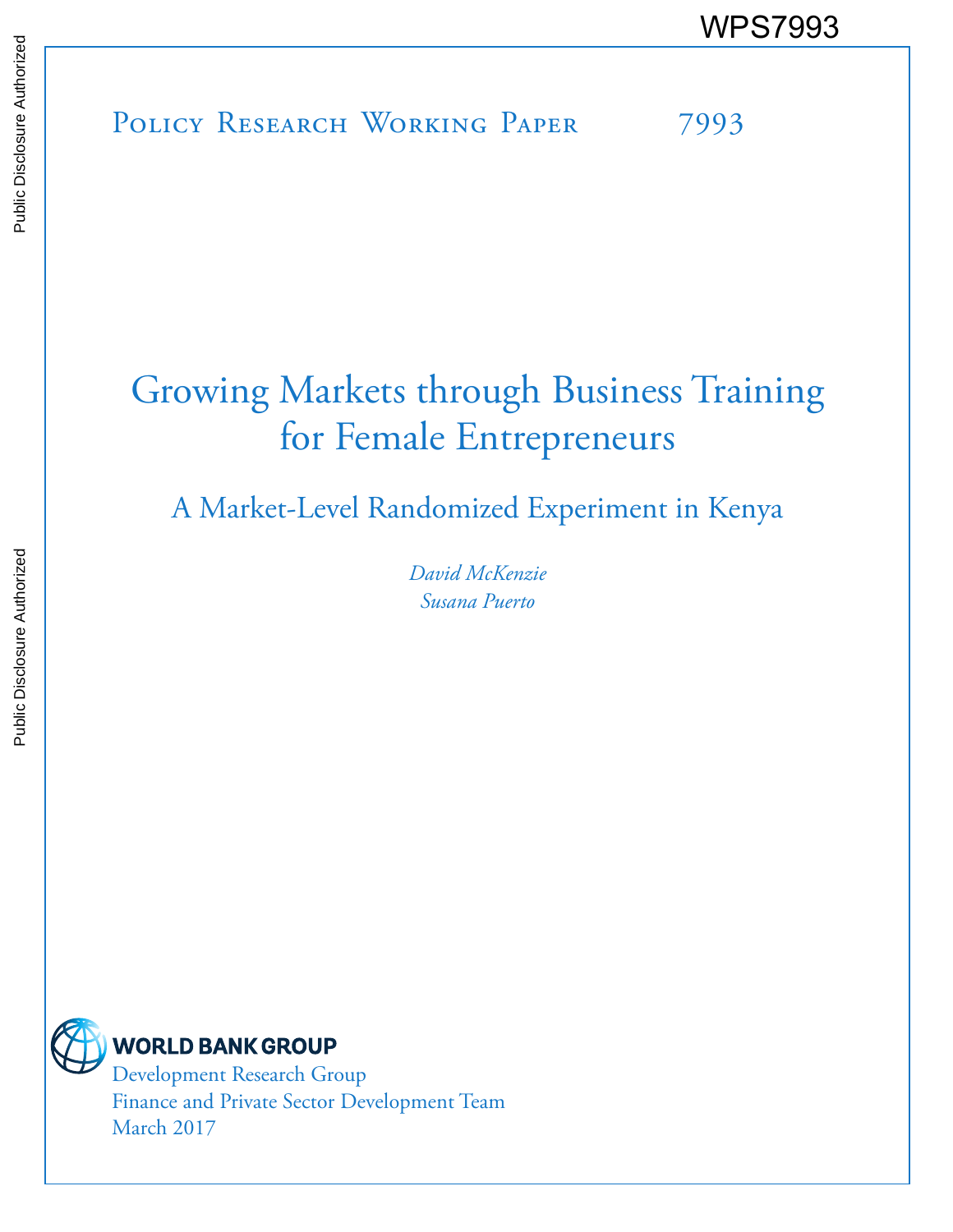WPS7993

Policy Research Working Paper 7993

# Growing Markets through Business Training for Female Entrepreneurs

## A Market-Level Randomized Experiment in Kenya

*David McKenzie*
*Susana Puerto*

WORLD BANK GROUP
Development Research Group
Finance and Private Sector Development Team
March 2017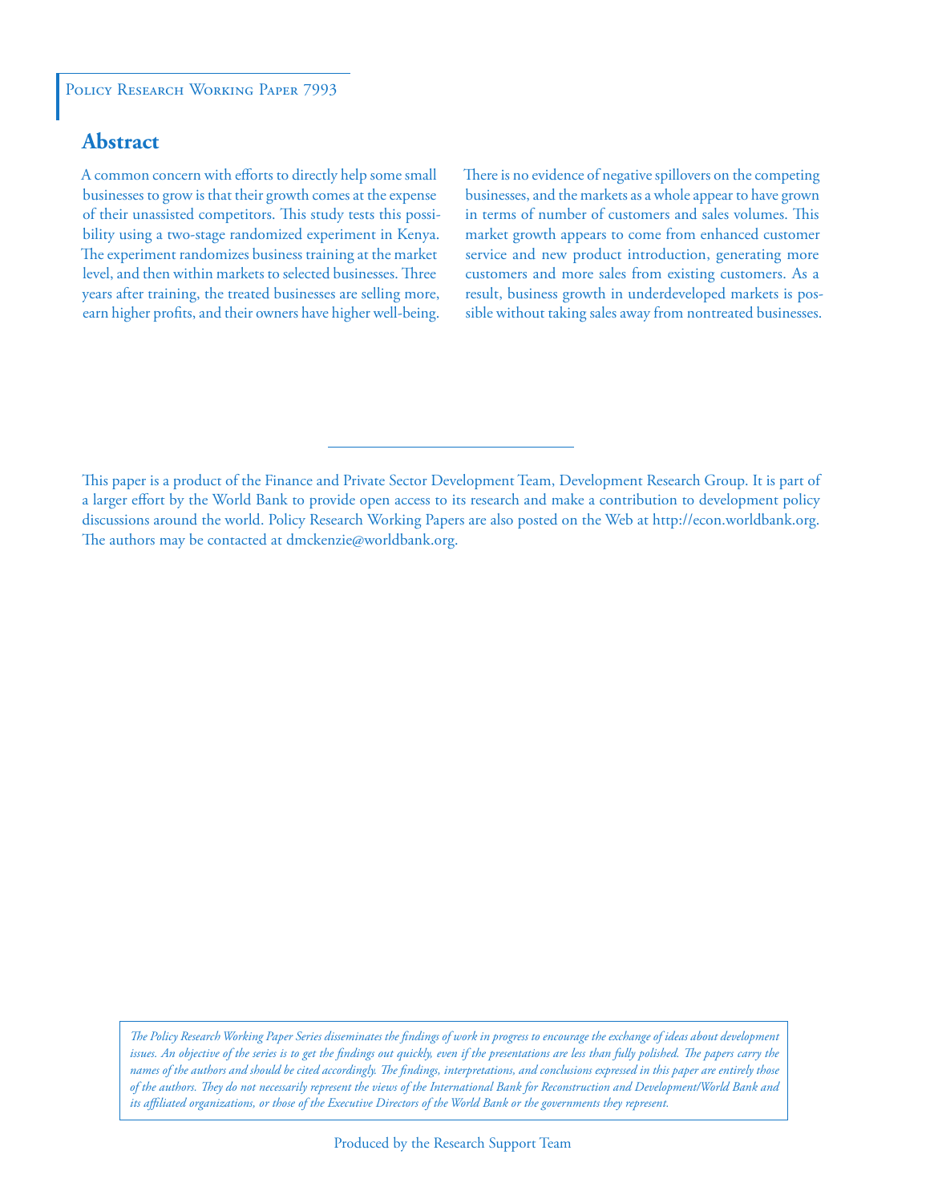Policy Research Working Paper 7993

## Abstract

A common concern with efforts to directly help some small businesses to grow is that their growth comes at the expense of their unassisted competitors. This study tests this possibility using a two-stage randomized experiment in Kenya. The experiment randomizes business training at the market level, and then within markets to selected businesses. Three years after training, the treated businesses are selling more, earn higher profits, and their owners have higher well-being. There is no evidence of negative spillovers on the competing businesses, and the markets as a whole appear to have grown in terms of number of customers and sales volumes. This market growth appears to come from enhanced customer service and new product introduction, generating more customers and more sales from existing customers. As a result, business growth in underdeveloped markets is possible without taking sales away from nontreated businesses.

This paper is a product of the Finance and Private Sector Development Team, Development Research Group. It is part of a larger effort by the World Bank to provide open access to its research and make a contribution to development policy discussions around the world. Policy Research Working Papers are also posted on the Web at http://econ.worldbank.org. The authors may be contacted at dmckenzie@worldbank.org.

*The Policy Research Working Paper Series disseminates the findings of work in progress to encourage the exchange of ideas about development issues. An objective of the series is to get the findings out quickly, even if the presentations are less than fully polished. The papers carry the names of the authors and should be cited accordingly. The findings, interpretations, and conclusions expressed in this paper are entirely those of the authors. They do not necessarily represent the views of the International Bank for Reconstruction and Development/World Bank and its affiliated organizations, or those of the Executive Directors of the World Bank or the governments they represent.*

Produced by the Research Support Team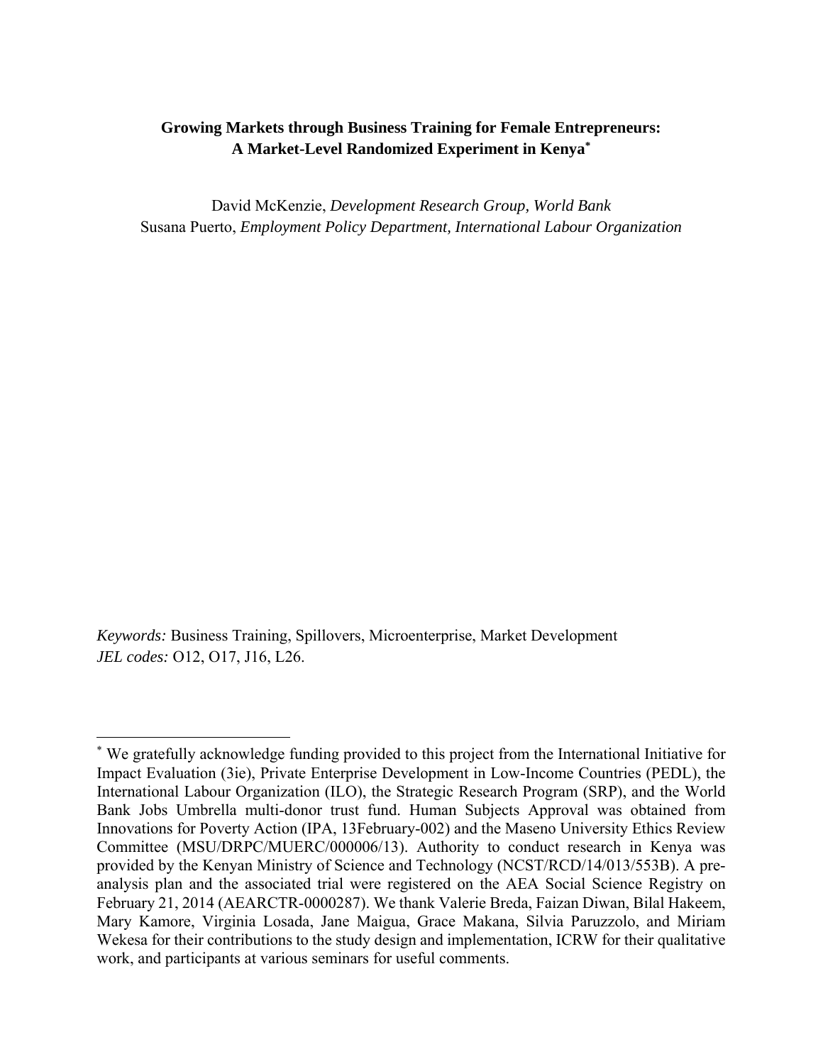**Growing Markets through Business Training for Female Entrepreneurs: A Market-Level Randomized Experiment in Kenya**[*]

David McKenzie, *Development Research Group, World Bank*
Susana Puerto, *Employment Policy Department, International Labour Organization*

*Keywords:* Business Training, Spillovers, Microenterprise, Market Development
*JEL codes:* O12, O17, J16, L26.

[*] We gratefully acknowledge funding provided to this project from the International Initiative for Impact Evaluation (3ie), Private Enterprise Development in Low-Income Countries (PEDL), the International Labour Organization (ILO), the Strategic Research Program (SRP), and the World Bank Jobs Umbrella multi-donor trust fund. Human Subjects Approval was obtained from Innovations for Poverty Action (IPA, 13February-002) and the Maseno University Ethics Review Committee (MSU/DRPC/MUERC/000006/13). Authority to conduct research in Kenya was provided by the Kenyan Ministry of Science and Technology (NCST/RCD/14/013/553B). A pre-analysis plan and the associated trial were registered on the AEA Social Science Registry on February 21, 2014 (AEARCTR-0000287). We thank Valerie Breda, Faizan Diwan, Bilal Hakeem, Mary Kamore, Virginia Losada, Jane Maigua, Grace Makana, Silvia Paruzzolo, and Miriam Wekesa for their contributions to the study design and implementation, ICRW for their qualitative work, and participants at various seminars for useful comments.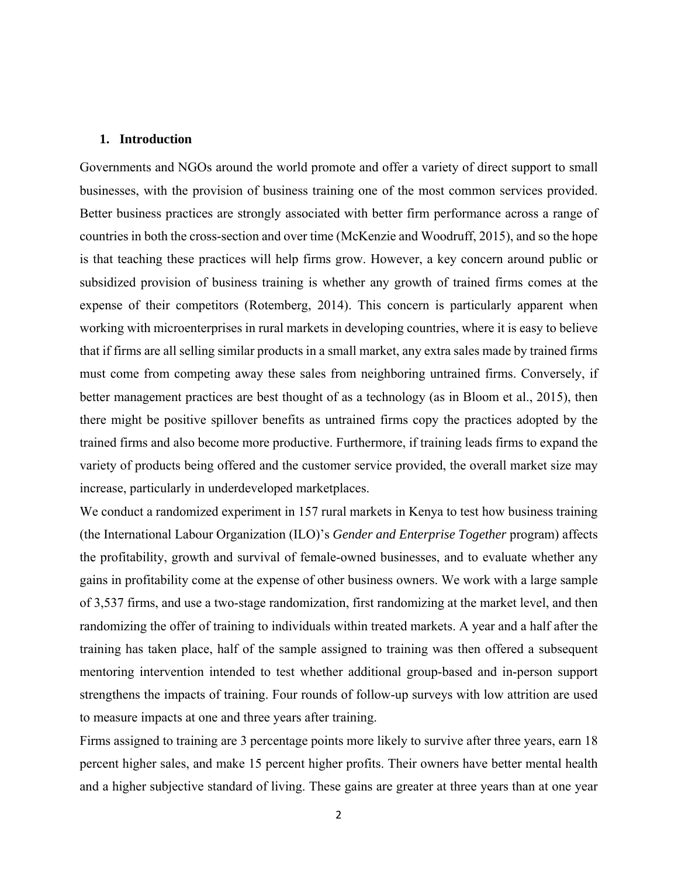## 1. Introduction

Governments and NGOs around the world promote and offer a variety of direct support to small businesses, with the provision of business training one of the most common services provided. Better business practices are strongly associated with better firm performance across a range of countries in both the cross-section and over time (McKenzie and Woodruff, 2015), and so the hope is that teaching these practices will help firms grow. However, a key concern around public or subsidized provision of business training is whether any growth of trained firms comes at the expense of their competitors (Rotemberg, 2014). This concern is particularly apparent when working with microenterprises in rural markets in developing countries, where it is easy to believe that if firms are all selling similar products in a small market, any extra sales made by trained firms must come from competing away these sales from neighboring untrained firms. Conversely, if better management practices are best thought of as a technology (as in Bloom et al., 2015), then there might be positive spillover benefits as untrained firms copy the practices adopted by the trained firms and also become more productive. Furthermore, if training leads firms to expand the variety of products being offered and the customer service provided, the overall market size may increase, particularly in underdeveloped marketplaces.

We conduct a randomized experiment in 157 rural markets in Kenya to test how business training (the International Labour Organization (ILO)'s *Gender and Enterprise Together* program) affects the profitability, growth and survival of female-owned businesses, and to evaluate whether any gains in profitability come at the expense of other business owners. We work with a large sample of 3,537 firms, and use a two-stage randomization, first randomizing at the market level, and then randomizing the offer of training to individuals within treated markets. A year and a half after the training has taken place, half of the sample assigned to training was then offered a subsequent mentoring intervention intended to test whether additional group-based and in-person support strengthens the impacts of training. Four rounds of follow-up surveys with low attrition are used to measure impacts at one and three years after training.

Firms assigned to training are 3 percentage points more likely to survive after three years, earn 18 percent higher sales, and make 15 percent higher profits. Their owners have better mental health and a higher subjective standard of living. These gains are greater at three years than at one year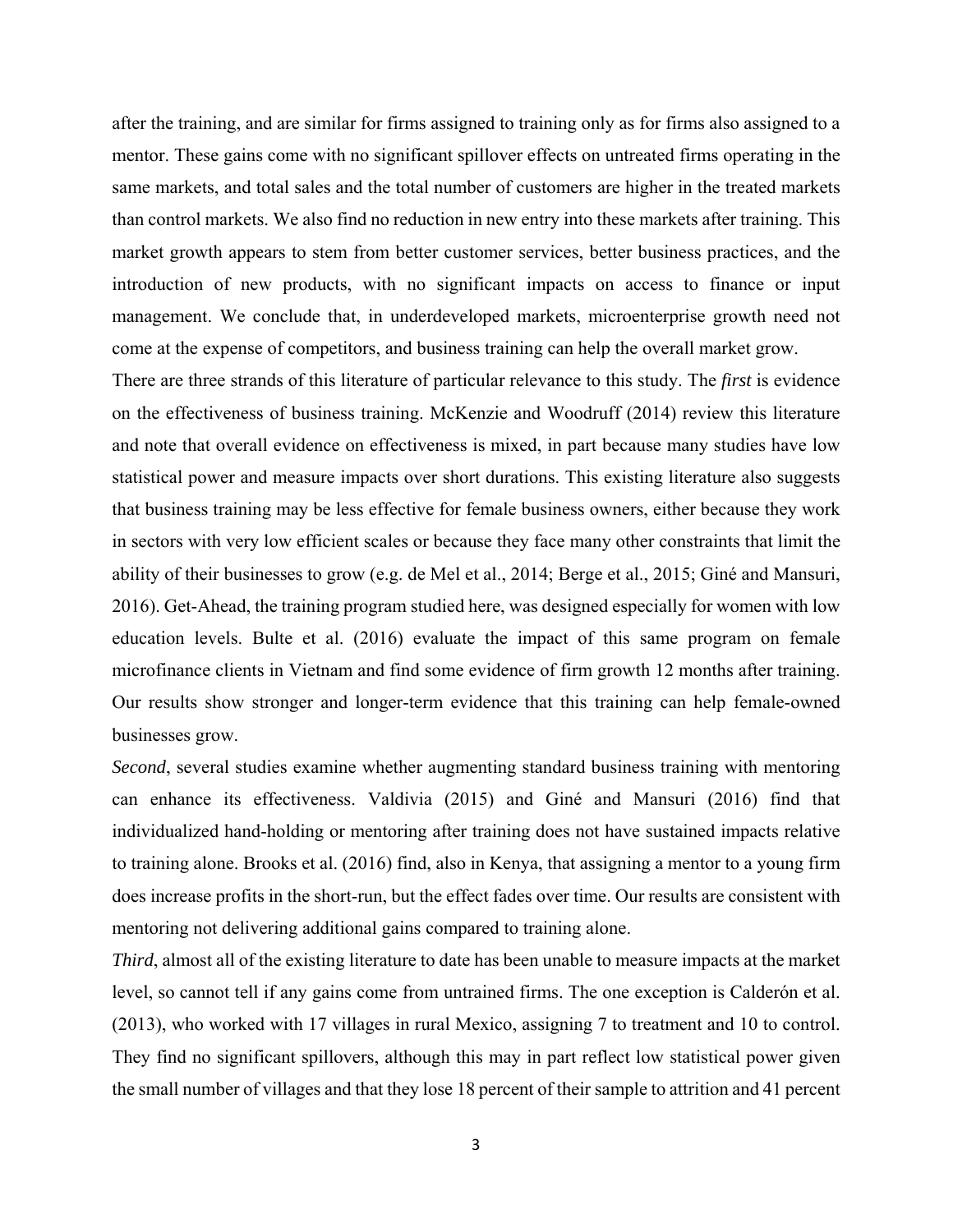after the training, and are similar for firms assigned to training only as for firms also assigned to a mentor. These gains come with no significant spillover effects on untreated firms operating in the same markets, and total sales and the total number of customers are higher in the treated markets than control markets. We also find no reduction in new entry into these markets after training. This market growth appears to stem from better customer services, better business practices, and the introduction of new products, with no significant impacts on access to finance or input management. We conclude that, in underdeveloped markets, microenterprise growth need not come at the expense of competitors, and business training can help the overall market grow.

There are three strands of this literature of particular relevance to this study. The *first* is evidence on the effectiveness of business training. McKenzie and Woodruff (2014) review this literature and note that overall evidence on effectiveness is mixed, in part because many studies have low statistical power and measure impacts over short durations. This existing literature also suggests that business training may be less effective for female business owners, either because they work in sectors with very low efficient scales or because they face many other constraints that limit the ability of their businesses to grow (e.g. de Mel et al., 2014; Berge et al., 2015; Giné and Mansuri, 2016). Get-Ahead, the training program studied here, was designed especially for women with low education levels. Bulte et al. (2016) evaluate the impact of this same program on female microfinance clients in Vietnam and find some evidence of firm growth 12 months after training. Our results show stronger and longer-term evidence that this training can help female-owned businesses grow.

*Second*, several studies examine whether augmenting standard business training with mentoring can enhance its effectiveness. Valdivia (2015) and Giné and Mansuri (2016) find that individualized hand-holding or mentoring after training does not have sustained impacts relative to training alone. Brooks et al. (2016) find, also in Kenya, that assigning a mentor to a young firm does increase profits in the short-run, but the effect fades over time. Our results are consistent with mentoring not delivering additional gains compared to training alone.

*Third*, almost all of the existing literature to date has been unable to measure impacts at the market level, so cannot tell if any gains come from untrained firms. The one exception is Calderón et al. (2013), who worked with 17 villages in rural Mexico, assigning 7 to treatment and 10 to control. They find no significant spillovers, although this may in part reflect low statistical power given the small number of villages and that they lose 18 percent of their sample to attrition and 41 percent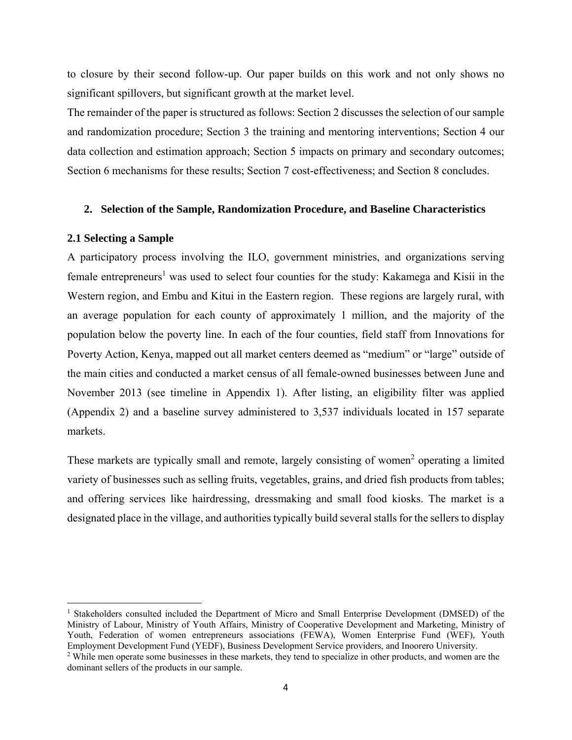to closure by their second follow-up. Our paper builds on this work and not only shows no significant spillovers, but significant growth at the market level.

The remainder of the paper is structured as follows: Section 2 discusses the selection of our sample and randomization procedure; Section 3 the training and mentoring interventions; Section 4 our data collection and estimation approach; Section 5 impacts on primary and secondary outcomes; Section 6 mechanisms for these results; Section 7 cost-effectiveness; and Section 8 concludes.

## 2. Selection of the Sample, Randomization Procedure, and Baseline Characteristics

### 2.1 Selecting a Sample

A participatory process involving the ILO, government ministries, and organizations serving female entrepreneurs[1] was used to select four counties for the study: Kakamega and Kisii in the Western region, and Embu and Kitui in the Eastern region. These regions are largely rural, with an average population for each county of approximately 1 million, and the majority of the population below the poverty line. In each of the four counties, field staff from Innovations for Poverty Action, Kenya, mapped out all market centers deemed as "medium" or "large" outside of the main cities and conducted a market census of all female-owned businesses between June and November 2013 (see timeline in Appendix 1). After listing, an eligibility filter was applied (Appendix 2) and a baseline survey administered to 3,537 individuals located in 157 separate markets.

These markets are typically small and remote, largely consisting of women[2] operating a limited variety of businesses such as selling fruits, vegetables, grains, and dried fish products from tables; and offering services like hairdressing, dressmaking and small food kiosks. The market is a designated place in the village, and authorities typically build several stalls for the sellers to display

---

[1] Stakeholders consulted included the Department of Micro and Small Enterprise Development (DMSED) of the Ministry of Labour, Ministry of Youth Affairs, Ministry of Cooperative Development and Marketing, Ministry of Youth, Federation of women entrepreneurs associations (FEWA), Women Enterprise Fund (WEF), Youth Employment Development Fund (YEDF), Business Development Service providers, and Inoorero University.

[2] While men operate some businesses in these markets, they tend to specialize in other products, and women are the dominant sellers of the products in our sample.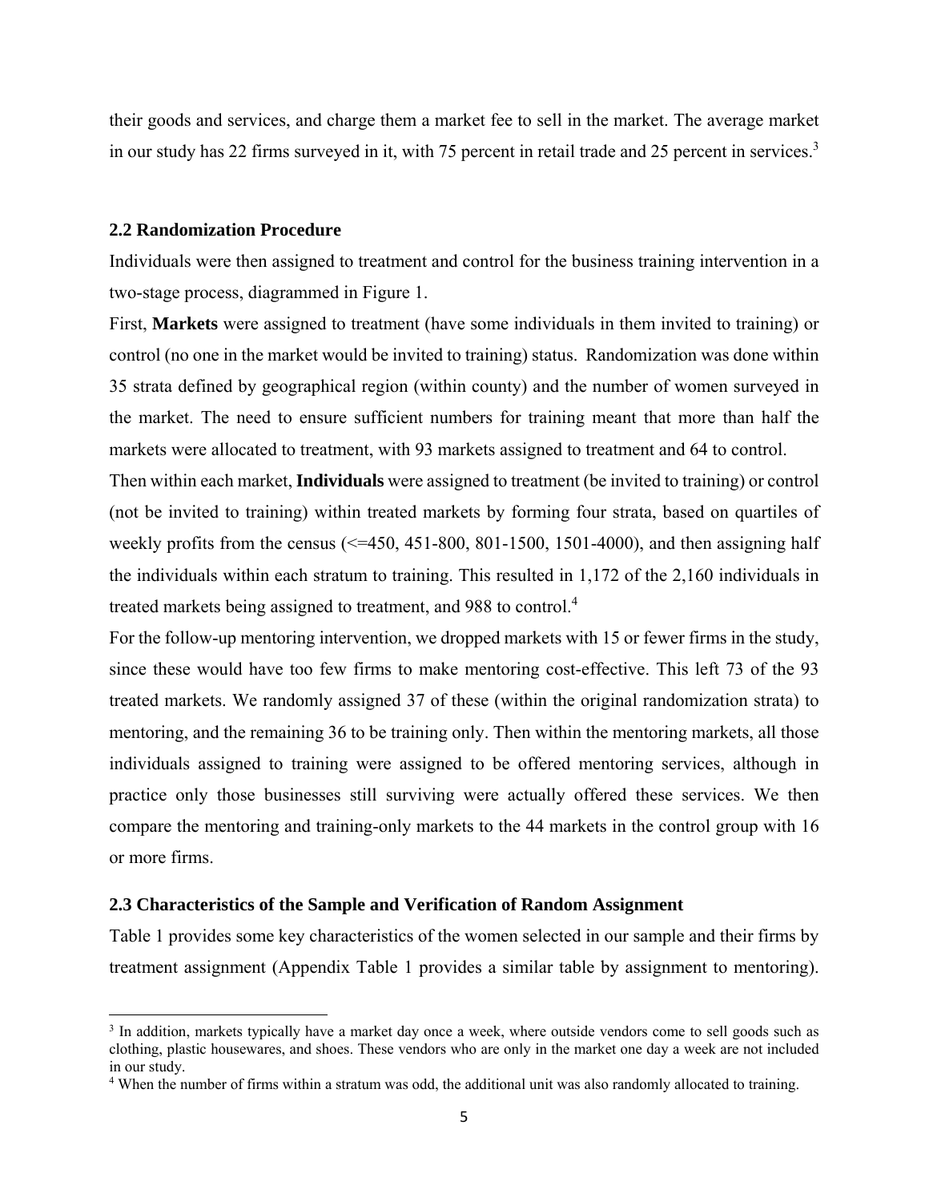their goods and services, and charge them a market fee to sell in the market. The average market in our study has 22 firms surveyed in it, with 75 percent in retail trade and 25 percent in services.[3]

### 2.2 Randomization Procedure

Individuals were then assigned to treatment and control for the business training intervention in a two-stage process, diagrammed in Figure 1.

First, **Markets** were assigned to treatment (have some individuals in them invited to training) or control (no one in the market would be invited to training) status. Randomization was done within 35 strata defined by geographical region (within county) and the number of women surveyed in the market. The need to ensure sufficient numbers for training meant that more than half the markets were allocated to treatment, with 93 markets assigned to treatment and 64 to control.

Then within each market, **Individuals** were assigned to treatment (be invited to training) or control (not be invited to training) within treated markets by forming four strata, based on quartiles of weekly profits from the census (<=450, 451-800, 801-1500, 1501-4000), and then assigning half the individuals within each stratum to training. This resulted in 1,172 of the 2,160 individuals in treated markets being assigned to treatment, and 988 to control.[4]

For the follow-up mentoring intervention, we dropped markets with 15 or fewer firms in the study, since these would have too few firms to make mentoring cost-effective. This left 73 of the 93 treated markets. We randomly assigned 37 of these (within the original randomization strata) to mentoring, and the remaining 36 to be training only. Then within the mentoring markets, all those individuals assigned to training were assigned to be offered mentoring services, although in practice only those businesses still surviving were actually offered these services. We then compare the mentoring and training-only markets to the 44 markets in the control group with 16 or more firms.

### 2.3 Characteristics of the Sample and Verification of Random Assignment

Table 1 provides some key characteristics of the women selected in our sample and their firms by treatment assignment (Appendix Table 1 provides a similar table by assignment to mentoring).

---

[3] In addition, markets typically have a market day once a week, where outside vendors come to sell goods such as clothing, plastic housewares, and shoes. These vendors who are only in the market one day a week are not included in our study.

[4] When the number of firms within a stratum was odd, the additional unit was also randomly allocated to training.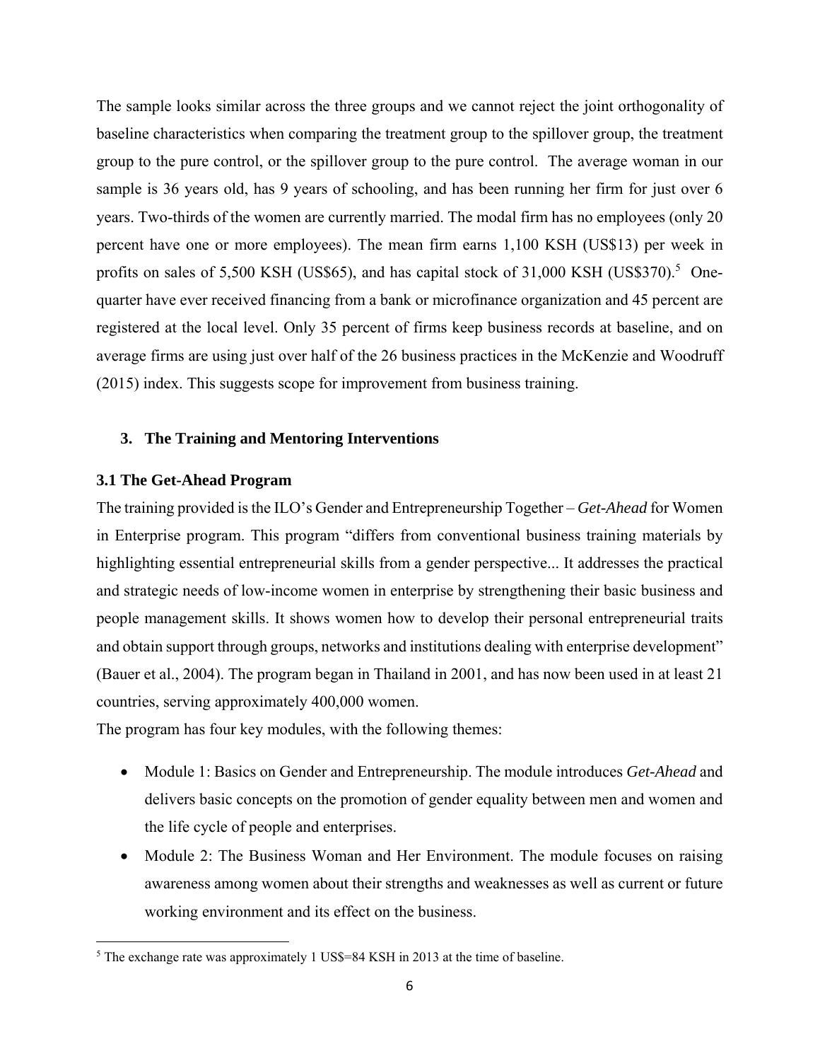The sample looks similar across the three groups and we cannot reject the joint orthogonality of baseline characteristics when comparing the treatment group to the spillover group, the treatment group to the pure control, or the spillover group to the pure control. The average woman in our sample is 36 years old, has 9 years of schooling, and has been running her firm for just over 6 years. Two-thirds of the women are currently married. The modal firm has no employees (only 20 percent have one or more employees). The mean firm earns 1,100 KSH (US$13) per week in profits on sales of 5,500 KSH (US$65), and has capital stock of 31,000 KSH (US$370).[5] One-quarter have ever received financing from a bank or microfinance organization and 45 percent are registered at the local level. Only 35 percent of firms keep business records at baseline, and on average firms are using just over half of the 26 business practices in the McKenzie and Woodruff (2015) index. This suggests scope for improvement from business training.

## 3. The Training and Mentoring Interventions

### 3.1 The Get-Ahead Program

The training provided is the ILO's Gender and Entrepreneurship Together – *Get-Ahead* for Women in Enterprise program. This program "differs from conventional business training materials by highlighting essential entrepreneurial skills from a gender perspective... It addresses the practical and strategic needs of low-income women in enterprise by strengthening their basic business and people management skills. It shows women how to develop their personal entrepreneurial traits and obtain support through groups, networks and institutions dealing with enterprise development" (Bauer et al., 2004). The program began in Thailand in 2001, and has now been used in at least 21 countries, serving approximately 400,000 women.

The program has four key modules, with the following themes:

- Module 1: Basics on Gender and Entrepreneurship. The module introduces *Get-Ahead* and delivers basic concepts on the promotion of gender equality between men and women and the life cycle of people and enterprises.
- Module 2: The Business Woman and Her Environment. The module focuses on raising awareness among women about their strengths and weaknesses as well as current or future working environment and its effect on the business.

[5] The exchange rate was approximately 1 US$=84 KSH in 2013 at the time of baseline.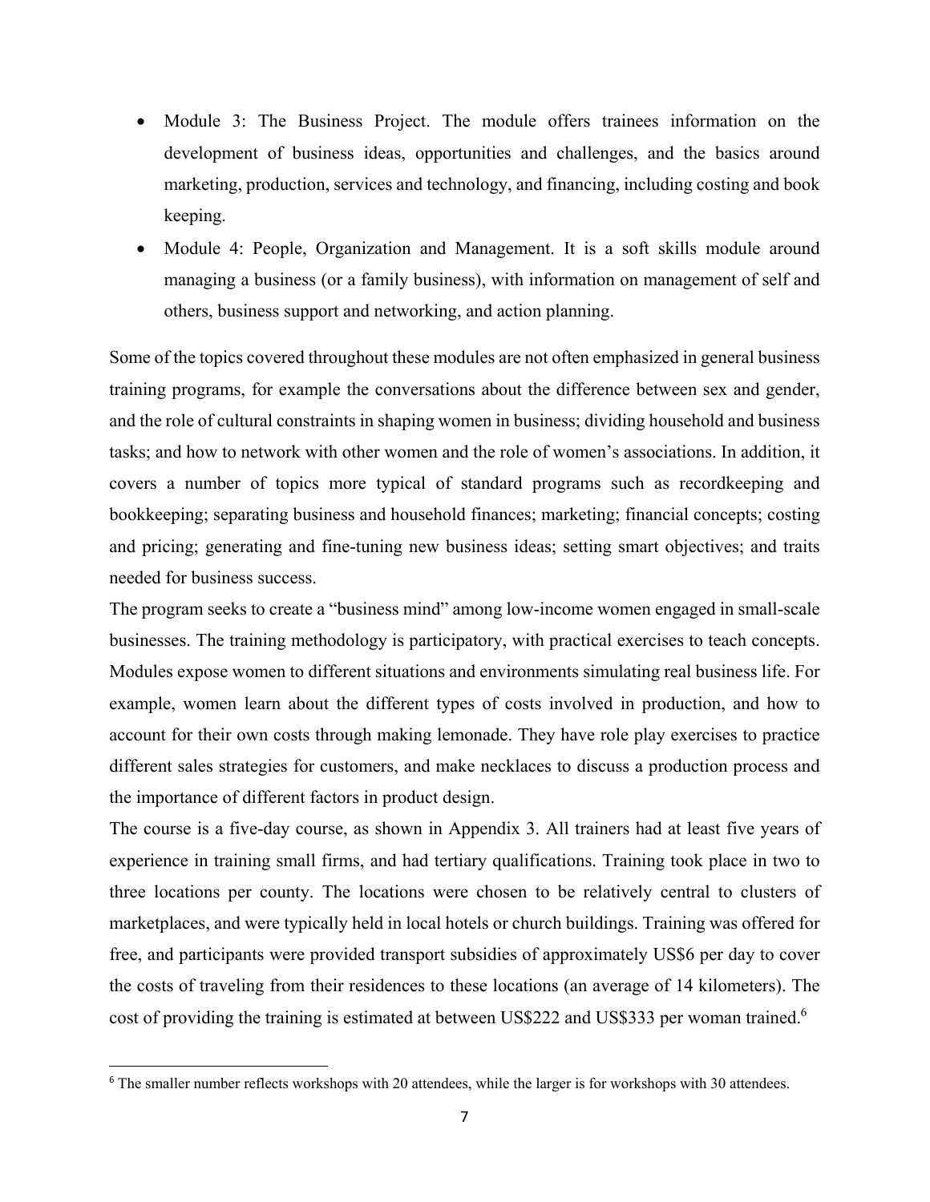- Module 3: The Business Project. The module offers trainees information on the development of business ideas, opportunities and challenges, and the basics around marketing, production, services and technology, and financing, including costing and book keeping.
- Module 4: People, Organization and Management. It is a soft skills module around managing a business (or a family business), with information on management of self and others, business support and networking, and action planning.

Some of the topics covered throughout these modules are not often emphasized in general business training programs, for example the conversations about the difference between sex and gender, and the role of cultural constraints in shaping women in business; dividing household and business tasks; and how to network with other women and the role of women's associations. In addition, it covers a number of topics more typical of standard programs such as recordkeeping and bookkeeping; separating business and household finances; marketing; financial concepts; costing and pricing; generating and fine-tuning new business ideas; setting smart objectives; and traits needed for business success.

The program seeks to create a "business mind" among low-income women engaged in small-scale businesses. The training methodology is participatory, with practical exercises to teach concepts. Modules expose women to different situations and environments simulating real business life. For example, women learn about the different types of costs involved in production, and how to account for their own costs through making lemonade. They have role play exercises to practice different sales strategies for customers, and make necklaces to discuss a production process and the importance of different factors in product design.

The course is a five-day course, as shown in Appendix 3. All trainers had at least five years of experience in training small firms, and had tertiary qualifications. Training took place in two to three locations per county. The locations were chosen to be relatively central to clusters of marketplaces, and were typically held in local hotels or church buildings. Training was offered for free, and participants were provided transport subsidies of approximately US$6 per day to cover the costs of traveling from their residences to these locations (an average of 14 kilometers). The cost of providing the training is estimated at between US$222 and US$333 per woman trained.[6]

[6] The smaller number reflects workshops with 20 attendees, while the larger is for workshops with 30 attendees.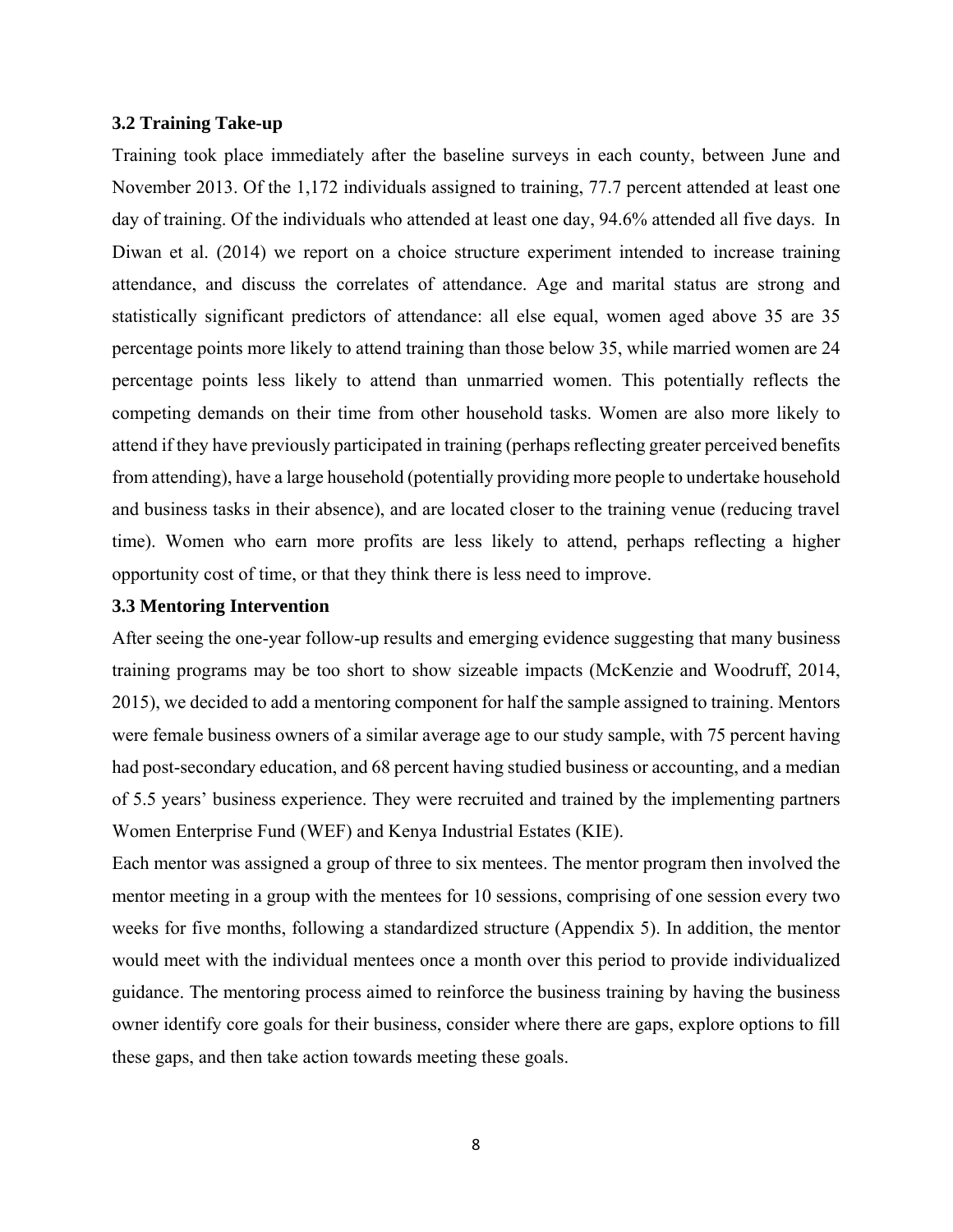### 3.2 Training Take-up

Training took place immediately after the baseline surveys in each county, between June and November 2013. Of the 1,172 individuals assigned to training, 77.7 percent attended at least one day of training. Of the individuals who attended at least one day, 94.6% attended all five days. In Diwan et al. (2014) we report on a choice structure experiment intended to increase training attendance, and discuss the correlates of attendance. Age and marital status are strong and statistically significant predictors of attendance: all else equal, women aged above 35 are 35 percentage points more likely to attend training than those below 35, while married women are 24 percentage points less likely to attend than unmarried women. This potentially reflects the competing demands on their time from other household tasks. Women are also more likely to attend if they have previously participated in training (perhaps reflecting greater perceived benefits from attending), have a large household (potentially providing more people to undertake household and business tasks in their absence), and are located closer to the training venue (reducing travel time). Women who earn more profits are less likely to attend, perhaps reflecting a higher opportunity cost of time, or that they think there is less need to improve.

### 3.3 Mentoring Intervention

After seeing the one-year follow-up results and emerging evidence suggesting that many business training programs may be too short to show sizeable impacts (McKenzie and Woodruff, 2014, 2015), we decided to add a mentoring component for half the sample assigned to training. Mentors were female business owners of a similar average age to our study sample, with 75 percent having had post-secondary education, and 68 percent having studied business or accounting, and a median of 5.5 years' business experience. They were recruited and trained by the implementing partners Women Enterprise Fund (WEF) and Kenya Industrial Estates (KIE).

Each mentor was assigned a group of three to six mentees. The mentor program then involved the mentor meeting in a group with the mentees for 10 sessions, comprising of one session every two weeks for five months, following a standardized structure (Appendix 5). In addition, the mentor would meet with the individual mentees once a month over this period to provide individualized guidance. The mentoring process aimed to reinforce the business training by having the business owner identify core goals for their business, consider where there are gaps, explore options to fill these gaps, and then take action towards meeting these goals.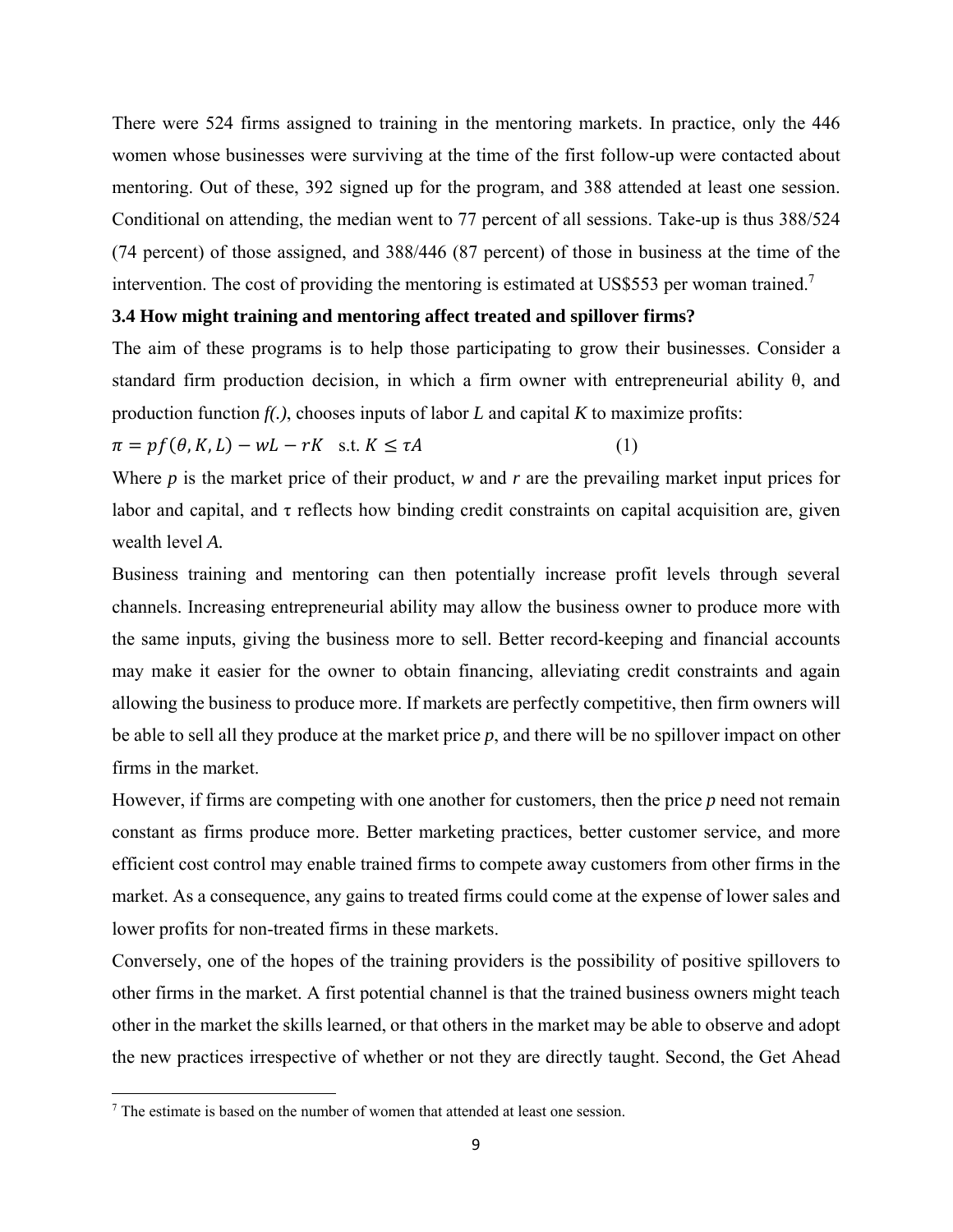There were 524 firms assigned to training in the mentoring markets. In practice, only the 446 women whose businesses were surviving at the time of the first follow-up were contacted about mentoring. Out of these, 392 signed up for the program, and 388 attended at least one session. Conditional on attending, the median went to 77 percent of all sessions. Take-up is thus 388/524 (74 percent) of those assigned, and 388/446 (87 percent) of those in business at the time of the intervention. The cost of providing the mentoring is estimated at US$553 per woman trained.[7]

### 3.4 How might training and mentoring affect treated and spillover firms?

The aim of these programs is to help those participating to grow their businesses. Consider a standard firm production decision, in which a firm owner with entrepreneurial ability $\theta$, and production function *f(.)*, chooses inputs of labor *L* and capital *K* to maximize profits:

$$\pi = pf(\theta, K, L) - wL - rK \quad \text{s.t. } K \leq \tau A \qquad (1)$$

Where *p* is the market price of their product, *w* and *r* are the prevailing market input prices for labor and capital, and $\tau$ reflects how binding credit constraints on capital acquisition are, given wealth level *A.*

Business training and mentoring can then potentially increase profit levels through several channels. Increasing entrepreneurial ability may allow the business owner to produce more with the same inputs, giving the business more to sell. Better record-keeping and financial accounts may make it easier for the owner to obtain financing, alleviating credit constraints and again allowing the business to produce more. If markets are perfectly competitive, then firm owners will be able to sell all they produce at the market price *p*, and there will be no spillover impact on other firms in the market.

However, if firms are competing with one another for customers, then the price *p* need not remain constant as firms produce more. Better marketing practices, better customer service, and more efficient cost control may enable trained firms to compete away customers from other firms in the market. As a consequence, any gains to treated firms could come at the expense of lower sales and lower profits for non-treated firms in these markets.

Conversely, one of the hopes of the training providers is the possibility of positive spillovers to other firms in the market. A first potential channel is that the trained business owners might teach other in the market the skills learned, or that others in the market may be able to observe and adopt the new practices irrespective of whether or not they are directly taught. Second, the Get Ahead

[7] The estimate is based on the number of women that attended at least one session.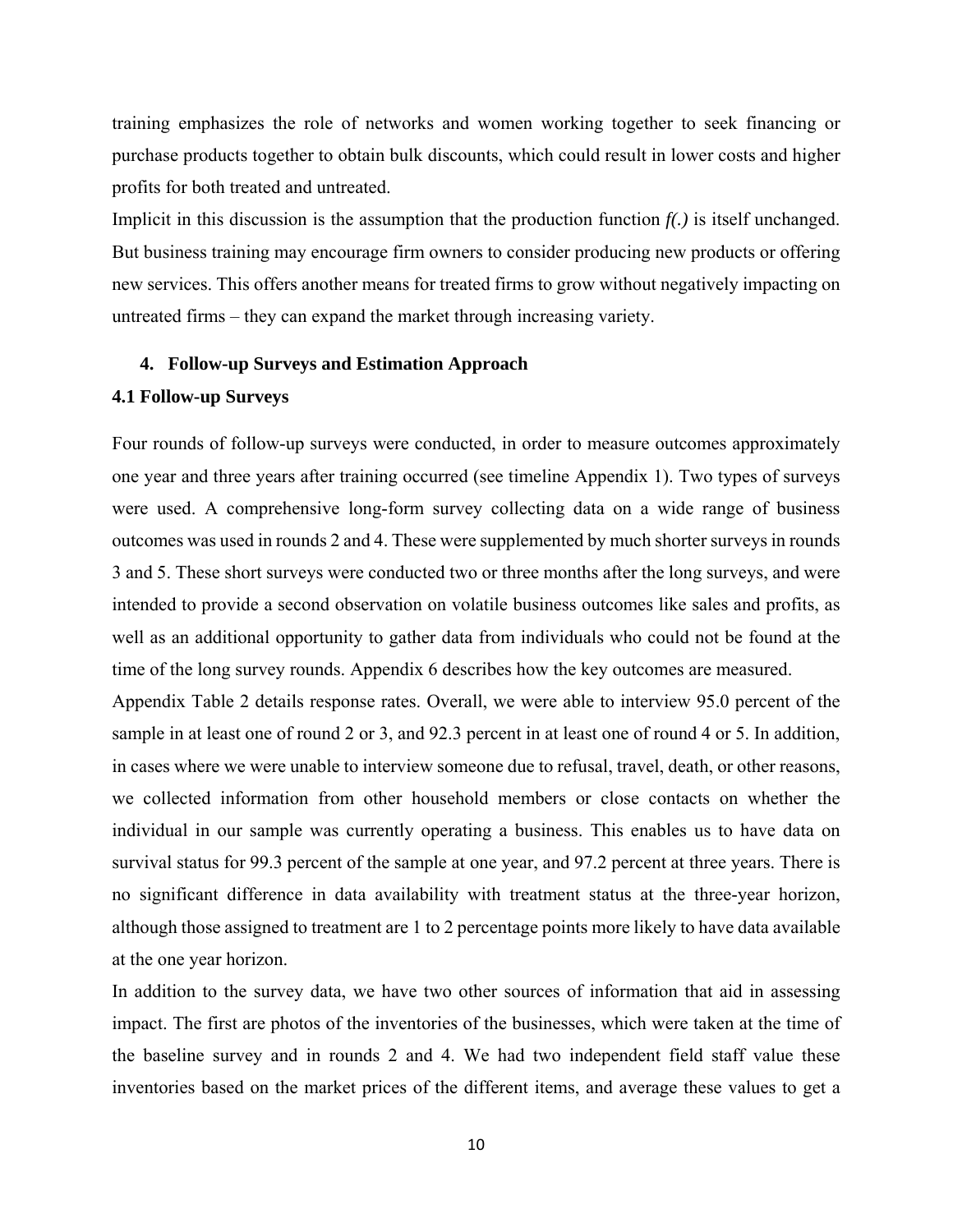training emphasizes the role of networks and women working together to seek financing or purchase products together to obtain bulk discounts, which could result in lower costs and higher profits for both treated and untreated.

Implicit in this discussion is the assumption that the production function *f(.)* is itself unchanged. But business training may encourage firm owners to consider producing new products or offering new services. This offers another means for treated firms to grow without negatively impacting on untreated firms – they can expand the market through increasing variety.

## 4. Follow-up Surveys and Estimation Approach

### 4.1 Follow-up Surveys

Four rounds of follow-up surveys were conducted, in order to measure outcomes approximately one year and three years after training occurred (see timeline Appendix 1). Two types of surveys were used. A comprehensive long-form survey collecting data on a wide range of business outcomes was used in rounds 2 and 4. These were supplemented by much shorter surveys in rounds 3 and 5. These short surveys were conducted two or three months after the long surveys, and were intended to provide a second observation on volatile business outcomes like sales and profits, as well as an additional opportunity to gather data from individuals who could not be found at the time of the long survey rounds. Appendix 6 describes how the key outcomes are measured.

Appendix Table 2 details response rates. Overall, we were able to interview 95.0 percent of the sample in at least one of round 2 or 3, and 92.3 percent in at least one of round 4 or 5. In addition, in cases where we were unable to interview someone due to refusal, travel, death, or other reasons, we collected information from other household members or close contacts on whether the individual in our sample was currently operating a business. This enables us to have data on survival status for 99.3 percent of the sample at one year, and 97.2 percent at three years. There is no significant difference in data availability with treatment status at the three-year horizon, although those assigned to treatment are 1 to 2 percentage points more likely to have data available at the one year horizon.

In addition to the survey data, we have two other sources of information that aid in assessing impact. The first are photos of the inventories of the businesses, which were taken at the time of the baseline survey and in rounds 2 and 4. We had two independent field staff value these inventories based on the market prices of the different items, and average these values to get a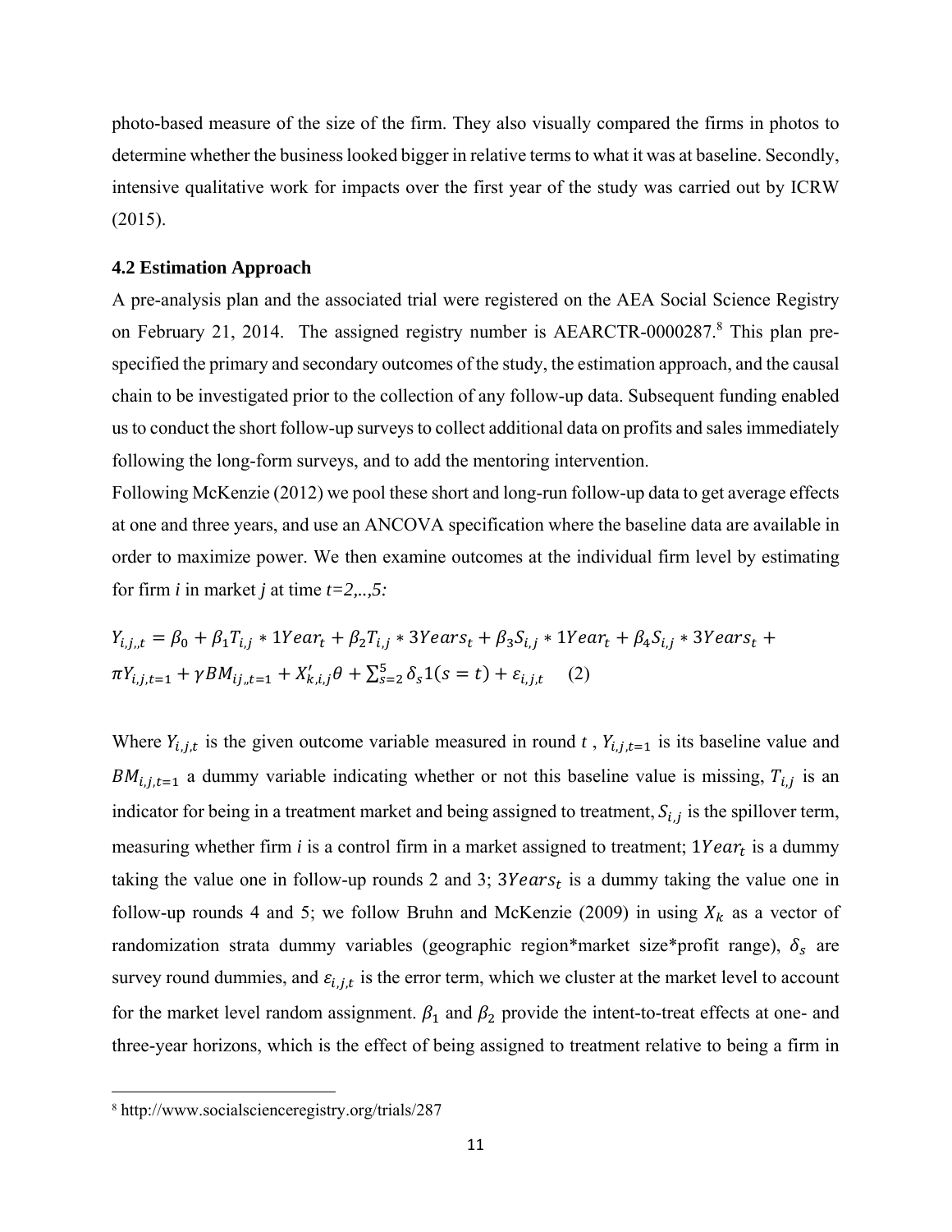photo-based measure of the size of the firm. They also visually compared the firms in photos to determine whether the business looked bigger in relative terms to what it was at baseline. Secondly, intensive qualitative work for impacts over the first year of the study was carried out by ICRW (2015).

### 4.2 Estimation Approach

A pre-analysis plan and the associated trial were registered on the AEA Social Science Registry on February 21, 2014. The assigned registry number is AEARCTR-0000287.[8] This plan pre-specified the primary and secondary outcomes of the study, the estimation approach, and the causal chain to be investigated prior to the collection of any follow-up data. Subsequent funding enabled us to conduct the short follow-up surveys to collect additional data on profits and sales immediately following the long-form surveys, and to add the mentoring intervention.

Following McKenzie (2012) we pool these short and long-run follow-up data to get average effects at one and three years, and use an ANCOVA specification where the baseline data are available in order to maximize power. We then examine outcomes at the individual firm level by estimating for firm *i* in market *j* at time *t=2,..,5:*

$$Y_{i,j,,t} = \beta_0 + \beta_1 T_{i,j} * 1Year_t + \beta_2 T_{i,j} * 3Years_t + \beta_3 S_{i,j} * 1Year_t + \beta_4 S_{i,j} * 3Years_t + \pi Y_{i,j,t=1} + \gamma BM_{ij,,t=1} + X'_{k,i,j}\theta + \sum_{s=2}^{5} \delta_s 1(s=t) + \varepsilon_{i,j,t} \quad (2)$$

Where $Y_{i,j,t}$ is the given outcome variable measured in round $t$ , $Y_{i,j,t=1}$ is its baseline value and $BM_{i,j,t=1}$ a dummy variable indicating whether or not this baseline value is missing, $T_{i,j}$ is an indicator for being in a treatment market and being assigned to treatment, $S_{i,j}$ is the spillover term, measuring whether firm *i* is a control firm in a market assigned to treatment; $1Year_t$ is a dummy taking the value one in follow-up rounds 2 and 3; $3Years_t$ is a dummy taking the value one in follow-up rounds 4 and 5; we follow Bruhn and McKenzie (2009) in using $X_k$ as a vector of randomization strata dummy variables (geographic region*market size*profit range), $\delta_s$ are survey round dummies, and $\varepsilon_{i,j,t}$ is the error term, which we cluster at the market level to account for the market level random assignment. $\beta_1$ and $\beta_2$ provide the intent-to-treat effects at one- and three-year horizons, which is the effect of being assigned to treatment relative to being a firm in

[8] http://www.socialscienceregistry.org/trials/287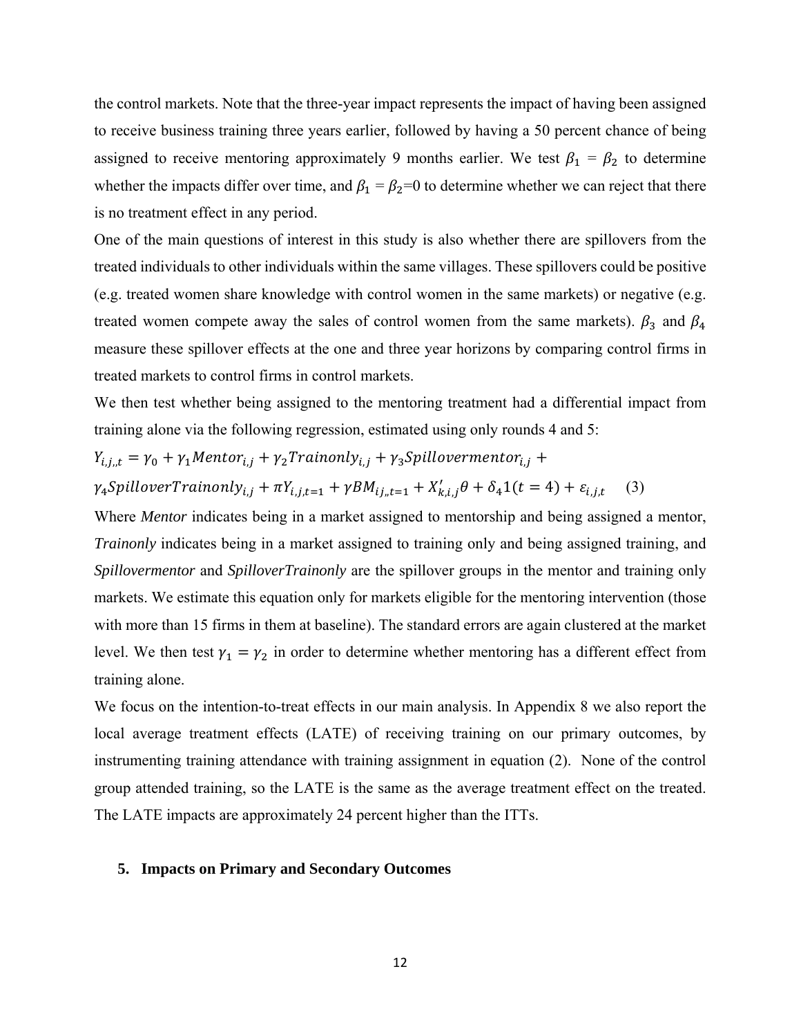the control markets. Note that the three-year impact represents the impact of having been assigned to receive business training three years earlier, followed by having a 50 percent chance of being assigned to receive mentoring approximately 9 months earlier. We test $\beta_1 = \beta_2$ to determine whether the impacts differ over time, and $\beta_1 = \beta_2 = 0$ to determine whether we can reject that there is no treatment effect in any period.

One of the main questions of interest in this study is also whether there are spillovers from the treated individuals to other individuals within the same villages. These spillovers could be positive (e.g. treated women share knowledge with control women in the same markets) or negative (e.g. treated women compete away the sales of control women from the same markets). $\beta_3$ and $\beta_4$ measure these spillover effects at the one and three year horizons by comparing control firms in treated markets to control firms in control markets.

We then test whether being assigned to the mentoring treatment had a differential impact from training alone via the following regression, estimated using only rounds 4 and 5:

$$Y_{i,j,,t} = \gamma_0 + \gamma_1 Mentor_{i,j} + \gamma_2 Trainonly_{i,j} + \gamma_3 Spillovermentor_{i,j} + \gamma_4 SpilloverTrainonly_{i,j} + \pi Y_{i,j,t=1} + \gamma BM_{ij,,t=1} + X'_{k,i,j}\theta + \delta_4 1(t=4) + \varepsilon_{i,j,t} \quad (3)$$

Where *Mentor* indicates being in a market assigned to mentorship and being assigned a mentor, *Trainonly* indicates being in a market assigned to training only and being assigned training, and *Spillovermentor* and *SpilloverTrainonly* are the spillover groups in the mentor and training only markets. We estimate this equation only for markets eligible for the mentoring intervention (those with more than 15 firms in them at baseline). The standard errors are again clustered at the market level. We then test $\gamma_1 = \gamma_2$ in order to determine whether mentoring has a different effect from training alone.

We focus on the intention-to-treat effects in our main analysis. In Appendix 8 we also report the local average treatment effects (LATE) of receiving training on our primary outcomes, by instrumenting training attendance with training assignment in equation (2). None of the control group attended training, so the LATE is the same as the average treatment effect on the treated. The LATE impacts are approximately 24 percent higher than the ITTs.

## 5. Impacts on Primary and Secondary Outcomes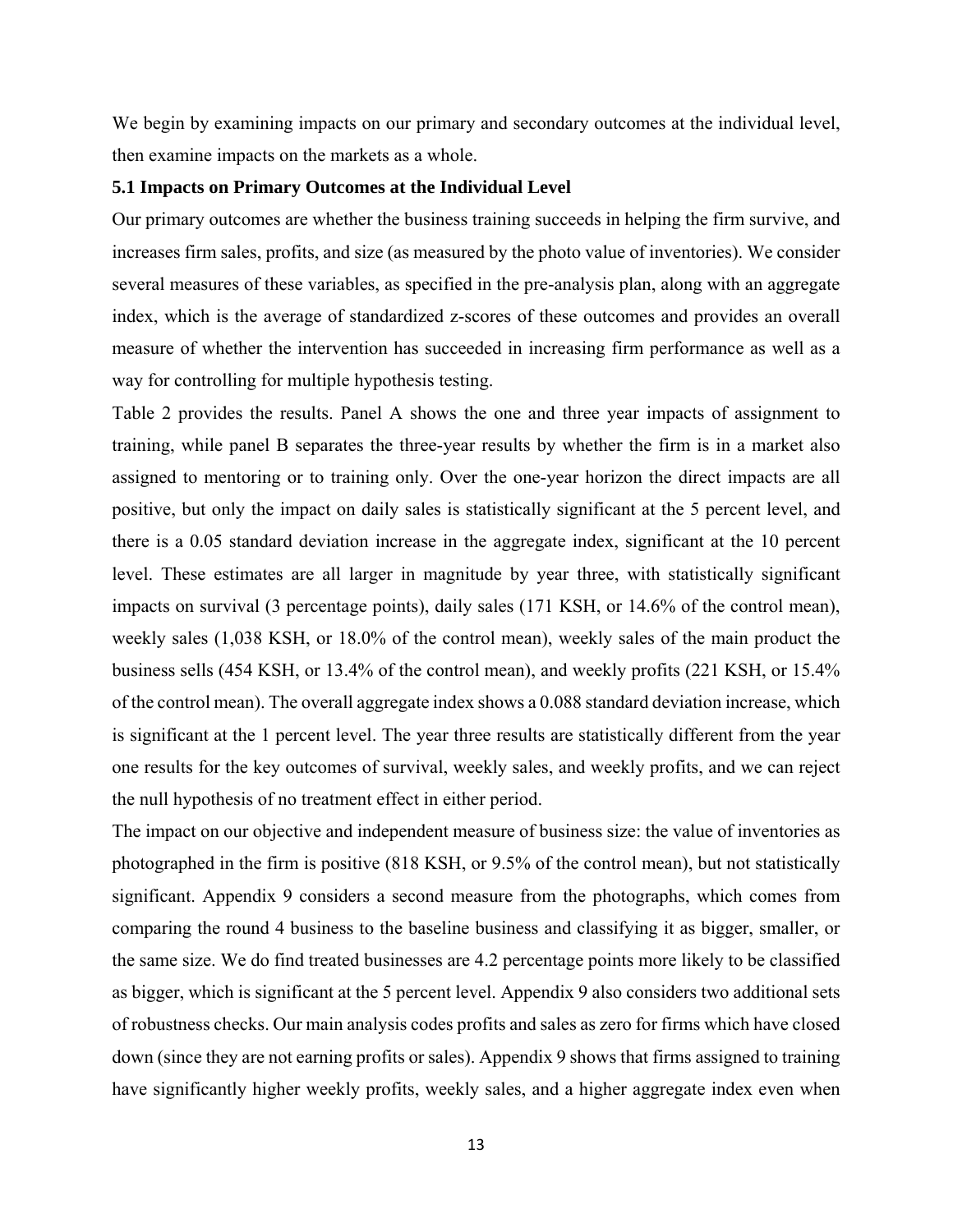We begin by examining impacts on our primary and secondary outcomes at the individual level, then examine impacts on the markets as a whole.

### 5.1 Impacts on Primary Outcomes at the Individual Level

Our primary outcomes are whether the business training succeeds in helping the firm survive, and increases firm sales, profits, and size (as measured by the photo value of inventories). We consider several measures of these variables, as specified in the pre-analysis plan, along with an aggregate index, which is the average of standardized z-scores of these outcomes and provides an overall measure of whether the intervention has succeeded in increasing firm performance as well as a way for controlling for multiple hypothesis testing.

Table 2 provides the results. Panel A shows the one and three year impacts of assignment to training, while panel B separates the three-year results by whether the firm is in a market also assigned to mentoring or to training only. Over the one-year horizon the direct impacts are all positive, but only the impact on daily sales is statistically significant at the 5 percent level, and there is a 0.05 standard deviation increase in the aggregate index, significant at the 10 percent level. These estimates are all larger in magnitude by year three, with statistically significant impacts on survival (3 percentage points), daily sales (171 KSH, or 14.6% of the control mean), weekly sales (1,038 KSH, or 18.0% of the control mean), weekly sales of the main product the business sells (454 KSH, or 13.4% of the control mean), and weekly profits (221 KSH, or 15.4% of the control mean). The overall aggregate index shows a 0.088 standard deviation increase, which is significant at the 1 percent level. The year three results are statistically different from the year one results for the key outcomes of survival, weekly sales, and weekly profits, and we can reject the null hypothesis of no treatment effect in either period.

The impact on our objective and independent measure of business size: the value of inventories as photographed in the firm is positive (818 KSH, or 9.5% of the control mean), but not statistically significant. Appendix 9 considers a second measure from the photographs, which comes from comparing the round 4 business to the baseline business and classifying it as bigger, smaller, or the same size. We do find treated businesses are 4.2 percentage points more likely to be classified as bigger, which is significant at the 5 percent level. Appendix 9 also considers two additional sets of robustness checks. Our main analysis codes profits and sales as zero for firms which have closed down (since they are not earning profits or sales). Appendix 9 shows that firms assigned to training have significantly higher weekly profits, weekly sales, and a higher aggregate index even when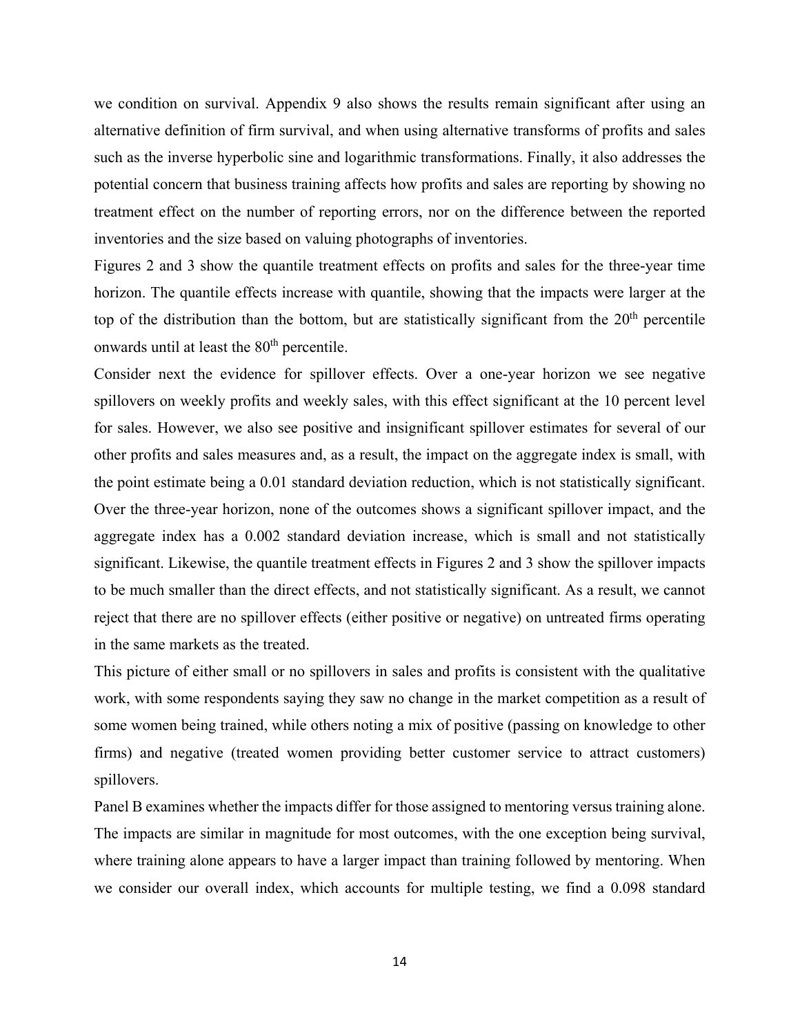we condition on survival. Appendix 9 also shows the results remain significant after using an alternative definition of firm survival, and when using alternative transforms of profits and sales such as the inverse hyperbolic sine and logarithmic transformations. Finally, it also addresses the potential concern that business training affects how profits and sales are reporting by showing no treatment effect on the number of reporting errors, nor on the difference between the reported inventories and the size based on valuing photographs of inventories.

Figures 2 and 3 show the quantile treatment effects on profits and sales for the three-year time horizon. The quantile effects increase with quantile, showing that the impacts were larger at the top of the distribution than the bottom, but are statistically significant from the 20th percentile onwards until at least the 80th percentile.

Consider next the evidence for spillover effects. Over a one-year horizon we see negative spillovers on weekly profits and weekly sales, with this effect significant at the 10 percent level for sales. However, we also see positive and insignificant spillover estimates for several of our other profits and sales measures and, as a result, the impact on the aggregate index is small, with the point estimate being a 0.01 standard deviation reduction, which is not statistically significant. Over the three-year horizon, none of the outcomes shows a significant spillover impact, and the aggregate index has a 0.002 standard deviation increase, which is small and not statistically significant. Likewise, the quantile treatment effects in Figures 2 and 3 show the spillover impacts to be much smaller than the direct effects, and not statistically significant. As a result, we cannot reject that there are no spillover effects (either positive or negative) on untreated firms operating in the same markets as the treated.

This picture of either small or no spillovers in sales and profits is consistent with the qualitative work, with some respondents saying they saw no change in the market competition as a result of some women being trained, while others noting a mix of positive (passing on knowledge to other firms) and negative (treated women providing better customer service to attract customers) spillovers.

Panel B examines whether the impacts differ for those assigned to mentoring versus training alone. The impacts are similar in magnitude for most outcomes, with the one exception being survival, where training alone appears to have a larger impact than training followed by mentoring. When we consider our overall index, which accounts for multiple testing, we find a 0.098 standard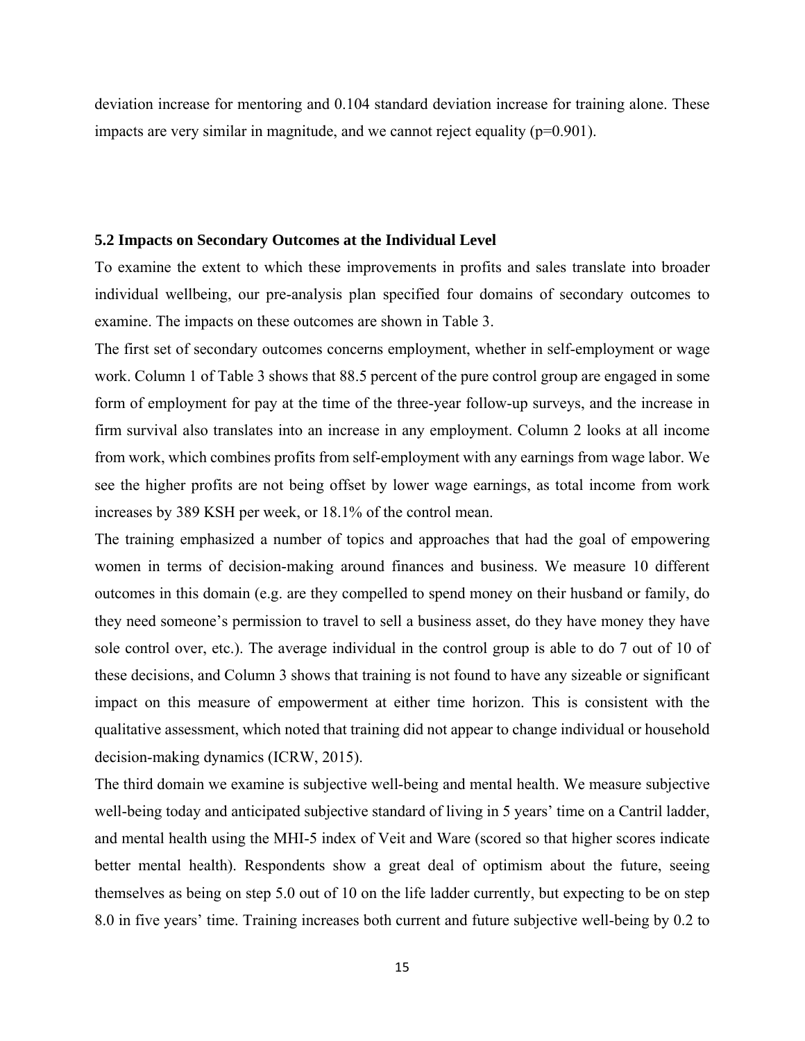deviation increase for mentoring and 0.104 standard deviation increase for training alone. These impacts are very similar in magnitude, and we cannot reject equality (p=0.901).

### 5.2 Impacts on Secondary Outcomes at the Individual Level

To examine the extent to which these improvements in profits and sales translate into broader individual wellbeing, our pre-analysis plan specified four domains of secondary outcomes to examine. The impacts on these outcomes are shown in Table 3.

The first set of secondary outcomes concerns employment, whether in self-employment or wage work. Column 1 of Table 3 shows that 88.5 percent of the pure control group are engaged in some form of employment for pay at the time of the three-year follow-up surveys, and the increase in firm survival also translates into an increase in any employment. Column 2 looks at all income from work, which combines profits from self-employment with any earnings from wage labor. We see the higher profits are not being offset by lower wage earnings, as total income from work increases by 389 KSH per week, or 18.1% of the control mean.

The training emphasized a number of topics and approaches that had the goal of empowering women in terms of decision-making around finances and business. We measure 10 different outcomes in this domain (e.g. are they compelled to spend money on their husband or family, do they need someone's permission to travel to sell a business asset, do they have money they have sole control over, etc.). The average individual in the control group is able to do 7 out of 10 of these decisions, and Column 3 shows that training is not found to have any sizeable or significant impact on this measure of empowerment at either time horizon. This is consistent with the qualitative assessment, which noted that training did not appear to change individual or household decision-making dynamics (ICRW, 2015).

The third domain we examine is subjective well-being and mental health. We measure subjective well-being today and anticipated subjective standard of living in 5 years' time on a Cantril ladder, and mental health using the MHI-5 index of Veit and Ware (scored so that higher scores indicate better mental health). Respondents show a great deal of optimism about the future, seeing themselves as being on step 5.0 out of 10 on the life ladder currently, but expecting to be on step 8.0 in five years' time. Training increases both current and future subjective well-being by 0.2 to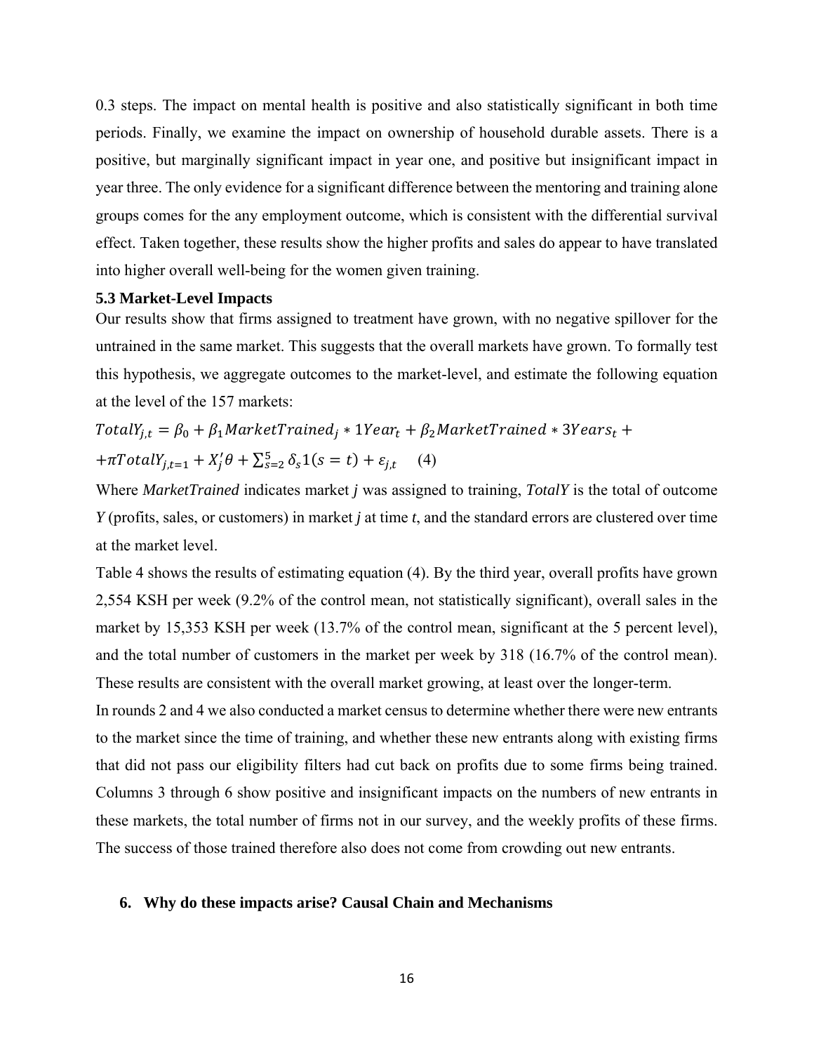0.3 steps. The impact on mental health is positive and also statistically significant in both time periods. Finally, we examine the impact on ownership of household durable assets. There is a positive, but marginally significant impact in year one, and positive but insignificant impact in year three. The only evidence for a significant difference between the mentoring and training alone groups comes for the any employment outcome, which is consistent with the differential survival effect. Taken together, these results show the higher profits and sales do appear to have translated into higher overall well-being for the women given training.

### 5.3 Market-Level Impacts

Our results show that firms assigned to treatment have grown, with no negative spillover for the untrained in the same market. This suggests that the overall markets have grown. To formally test this hypothesis, we aggregate outcomes to the market-level, and estimate the following equation at the level of the 157 markets:

$$TotalY_{j,t} = \beta_0 + \beta_1 MarketTrained_j * 1Year_t + \beta_2 MarketTrained * 3Years_t + \\ + \pi TotalY_{j,t=1} + X_j'\theta + \sum_{s=2}^{5} \delta_s 1(s=t) + \varepsilon_{j,t} \quad (4)$$

Where *MarketTrained* indicates market *j* was assigned to training, *TotalY* is the total of outcome *Y* (profits, sales, or customers) in market *j* at time *t*, and the standard errors are clustered over time at the market level.

Table 4 shows the results of estimating equation (4). By the third year, overall profits have grown 2,554 KSH per week (9.2% of the control mean, not statistically significant), overall sales in the market by 15,353 KSH per week (13.7% of the control mean, significant at the 5 percent level), and the total number of customers in the market per week by 318 (16.7% of the control mean). These results are consistent with the overall market growing, at least over the longer-term.

In rounds 2 and 4 we also conducted a market census to determine whether there were new entrants to the market since the time of training, and whether these new entrants along with existing firms that did not pass our eligibility filters had cut back on profits due to some firms being trained. Columns 3 through 6 show positive and insignificant impacts on the numbers of new entrants in these markets, the total number of firms not in our survey, and the weekly profits of these firms. The success of those trained therefore also does not come from crowding out new entrants.

## 6. Why do these impacts arise? Causal Chain and Mechanisms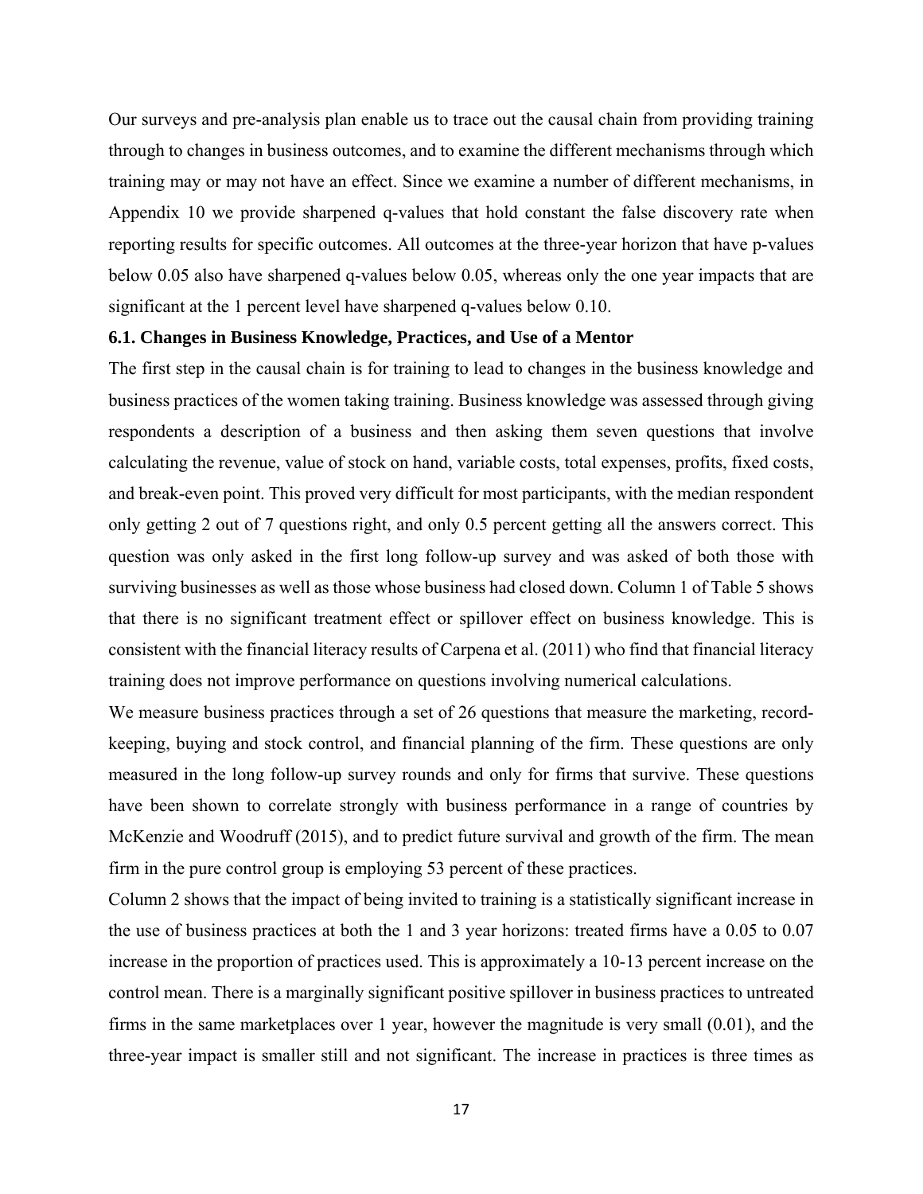Our surveys and pre-analysis plan enable us to trace out the causal chain from providing training through to changes in business outcomes, and to examine the different mechanisms through which training may or may not have an effect. Since we examine a number of different mechanisms, in Appendix 10 we provide sharpened q-values that hold constant the false discovery rate when reporting results for specific outcomes. All outcomes at the three-year horizon that have p-values below 0.05 also have sharpened q-values below 0.05, whereas only the one year impacts that are significant at the 1 percent level have sharpened q-values below 0.10.

### 6.1. Changes in Business Knowledge, Practices, and Use of a Mentor

The first step in the causal chain is for training to lead to changes in the business knowledge and business practices of the women taking training. Business knowledge was assessed through giving respondents a description of a business and then asking them seven questions that involve calculating the revenue, value of stock on hand, variable costs, total expenses, profits, fixed costs, and break-even point. This proved very difficult for most participants, with the median respondent only getting 2 out of 7 questions right, and only 0.5 percent getting all the answers correct. This question was only asked in the first long follow-up survey and was asked of both those with surviving businesses as well as those whose business had closed down. Column 1 of Table 5 shows that there is no significant treatment effect or spillover effect on business knowledge. This is consistent with the financial literacy results of Carpena et al. (2011) who find that financial literacy training does not improve performance on questions involving numerical calculations.

We measure business practices through a set of 26 questions that measure the marketing, record-keeping, buying and stock control, and financial planning of the firm. These questions are only measured in the long follow-up survey rounds and only for firms that survive. These questions have been shown to correlate strongly with business performance in a range of countries by McKenzie and Woodruff (2015), and to predict future survival and growth of the firm. The mean firm in the pure control group is employing 53 percent of these practices.

Column 2 shows that the impact of being invited to training is a statistically significant increase in the use of business practices at both the 1 and 3 year horizons: treated firms have a 0.05 to 0.07 increase in the proportion of practices used. This is approximately a 10-13 percent increase on the control mean. There is a marginally significant positive spillover in business practices to untreated firms in the same marketplaces over 1 year, however the magnitude is very small (0.01), and the three-year impact is smaller still and not significant. The increase in practices is three times as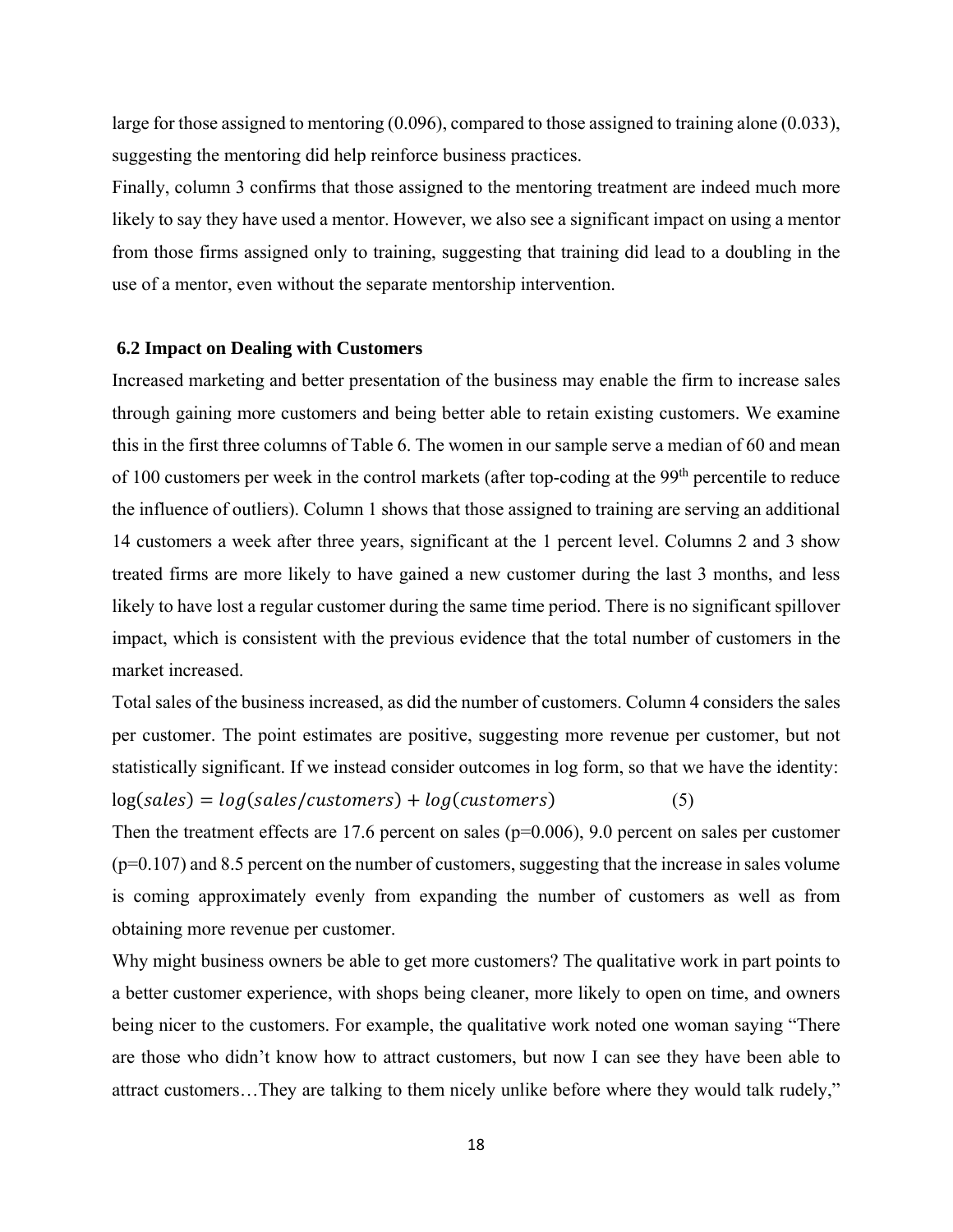large for those assigned to mentoring (0.096), compared to those assigned to training alone (0.033), suggesting the mentoring did help reinforce business practices.

Finally, column 3 confirms that those assigned to the mentoring treatment are indeed much more likely to say they have used a mentor. However, we also see a significant impact on using a mentor from those firms assigned only to training, suggesting that training did lead to a doubling in the use of a mentor, even without the separate mentorship intervention.

### 6.2 Impact on Dealing with Customers

Increased marketing and better presentation of the business may enable the firm to increase sales through gaining more customers and being better able to retain existing customers. We examine this in the first three columns of Table 6. The women in our sample serve a median of 60 and mean of 100 customers per week in the control markets (after top-coding at the 99th percentile to reduce the influence of outliers). Column 1 shows that those assigned to training are serving an additional 14 customers a week after three years, significant at the 1 percent level. Columns 2 and 3 show treated firms are more likely to have gained a new customer during the last 3 months, and less likely to have lost a regular customer during the same time period. There is no significant spillover impact, which is consistent with the previous evidence that the total number of customers in the market increased.

Total sales of the business increased, as did the number of customers. Column 4 considers the sales per customer. The point estimates are positive, suggesting more revenue per customer, but not statistically significant. If we instead consider outcomes in log form, so that we have the identity:

$$\log(sales) = log(sales/customers) + log(customers) \quad (5)$$

Then the treatment effects are 17.6 percent on sales (p=0.006), 9.0 percent on sales per customer (p=0.107) and 8.5 percent on the number of customers, suggesting that the increase in sales volume is coming approximately evenly from expanding the number of customers as well as from obtaining more revenue per customer.

Why might business owners be able to get more customers? The qualitative work in part points to a better customer experience, with shops being cleaner, more likely to open on time, and owners being nicer to the customers. For example, the qualitative work noted one woman saying "There are those who didn't know how to attract customers, but now I can see they have been able to attract customers…They are talking to them nicely unlike before where they would talk rudely,"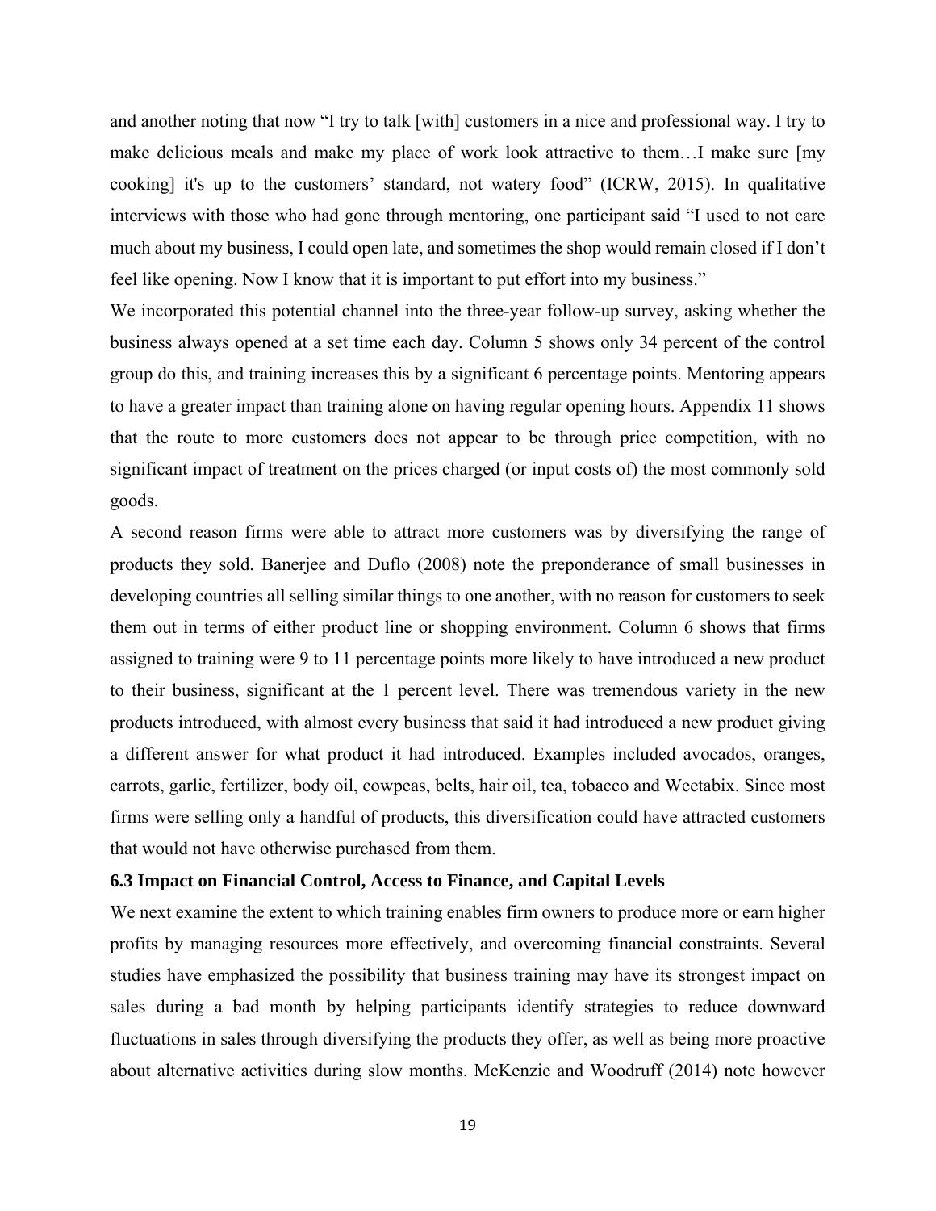and another noting that now "I try to talk [with] customers in a nice and professional way. I try to make delicious meals and make my place of work look attractive to them…I make sure [my cooking] it's up to the customers' standard, not watery food" (ICRW, 2015). In qualitative interviews with those who had gone through mentoring, one participant said "I used to not care much about my business, I could open late, and sometimes the shop would remain closed if I don't feel like opening. Now I know that it is important to put effort into my business."

We incorporated this potential channel into the three-year follow-up survey, asking whether the business always opened at a set time each day. Column 5 shows only 34 percent of the control group do this, and training increases this by a significant 6 percentage points. Mentoring appears to have a greater impact than training alone on having regular opening hours. Appendix 11 shows that the route to more customers does not appear to be through price competition, with no significant impact of treatment on the prices charged (or input costs of) the most commonly sold goods.

A second reason firms were able to attract more customers was by diversifying the range of products they sold. Banerjee and Duflo (2008) note the preponderance of small businesses in developing countries all selling similar things to one another, with no reason for customers to seek them out in terms of either product line or shopping environment. Column 6 shows that firms assigned to training were 9 to 11 percentage points more likely to have introduced a new product to their business, significant at the 1 percent level. There was tremendous variety in the new products introduced, with almost every business that said it had introduced a new product giving a different answer for what product it had introduced. Examples included avocados, oranges, carrots, garlic, fertilizer, body oil, cowpeas, belts, hair oil, tea, tobacco and Weetabix. Since most firms were selling only a handful of products, this diversification could have attracted customers that would not have otherwise purchased from them.

### 6.3 Impact on Financial Control, Access to Finance, and Capital Levels

We next examine the extent to which training enables firm owners to produce more or earn higher profits by managing resources more effectively, and overcoming financial constraints. Several studies have emphasized the possibility that business training may have its strongest impact on sales during a bad month by helping participants identify strategies to reduce downward fluctuations in sales through diversifying the products they offer, as well as being more proactive about alternative activities during slow months. McKenzie and Woodruff (2014) note however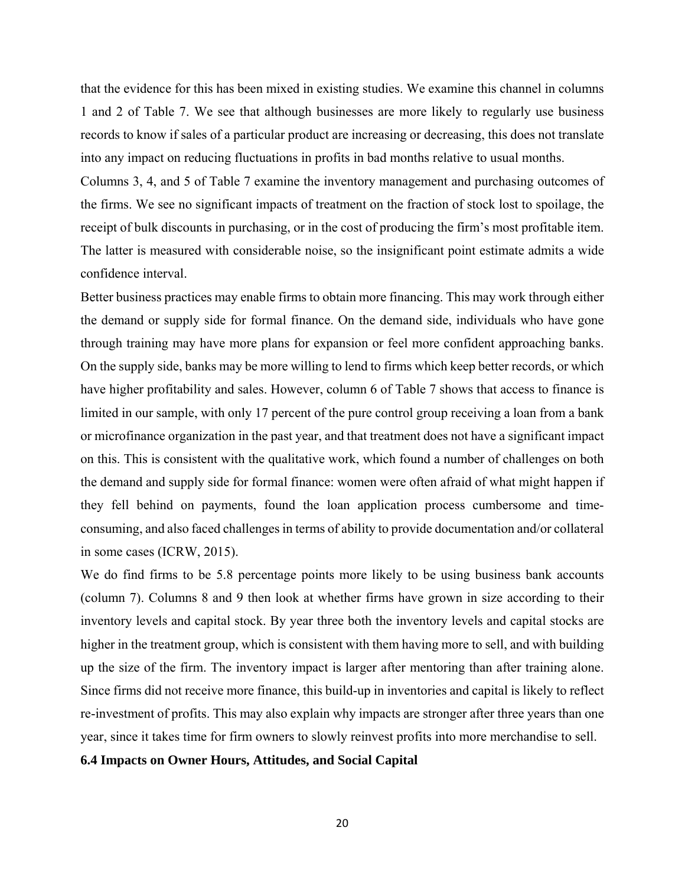that the evidence for this has been mixed in existing studies. We examine this channel in columns 1 and 2 of Table 7. We see that although businesses are more likely to regularly use business records to know if sales of a particular product are increasing or decreasing, this does not translate into any impact on reducing fluctuations in profits in bad months relative to usual months.

Columns 3, 4, and 5 of Table 7 examine the inventory management and purchasing outcomes of the firms. We see no significant impacts of treatment on the fraction of stock lost to spoilage, the receipt of bulk discounts in purchasing, or in the cost of producing the firm's most profitable item. The latter is measured with considerable noise, so the insignificant point estimate admits a wide confidence interval.

Better business practices may enable firms to obtain more financing. This may work through either the demand or supply side for formal finance. On the demand side, individuals who have gone through training may have more plans for expansion or feel more confident approaching banks. On the supply side, banks may be more willing to lend to firms which keep better records, or which have higher profitability and sales. However, column 6 of Table 7 shows that access to finance is limited in our sample, with only 17 percent of the pure control group receiving a loan from a bank or microfinance organization in the past year, and that treatment does not have a significant impact on this. This is consistent with the qualitative work, which found a number of challenges on both the demand and supply side for formal finance: women were often afraid of what might happen if they fell behind on payments, found the loan application process cumbersome and time-consuming, and also faced challenges in terms of ability to provide documentation and/or collateral in some cases (ICRW, 2015).

We do find firms to be 5.8 percentage points more likely to be using business bank accounts (column 7). Columns 8 and 9 then look at whether firms have grown in size according to their inventory levels and capital stock. By year three both the inventory levels and capital stocks are higher in the treatment group, which is consistent with them having more to sell, and with building up the size of the firm. The inventory impact is larger after mentoring than after training alone. Since firms did not receive more finance, this build-up in inventories and capital is likely to reflect re-investment of profits. This may also explain why impacts are stronger after three years than one year, since it takes time for firm owners to slowly reinvest profits into more merchandise to sell.

### 6.4 Impacts on Owner Hours, Attitudes, and Social Capital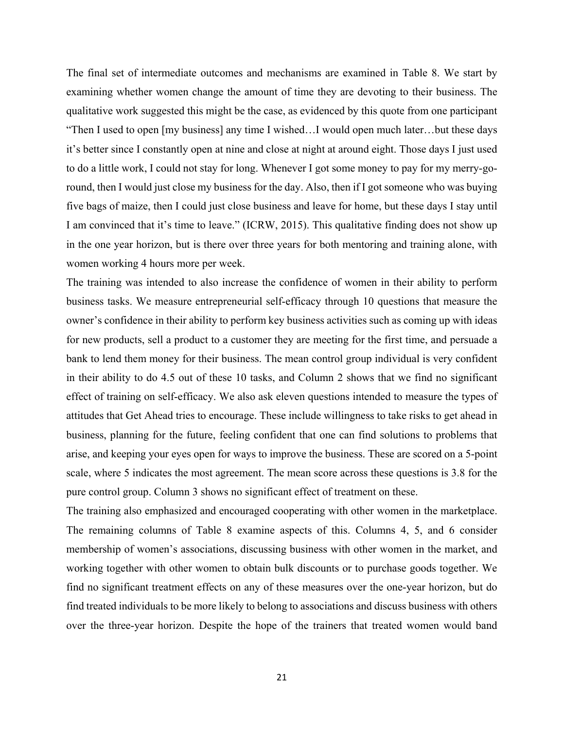The final set of intermediate outcomes and mechanisms are examined in Table 8. We start by examining whether women change the amount of time they are devoting to their business. The qualitative work suggested this might be the case, as evidenced by this quote from one participant "Then I used to open [my business] any time I wished…I would open much later…but these days it's better since I constantly open at nine and close at night at around eight. Those days I just used to do a little work, I could not stay for long. Whenever I got some money to pay for my merry-go-round, then I would just close my business for the day. Also, then if I got someone who was buying five bags of maize, then I could just close business and leave for home, but these days I stay until I am convinced that it's time to leave." (ICRW, 2015). This qualitative finding does not show up in the one year horizon, but is there over three years for both mentoring and training alone, with women working 4 hours more per week.

The training was intended to also increase the confidence of women in their ability to perform business tasks. We measure entrepreneurial self-efficacy through 10 questions that measure the owner's confidence in their ability to perform key business activities such as coming up with ideas for new products, sell a product to a customer they are meeting for the first time, and persuade a bank to lend them money for their business. The mean control group individual is very confident in their ability to do 4.5 out of these 10 tasks, and Column 2 shows that we find no significant effect of training on self-efficacy. We also ask eleven questions intended to measure the types of attitudes that Get Ahead tries to encourage. These include willingness to take risks to get ahead in business, planning for the future, feeling confident that one can find solutions to problems that arise, and keeping your eyes open for ways to improve the business. These are scored on a 5-point scale, where 5 indicates the most agreement. The mean score across these questions is 3.8 for the pure control group. Column 3 shows no significant effect of treatment on these.

The training also emphasized and encouraged cooperating with other women in the marketplace. The remaining columns of Table 8 examine aspects of this. Columns 4, 5, and 6 consider membership of women's associations, discussing business with other women in the market, and working together with other women to obtain bulk discounts or to purchase goods together. We find no significant treatment effects on any of these measures over the one-year horizon, but do find treated individuals to be more likely to belong to associations and discuss business with others over the three-year horizon. Despite the hope of the trainers that treated women would band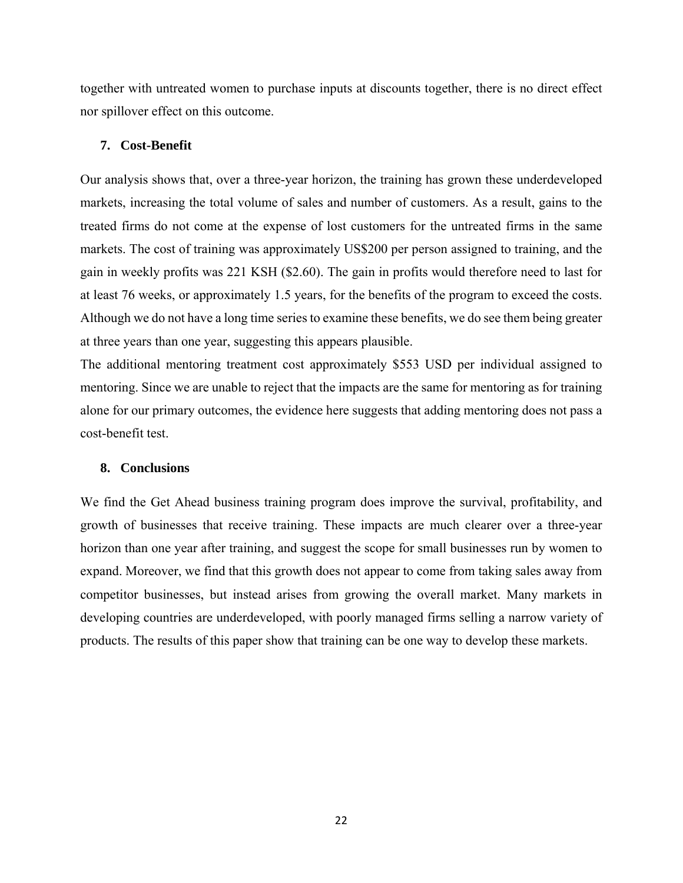together with untreated women to purchase inputs at discounts together, there is no direct effect nor spillover effect on this outcome.

## 7. Cost-Benefit

Our analysis shows that, over a three-year horizon, the training has grown these underdeveloped markets, increasing the total volume of sales and number of customers. As a result, gains to the treated firms do not come at the expense of lost customers for the untreated firms in the same markets. The cost of training was approximately US$200 per person assigned to training, and the gain in weekly profits was 221 KSH ($2.60). The gain in profits would therefore need to last for at least 76 weeks, or approximately 1.5 years, for the benefits of the program to exceed the costs. Although we do not have a long time series to examine these benefits, we do see them being greater at three years than one year, suggesting this appears plausible.

The additional mentoring treatment cost approximately $553 USD per individual assigned to mentoring. Since we are unable to reject that the impacts are the same for mentoring as for training alone for our primary outcomes, the evidence here suggests that adding mentoring does not pass a cost-benefit test.

## 8. Conclusions

We find the Get Ahead business training program does improve the survival, profitability, and growth of businesses that receive training. These impacts are much clearer over a three-year horizon than one year after training, and suggest the scope for small businesses run by women to expand. Moreover, we find that this growth does not appear to come from taking sales away from competitor businesses, but instead arises from growing the overall market. Many markets in developing countries are underdeveloped, with poorly managed firms selling a narrow variety of products. The results of this paper show that training can be one way to develop these markets.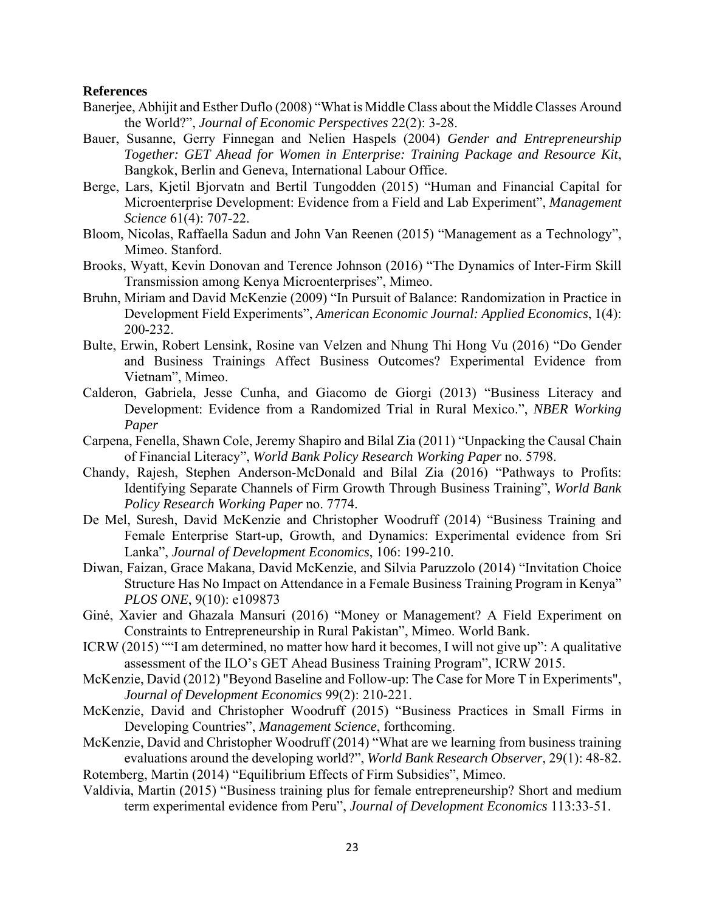**References**

Banerjee, Abhijit and Esther Duflo (2008) "What is Middle Class about the Middle Classes Around the World?", *Journal of Economic Perspectives* 22(2): 3-28.

Bauer, Susanne, Gerry Finnegan and Nelien Haspels (2004) *Gender and Entrepreneurship Together: GET Ahead for Women in Enterprise: Training Package and Resource Kit*, Bangkok, Berlin and Geneva, International Labour Office.

Berge, Lars, Kjetil Bjorvatn and Bertil Tungodden (2015) "Human and Financial Capital for Microenterprise Development: Evidence from a Field and Lab Experiment", *Management Science* 61(4): 707-22.

Bloom, Nicolas, Raffaella Sadun and John Van Reenen (2015) "Management as a Technology", Mimeo. Stanford.

Brooks, Wyatt, Kevin Donovan and Terence Johnson (2016) "The Dynamics of Inter-Firm Skill Transmission among Kenya Microenterprises", Mimeo.

Bruhn, Miriam and David McKenzie (2009) "In Pursuit of Balance: Randomization in Practice in Development Field Experiments", *American Economic Journal: Applied Economics*, 1(4): 200-232.

Bulte, Erwin, Robert Lensink, Rosine van Velzen and Nhung Thi Hong Vu (2016) "Do Gender and Business Trainings Affect Business Outcomes? Experimental Evidence from Vietnam", Mimeo.

Calderon, Gabriela, Jesse Cunha, and Giacomo de Giorgi (2013) "Business Literacy and Development: Evidence from a Randomized Trial in Rural Mexico.", *NBER Working Paper*

Carpena, Fenella, Shawn Cole, Jeremy Shapiro and Bilal Zia (2011) "Unpacking the Causal Chain of Financial Literacy", *World Bank Policy Research Working Paper* no. 5798.

Chandy, Rajesh, Stephen Anderson-McDonald and Bilal Zia (2016) "Pathways to Profits: Identifying Separate Channels of Firm Growth Through Business Training", *World Bank Policy Research Working Paper* no. 7774.

De Mel, Suresh, David McKenzie and Christopher Woodruff (2014) "Business Training and Female Enterprise Start-up, Growth, and Dynamics: Experimental evidence from Sri Lanka", *Journal of Development Economics*, 106: 199-210.

Diwan, Faizan, Grace Makana, David McKenzie, and Silvia Paruzzolo (2014) "Invitation Choice Structure Has No Impact on Attendance in a Female Business Training Program in Kenya" *PLOS ONE*, 9(10): e109873

Giné, Xavier and Ghazala Mansuri (2016) "Money or Management? A Field Experiment on Constraints to Entrepreneurship in Rural Pakistan", Mimeo. World Bank.

ICRW (2015) ""I am determined, no matter how hard it becomes, I will not give up": A qualitative assessment of the ILO's GET Ahead Business Training Program", ICRW 2015.

McKenzie, David (2012) "Beyond Baseline and Follow-up: The Case for More T in Experiments", *Journal of Development Economics* 99(2): 210-221.

McKenzie, David and Christopher Woodruff (2015) "Business Practices in Small Firms in Developing Countries", *Management Science*, forthcoming.

McKenzie, David and Christopher Woodruff (2014) "What are we learning from business training evaluations around the developing world?", *World Bank Research Observer*, 29(1): 48-82.

Rotemberg, Martin (2014) "Equilibrium Effects of Firm Subsidies", Mimeo.

Valdivia, Martin (2015) "Business training plus for female entrepreneurship? Short and medium term experimental evidence from Peru", *Journal of Development Economics* 113:33-51.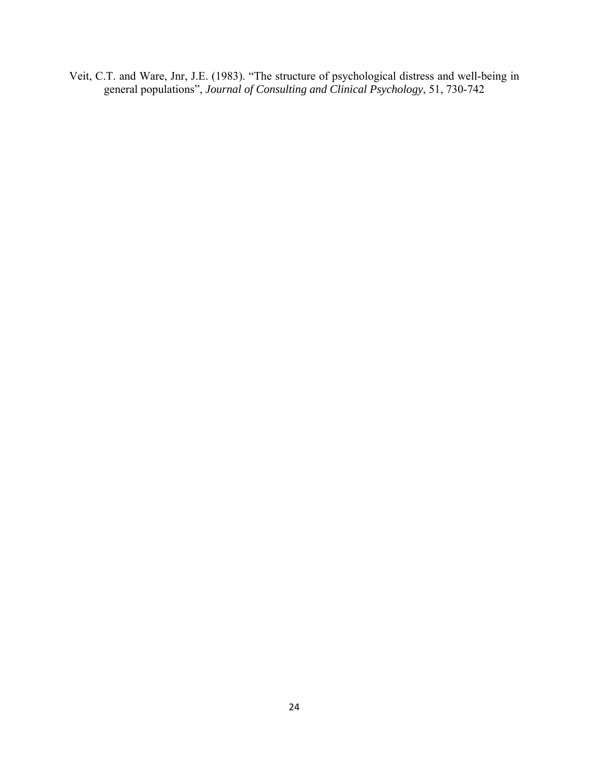Veit, C.T. and Ware, Jnr, J.E. (1983). “The structure of psychological distress and well-being in general populations”, *Journal of Consulting and Clinical Psychology*, 51, 730-742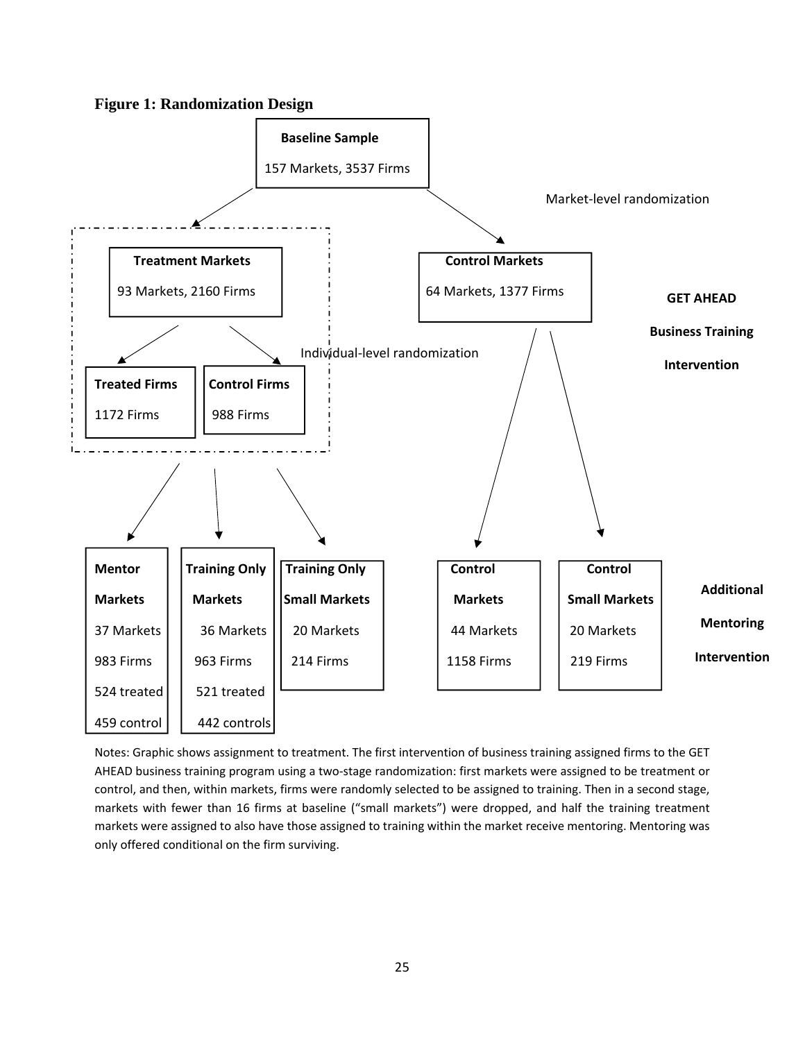**Figure 1: Randomization Design**

**Baseline Sample**

157 Markets, 3537 Firms

Market-level randomization

**Treatment Markets**

93 Markets, 2160 Firms

**Control Markets**

64 Markets, 1377 Firms

Individual-level randomization

**Treated Firms**

1172 Firms

**Control Firms**

988 Firms

**GET AHEAD Business Training Intervention**

**Mentor Markets**

37 Markets

983 Firms

524 treated

459 control

**Training Only Markets**

36 Markets

963 Firms

521 treated

442 controls

**Training Only Small Markets**

20 Markets

214 Firms

**Control Markets**

44 Markets

1158 Firms

**Control Small Markets**

20 Markets

219 Firms

**Additional Mentoring Intervention**

Notes: Graphic shows assignment to treatment. The first intervention of business training assigned firms to the GET AHEAD business training program using a two-stage randomization: first markets were assigned to be treatment or control, and then, within markets, firms were randomly selected to be assigned to training. Then in a second stage, markets with fewer than 16 firms at baseline ("small markets") were dropped, and half the training treatment markets were assigned to also have those assigned to training within the market receive mentoring. Mentoring was only offered conditional on the firm surviving.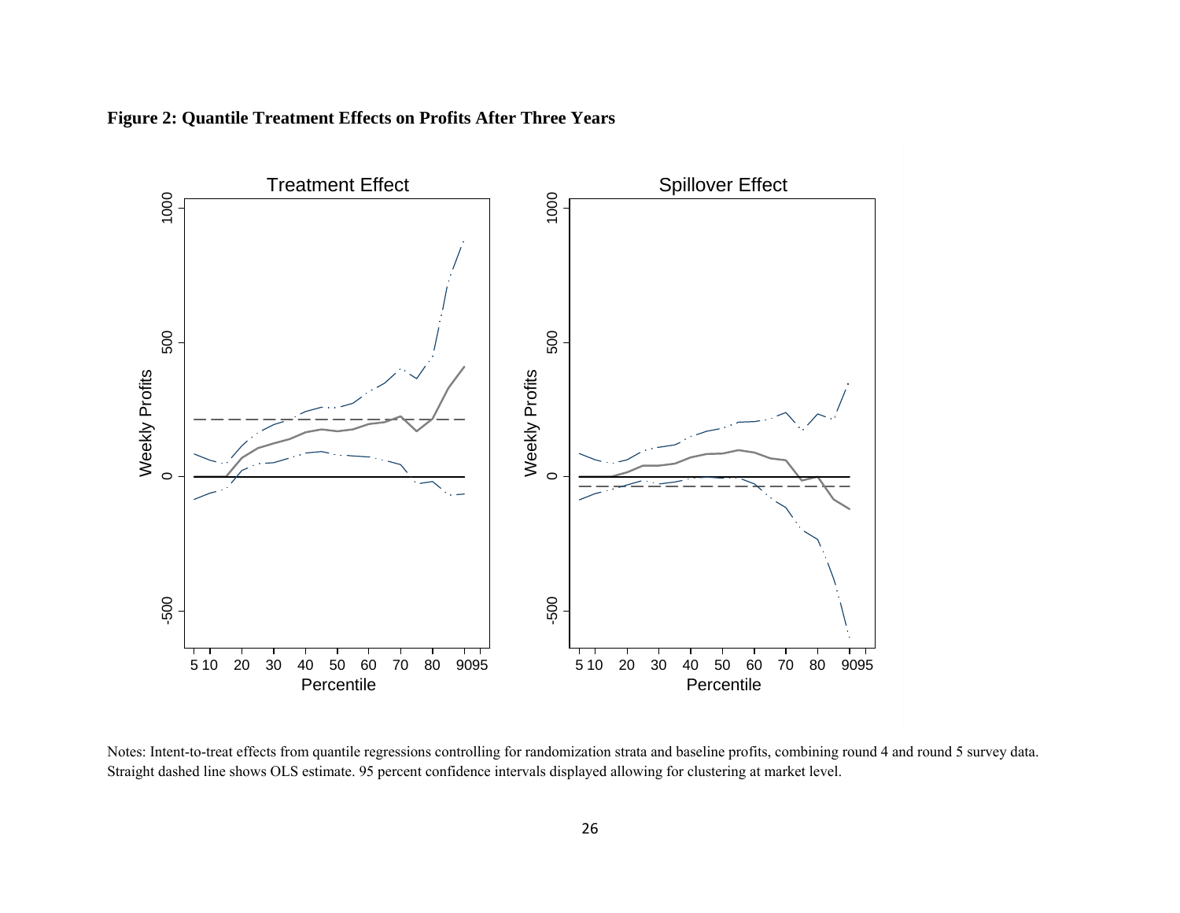**Figure 2: Quantile Treatment Effects on Profits After Three Years**

Notes: Intent-to-treat effects from quantile regressions controlling for randomization strata and baseline profits, combining round 4 and round 5 survey data. Straight dashed line shows OLS estimate. 95 percent confidence intervals displayed allowing for clustering at market level.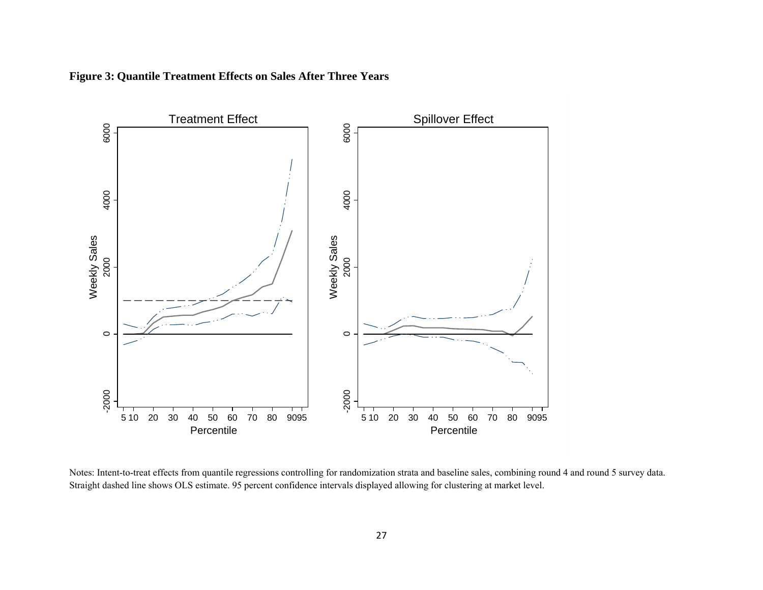**Figure 3: Quantile Treatment Effects on Sales After Three Years**

Notes: Intent-to-treat effects from quantile regressions controlling for randomization strata and baseline sales, combining round 4 and round 5 survey data. Straight dashed line shows OLS estimate. 95 percent confidence intervals displayed allowing for clustering at market level.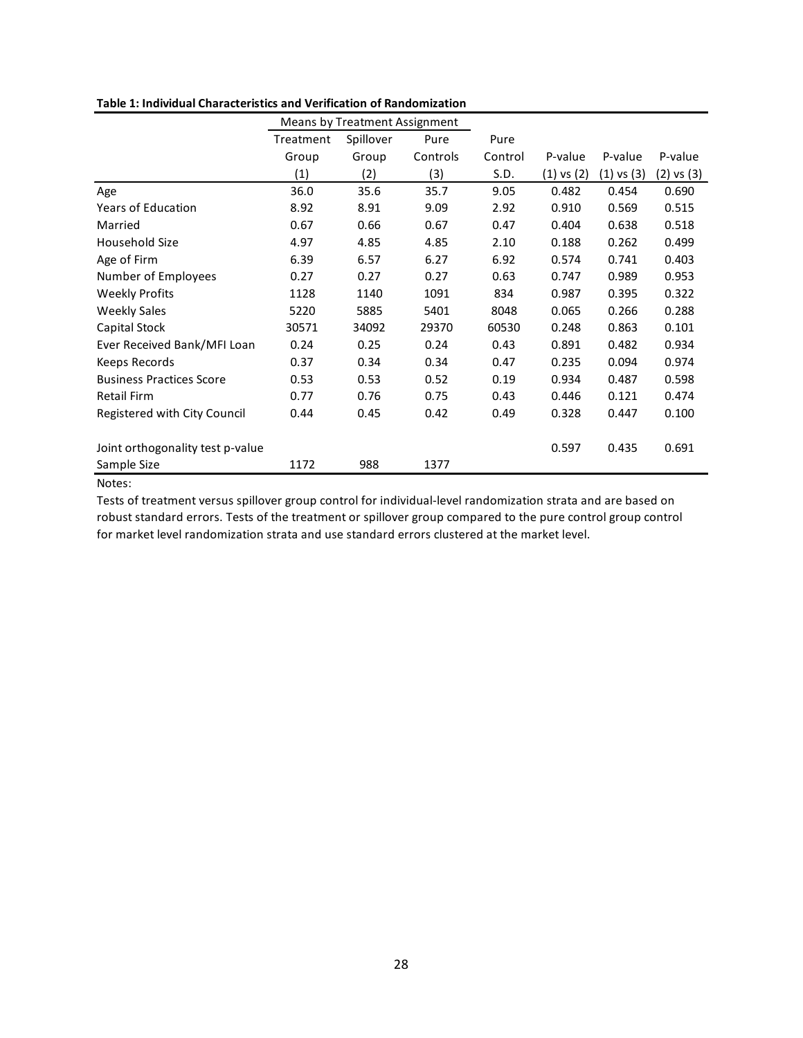**Table 1: Individual Characteristics and Verification of Randomization**

| | Means by Treatment Assignment | | | | | | |
|---|---|---|---|---|---|---|---|
| | Treatment Group (1) | Spillover Group (2) | Pure Controls (3) | Pure Control S.D. | P-value (1) vs (2) | P-value (1) vs (3) | P-value (2) vs (3) |
| Age | 36.0 | 35.6 | 35.7 | 9.05 | 0.482 | 0.454 | 0.690 |
| Years of Education | 8.92 | 8.91 | 9.09 | 2.92 | 0.910 | 0.569 | 0.515 |
| Married | 0.67 | 0.66 | 0.67 | 0.47 | 0.404 | 0.638 | 0.518 |
| Household Size | 4.97 | 4.85 | 4.85 | 2.10 | 0.188 | 0.262 | 0.499 |
| Age of Firm | 6.39 | 6.57 | 6.27 | 6.92 | 0.574 | 0.741 | 0.403 |
| Number of Employees | 0.27 | 0.27 | 0.27 | 0.63 | 0.747 | 0.989 | 0.953 |
| Weekly Profits | 1128 | 1140 | 1091 | 834 | 0.987 | 0.395 | 0.322 |
| Weekly Sales | 5220 | 5885 | 5401 | 8048 | 0.065 | 0.266 | 0.288 |
| Capital Stock | 30571 | 34092 | 29370 | 60530 | 0.248 | 0.863 | 0.101 |
| Ever Received Bank/MFI Loan | 0.24 | 0.25 | 0.24 | 0.43 | 0.891 | 0.482 | 0.934 |
| Keeps Records | 0.37 | 0.34 | 0.34 | 0.47 | 0.235 | 0.094 | 0.974 |
| Business Practices Score | 0.53 | 0.53 | 0.52 | 0.19 | 0.934 | 0.487 | 0.598 |
| Retail Firm | 0.77 | 0.76 | 0.75 | 0.43 | 0.446 | 0.121 | 0.474 |
| Registered with City Council | 0.44 | 0.45 | 0.42 | 0.49 | 0.328 | 0.447 | 0.100 |
| | | | | | | | |
| Joint orthogonality test p-value | | | | | 0.597 | 0.435 | 0.691 |
| Sample Size | 1172 | 988 | 1377 | | | | |

Notes:

Tests of treatment versus spillover group control for individual-level randomization strata and are based on robust standard errors. Tests of the treatment or spillover group compared to the pure control group control for market level randomization strata and use standard errors clustered at the market level.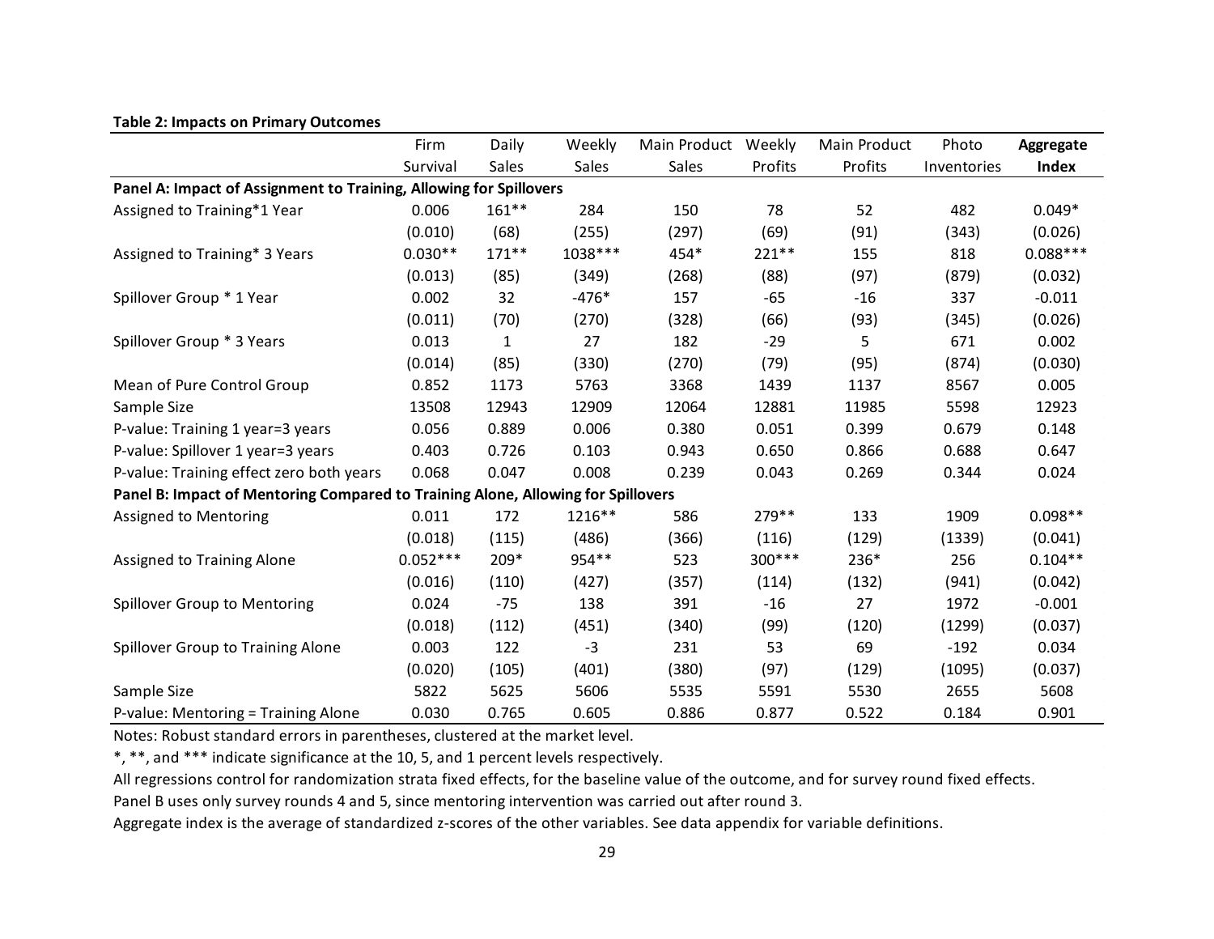**Table 2: Impacts on Primary Outcomes**

| | Firm Survival | Daily Sales | Weekly Sales | Main Product Sales | Weekly Profits | Main Product Profits | Photo Inventories | **Aggregate Index** |
|---|---|---|---|---|---|---|---|---|
| **Panel A: Impact of Assignment to Training, Allowing for Spillovers** | | | | | | | | |
| Assigned to Training*1 Year | 0.006 | 161** | 284 | 150 | 78 | 52 | 482 | 0.049* |
| | (0.010) | (68) | (255) | (297) | (69) | (91) | (343) | (0.026) |
| Assigned to Training* 3 Years | 0.030** | 171** | 1038*** | 454* | 221** | 155 | 818 | 0.088*** |
| | (0.013) | (85) | (349) | (268) | (88) | (97) | (879) | (0.032) |
| Spillover Group * 1 Year | 0.002 | 32 | -476* | 157 | -65 | -16 | 337 | -0.011 |
| | (0.011) | (70) | (270) | (328) | (66) | (93) | (345) | (0.026) |
| Spillover Group * 3 Years | 0.013 | 1 | 27 | 182 | -29 | 5 | 671 | 0.002 |
| | (0.014) | (85) | (330) | (270) | (79) | (95) | (874) | (0.030) |
| Mean of Pure Control Group | 0.852 | 1173 | 5763 | 3368 | 1439 | 1137 | 8567 | 0.005 |
| Sample Size | 13508 | 12943 | 12909 | 12064 | 12881 | 11985 | 5598 | 12923 |
| P-value: Training 1 year=3 years | 0.056 | 0.889 | 0.006 | 0.380 | 0.051 | 0.399 | 0.679 | 0.148 |
| P-value: Spillover 1 year=3 years | 0.403 | 0.726 | 0.103 | 0.943 | 0.650 | 0.866 | 0.688 | 0.647 |
| P-value: Training effect zero both years | 0.068 | 0.047 | 0.008 | 0.239 | 0.043 | 0.269 | 0.344 | 0.024 |
| **Panel B: Impact of Mentoring Compared to Training Alone, Allowing for Spillovers** | | | | | | | | |
| Assigned to Mentoring | 0.011 | 172 | 1216** | 586 | 279** | 133 | 1909 | 0.098** |
| | (0.018) | (115) | (486) | (366) | (116) | (129) | (1339) | (0.041) |
| Assigned to Training Alone | 0.052*** | 209* | 954** | 523 | 300*** | 236* | 256 | 0.104** |
| | (0.016) | (110) | (427) | (357) | (114) | (132) | (941) | (0.042) |
| Spillover Group to Mentoring | 0.024 | -75 | 138 | 391 | -16 | 27 | 1972 | -0.001 |
| | (0.018) | (112) | (451) | (340) | (99) | (120) | (1299) | (0.037) |
| Spillover Group to Training Alone | 0.003 | 122 | -3 | 231 | 53 | 69 | -192 | 0.034 |
| | (0.020) | (105) | (401) | (380) | (97) | (129) | (1095) | (0.037) |
| Sample Size | 5822 | 5625 | 5606 | 5535 | 5591 | 5530 | 2655 | 5608 |
| P-value: Mentoring = Training Alone | 0.030 | 0.765 | 0.605 | 0.886 | 0.877 | 0.522 | 0.184 | 0.901 |

Notes: Robust standard errors in parentheses, clustered at the market level.

*, **, and *** indicate significance at the 10, 5, and 1 percent levels respectively.

All regressions control for randomization strata fixed effects, for the baseline value of the outcome, and for survey round fixed effects.

Panel B uses only survey rounds 4 and 5, since mentoring intervention was carried out after round 3.

Aggregate index is the average of standardized z-scores of the other variables. See data appendix for variable definitions.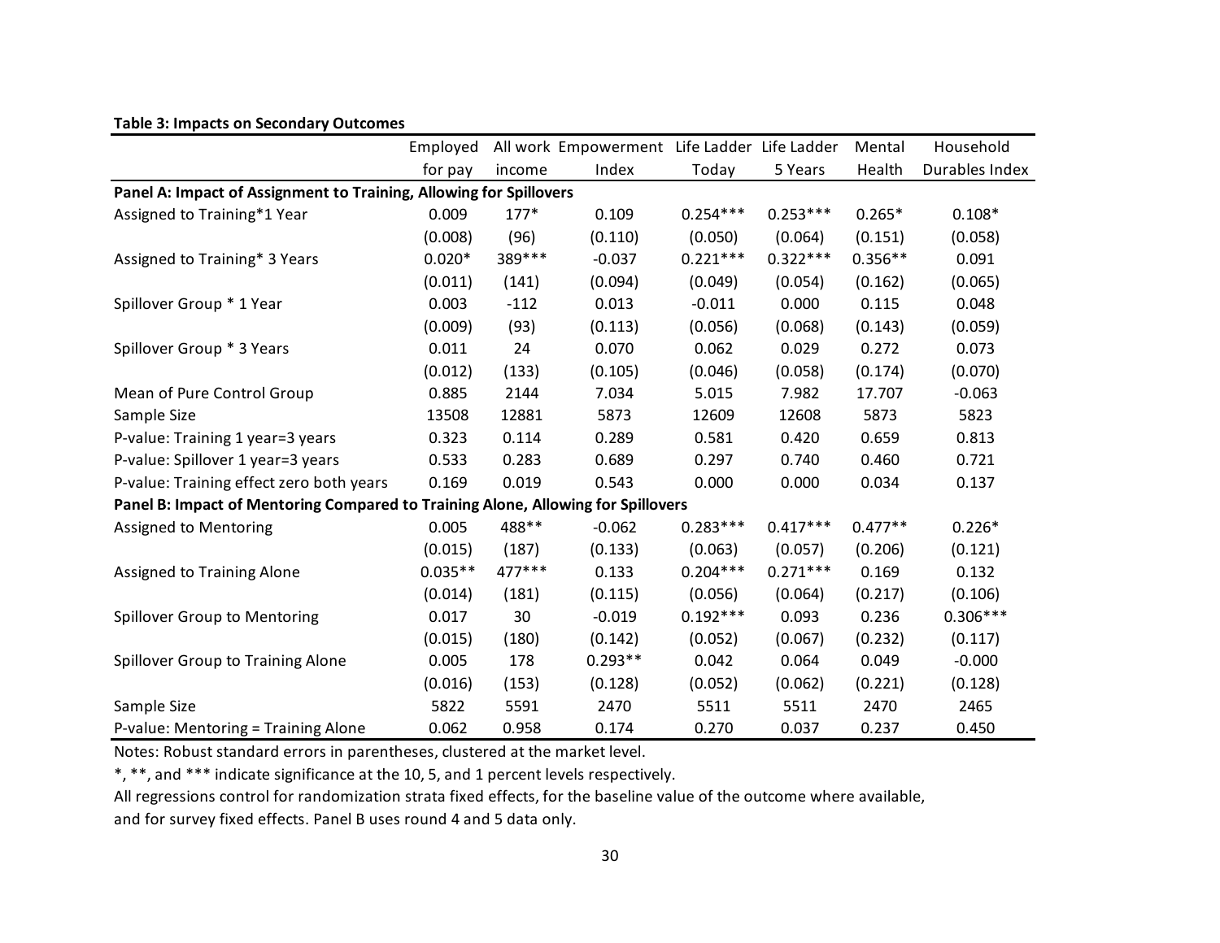**Table 3: Impacts on Secondary Outcomes**

| | Employed for pay | All work income | Empowerment Index | Life Ladder Today | Life Ladder 5 Years | Mental Health | Household Durables Index |
|---|---|---|---|---|---|---|---|
| **Panel A: Impact of Assignment to Training, Allowing for Spillovers** | | | | | | | |
| Assigned to Training*1 Year | 0.009 | 177* | 0.109 | 0.254*** | 0.253*** | 0.265* | 0.108* |
| | (0.008) | (96) | (0.110) | (0.050) | (0.064) | (0.151) | (0.058) |
| Assigned to Training* 3 Years | 0.020* | 389*** | -0.037 | 0.221*** | 0.322*** | 0.356** | 0.091 |
| | (0.011) | (141) | (0.094) | (0.049) | (0.054) | (0.162) | (0.065) |
| Spillover Group * 1 Year | 0.003 | -112 | 0.013 | -0.011 | 0.000 | 0.115 | 0.048 |
| | (0.009) | (93) | (0.113) | (0.056) | (0.068) | (0.143) | (0.059) |
| Spillover Group * 3 Years | 0.011 | 24 | 0.070 | 0.062 | 0.029 | 0.272 | 0.073 |
| | (0.012) | (133) | (0.105) | (0.046) | (0.058) | (0.174) | (0.070) |
| Mean of Pure Control Group | 0.885 | 2144 | 7.034 | 5.015 | 7.982 | 17.707 | -0.063 |
| Sample Size | 13508 | 12881 | 5873 | 12609 | 12608 | 5873 | 5823 |
| P-value: Training 1 year=3 years | 0.323 | 0.114 | 0.289 | 0.581 | 0.420 | 0.659 | 0.813 |
| P-value: Spillover 1 year=3 years | 0.533 | 0.283 | 0.689 | 0.297 | 0.740 | 0.460 | 0.721 |
| P-value: Training effect zero both years | 0.169 | 0.019 | 0.543 | 0.000 | 0.000 | 0.034 | 0.137 |
| **Panel B: Impact of Mentoring Compared to Training Alone, Allowing for Spillovers** | | | | | | | |
| Assigned to Mentoring | 0.005 | 488** | -0.062 | 0.283*** | 0.417*** | 0.477** | 0.226* |
| | (0.015) | (187) | (0.133) | (0.063) | (0.057) | (0.206) | (0.121) |
| Assigned to Training Alone | 0.035** | 477*** | 0.133 | 0.204*** | 0.271*** | 0.169 | 0.132 |
| | (0.014) | (181) | (0.115) | (0.056) | (0.064) | (0.217) | (0.106) |
| Spillover Group to Mentoring | 0.017 | 30 | -0.019 | 0.192*** | 0.093 | 0.236 | 0.306*** |
| | (0.015) | (180) | (0.142) | (0.052) | (0.067) | (0.232) | (0.117) |
| Spillover Group to Training Alone | 0.005 | 178 | 0.293** | 0.042 | 0.064 | 0.049 | -0.000 |
| | (0.016) | (153) | (0.128) | (0.052) | (0.062) | (0.221) | (0.128) |
| Sample Size | 5822 | 5591 | 2470 | 5511 | 5511 | 2470 | 2465 |
| P-value: Mentoring = Training Alone | 0.062 | 0.958 | 0.174 | 0.270 | 0.037 | 0.237 | 0.450 |

Notes: Robust standard errors in parentheses, clustered at the market level.

*, **, and *** indicate significance at the 10, 5, and 1 percent levels respectively.

All regressions control for randomization strata fixed effects, for the baseline value of the outcome where available, and for survey fixed effects. Panel B uses round 4 and 5 data only.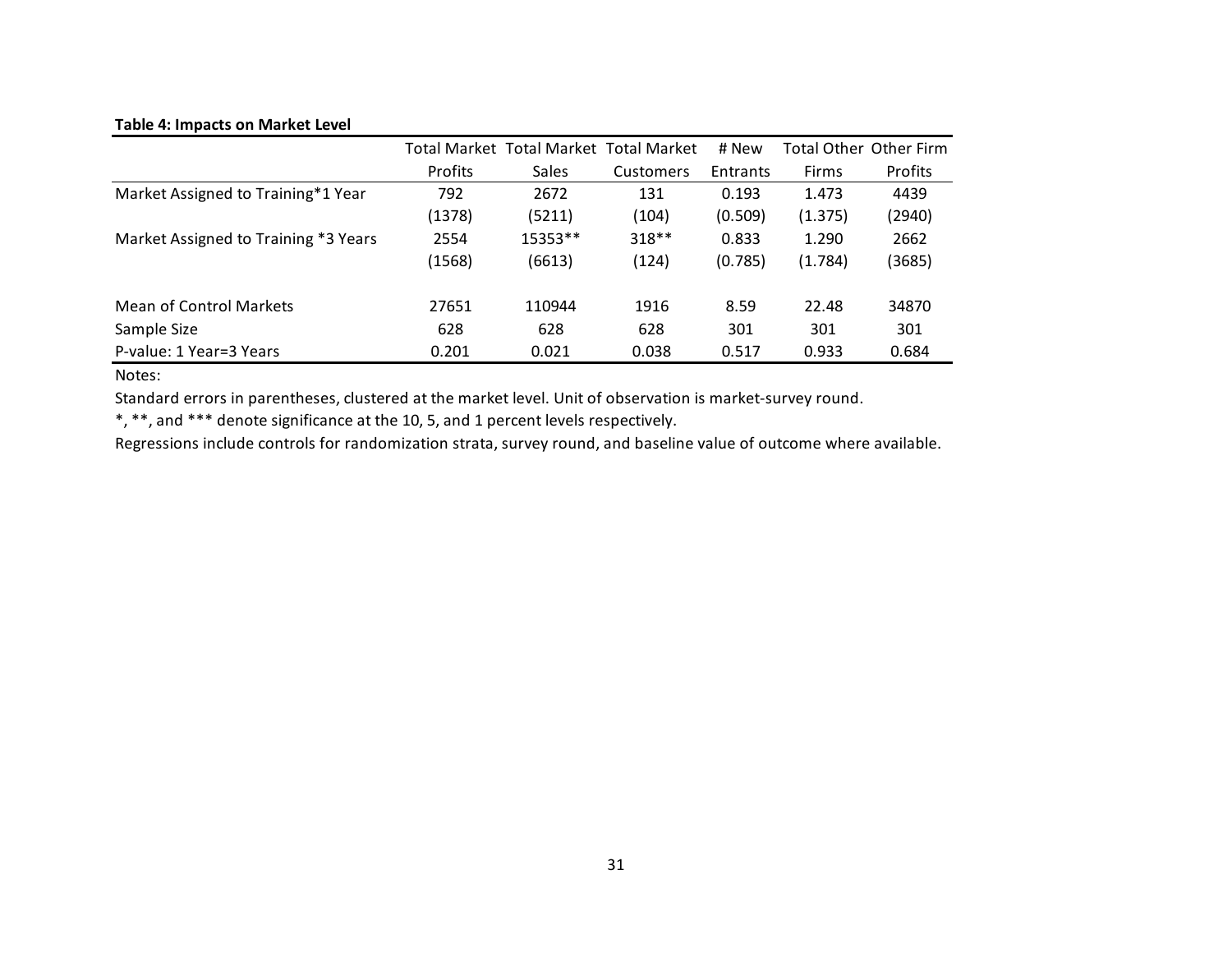**Table 4: Impacts on Market Level**

| | Total Market Profits | Total Market Sales | Total Market Customers | # New Entrants | Total Other Firms | Other Firm Profits |
|---|---|---|---|---|---|---|
| Market Assigned to Training*1 Year | 792 | 2672 | 131 | 0.193 | 1.473 | 4439 |
| | (1378) | (5211) | (104) | (0.509) | (1.375) | (2940) |
| Market Assigned to Training *3 Years | 2554 | 15353** | 318** | 0.833 | 1.290 | 2662 |
| | (1568) | (6613) | (124) | (0.785) | (1.784) | (3685) |
| | | | | | | |
| Mean of Control Markets | 27651 | 110944 | 1916 | 8.59 | 22.48 | 34870 |
| Sample Size | 628 | 628 | 628 | 301 | 301 | 301 |
| P-value: 1 Year=3 Years | 0.201 | 0.021 | 0.038 | 0.517 | 0.933 | 0.684 |

Notes:

Standard errors in parentheses, clustered at the market level. Unit of observation is market-survey round.

*, **, and *** denote significance at the 10, 5, and 1 percent levels respectively.

Regressions include controls for randomization strata, survey round, and baseline value of outcome where available.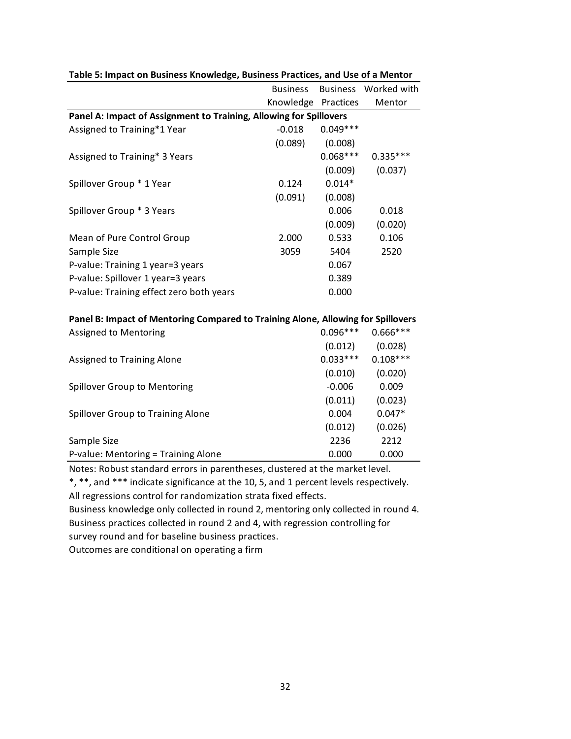**Table 5: Impact on Business Knowledge, Business Practices, and Use of a Mentor**

| | Business Knowledge | Business Practices | Worked with Mentor |
|---|---|---|---|
| **Panel A: Impact of Assignment to Training, Allowing for Spillovers** | | | |
| Assigned to Training*1 Year | -0.018 | 0.049*** | |
| | (0.089) | (0.008) | |
| Assigned to Training* 3 Years | | 0.068*** | 0.335*** |
| | | (0.009) | (0.037) |
| Spillover Group * 1 Year | 0.124 | 0.014* | |
| | (0.091) | (0.008) | |
| Spillover Group * 3 Years | | 0.006 | 0.018 |
| | | (0.009) | (0.020) |
| Mean of Pure Control Group | 2.000 | 0.533 | 0.106 |
| Sample Size | 3059 | 5404 | 2520 |
| P-value: Training 1 year=3 years | | 0.067 | |
| P-value: Spillover 1 year=3 years | | 0.389 | |
| P-value: Training effect zero both years | | 0.000 | |
| **Panel B: Impact of Mentoring Compared to Training Alone, Allowing for Spillovers** | | | |
| Assigned to Mentoring | | 0.096*** | 0.666*** |
| | | (0.012) | (0.028) |
| Assigned to Training Alone | | 0.033*** | 0.108*** |
| | | (0.010) | (0.020) |
| Spillover Group to Mentoring | | -0.006 | 0.009 |
| | | (0.011) | (0.023) |
| Spillover Group to Training Alone | | 0.004 | 0.047* |
| | | (0.012) | (0.026) |
| Sample Size | | 2236 | 2212 |
| P-value: Mentoring = Training Alone | | 0.000 | 0.000 |

Notes: Robust standard errors in parentheses, clustered at the market level.
*, **, and *** indicate significance at the 10, 5, and 1 percent levels respectively.
All regressions control for randomization strata fixed effects.
Business knowledge only collected in round 2, mentoring only collected in round 4.
Business practices collected in round 2 and 4, with regression controlling for survey round and for baseline business practices.
Outcomes are conditional on operating a firm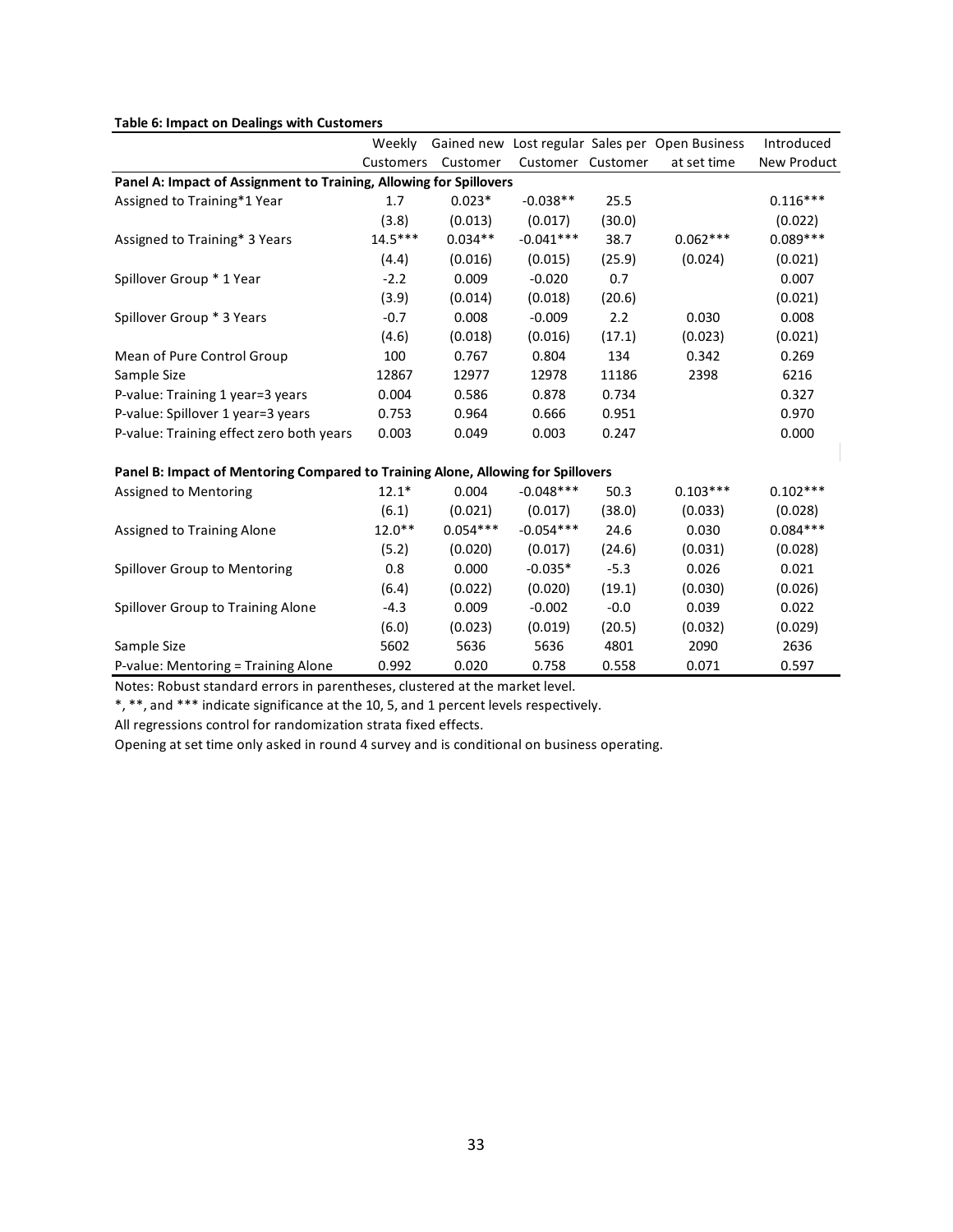**Table 6: Impact on Dealings with Customers**

| | Weekly Customers | Gained new Customer | Lost regular Customer | Sales per Customer | Open Business at set time | Introduced New Product |
|---|---|---|---|---|---|---|
| **Panel A: Impact of Assignment to Training, Allowing for Spillovers** | | | | | | |
| Assigned to Training*1 Year | 1.7 | 0.023* | -0.038** | 25.5 | | 0.116*** |
| | (3.8) | (0.013) | (0.017) | (30.0) | | (0.022) |
| Assigned to Training* 3 Years | 14.5*** | 0.034** | -0.041*** | 38.7 | 0.062*** | 0.089*** |
| | (4.4) | (0.016) | (0.015) | (25.9) | (0.024) | (0.021) |
| Spillover Group * 1 Year | -2.2 | 0.009 | -0.020 | 0.7 | | 0.007 |
| | (3.9) | (0.014) | (0.018) | (20.6) | | (0.021) |
| Spillover Group * 3 Years | -0.7 | 0.008 | -0.009 | 2.2 | 0.030 | 0.008 |
| | (4.6) | (0.018) | (0.016) | (17.1) | (0.023) | (0.021) |
| Mean of Pure Control Group | 100 | 0.767 | 0.804 | 134 | 0.342 | 0.269 |
| Sample Size | 12867 | 12977 | 12978 | 11186 | 2398 | 6216 |
| P-value: Training 1 year=3 years | 0.004 | 0.586 | 0.878 | 0.734 | | 0.327 |
| P-value: Spillover 1 year=3 years | 0.753 | 0.964 | 0.666 | 0.951 | | 0.970 |
| P-value: Training effect zero both years | 0.003 | 0.049 | 0.003 | 0.247 | | 0.000 |
| **Panel B: Impact of Mentoring Compared to Training Alone, Allowing for Spillovers** | | | | | | |
| Assigned to Mentoring | 12.1* | 0.004 | -0.048*** | 50.3 | 0.103*** | 0.102*** |
| | (6.1) | (0.021) | (0.017) | (38.0) | (0.033) | (0.028) |
| Assigned to Training Alone | 12.0** | 0.054*** | -0.054*** | 24.6 | 0.030 | 0.084*** |
| | (5.2) | (0.020) | (0.017) | (24.6) | (0.031) | (0.028) |
| Spillover Group to Mentoring | 0.8 | 0.000 | -0.035* | -5.3 | 0.026 | 0.021 |
| | (6.4) | (0.022) | (0.020) | (19.1) | (0.030) | (0.026) |
| Spillover Group to Training Alone | -4.3 | 0.009 | -0.002 | -0.0 | 0.039 | 0.022 |
| | (6.0) | (0.023) | (0.019) | (20.5) | (0.032) | (0.029) |
| Sample Size | 5602 | 5636 | 5636 | 4801 | 2090 | 2636 |
| P-value: Mentoring = Training Alone | 0.992 | 0.020 | 0.758 | 0.558 | 0.071 | 0.597 |

Notes: Robust standard errors in parentheses, clustered at the market level.

*, **, and *** indicate significance at the 10, 5, and 1 percent levels respectively.

All regressions control for randomization strata fixed effects.

Opening at set time only asked in round 4 survey and is conditional on business operating.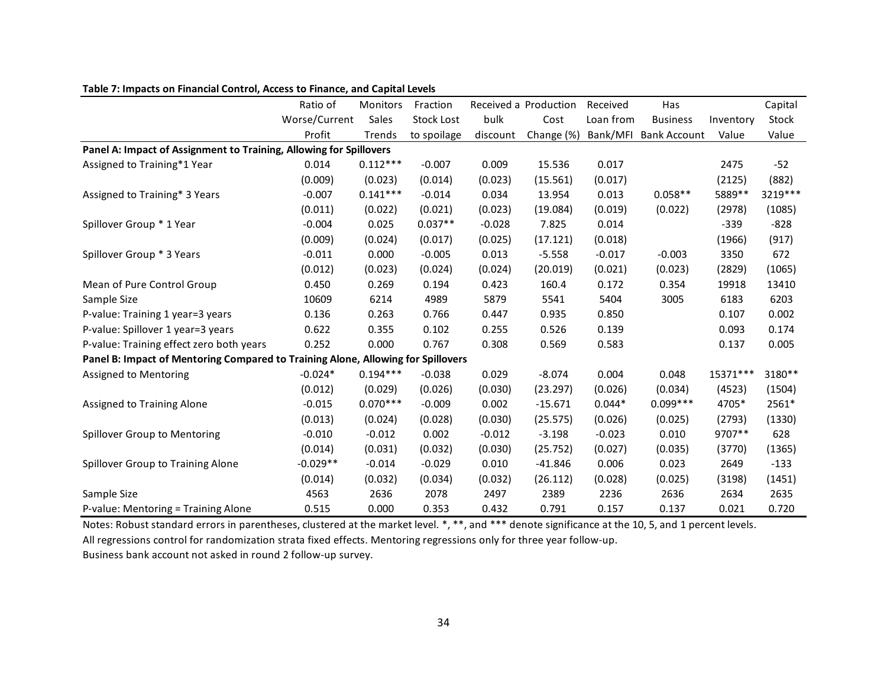**Table 7: Impacts on Financial Control, Access to Finance, and Capital Levels**

| | Ratio of Worse/Current Profit | Monitors Sales Trends | Fraction Stock Lost to spoilage | Received a bulk discount | Production Cost Change (%) | Received Loan from Bank/MFI | Has Business Bank Account | Inventory Value | Capital Stock Value |
|---|---|---|---|---|---|---|---|---|---|
| **Panel A: Impact of Assignment to Training, Allowing for Spillovers** | | | | | | | | | |
| Assigned to Training*1 Year | 0.014 | 0.112*** | -0.007 | 0.009 | 15.536 | 0.017 | | 2475 | -52 |
| | (0.009) | (0.023) | (0.014) | (0.023) | (15.561) | (0.017) | | (2125) | (882) |
| Assigned to Training* 3 Years | -0.007 | 0.141*** | -0.014 | 0.034 | 13.954 | 0.013 | 0.058** | 5889** | 3219*** |
| | (0.011) | (0.022) | (0.021) | (0.023) | (19.084) | (0.019) | (0.022) | (2978) | (1085) |
| Spillover Group * 1 Year | -0.004 | 0.025 | 0.037** | -0.028 | 7.825 | 0.014 | | -339 | -828 |
| | (0.009) | (0.024) | (0.017) | (0.025) | (17.121) | (0.018) | | (1966) | (917) |
| Spillover Group * 3 Years | -0.011 | 0.000 | -0.005 | 0.013 | -5.558 | -0.017 | -0.003 | 3350 | 672 |
| | (0.012) | (0.023) | (0.024) | (0.024) | (20.019) | (0.021) | (0.023) | (2829) | (1065) |
| Mean of Pure Control Group | 0.450 | 0.269 | 0.194 | 0.423 | 160.4 | 0.172 | 0.354 | 19918 | 13410 |
| Sample Size | 10609 | 6214 | 4989 | 5879 | 5541 | 5404 | 3005 | 6183 | 6203 |
| P-value: Training 1 year=3 years | 0.136 | 0.263 | 0.766 | 0.447 | 0.935 | 0.850 | | 0.107 | 0.002 |
| P-value: Spillover 1 year=3 years | 0.622 | 0.355 | 0.102 | 0.255 | 0.526 | 0.139 | | 0.093 | 0.174 |
| P-value: Training effect zero both years | 0.252 | 0.000 | 0.767 | 0.308 | 0.569 | 0.583 | | 0.137 | 0.005 |
| **Panel B: Impact of Mentoring Compared to Training Alone, Allowing for Spillovers** | | | | | | | | | |
| Assigned to Mentoring | -0.024* | 0.194*** | -0.038 | 0.029 | -8.074 | 0.004 | 0.048 | 15371*** | 3180** |
| | (0.012) | (0.029) | (0.026) | (0.030) | (23.297) | (0.026) | (0.034) | (4523) | (1504) |
| Assigned to Training Alone | -0.015 | 0.070*** | -0.009 | 0.002 | -15.671 | 0.044* | 0.099*** | 4705* | 2561* |
| | (0.013) | (0.024) | (0.028) | (0.030) | (25.575) | (0.026) | (0.025) | (2793) | (1330) |
| Spillover Group to Mentoring | -0.010 | -0.012 | 0.002 | -0.012 | -3.198 | -0.023 | 0.010 | 9707** | 628 |
| | (0.014) | (0.031) | (0.032) | (0.030) | (25.752) | (0.027) | (0.035) | (3770) | (1365) |
| Spillover Group to Training Alone | -0.029** | -0.014 | -0.029 | 0.010 | -41.846 | 0.006 | 0.023 | 2649 | -133 |
| | (0.014) | (0.032) | (0.034) | (0.032) | (26.112) | (0.028) | (0.025) | (3198) | (1451) |
| Sample Size | 4563 | 2636 | 2078 | 2497 | 2389 | 2236 | 2636 | 2634 | 2635 |
| P-value: Mentoring = Training Alone | 0.515 | 0.000 | 0.353 | 0.432 | 0.791 | 0.157 | 0.137 | 0.021 | 0.720 |

Notes: Robust standard errors in parentheses, clustered at the market level. *, **, and *** denote significance at the 10, 5, and 1 percent levels.
All regressions control for randomization strata fixed effects. Mentoring regressions only for three year follow-up.
Business bank account not asked in round 2 follow-up survey.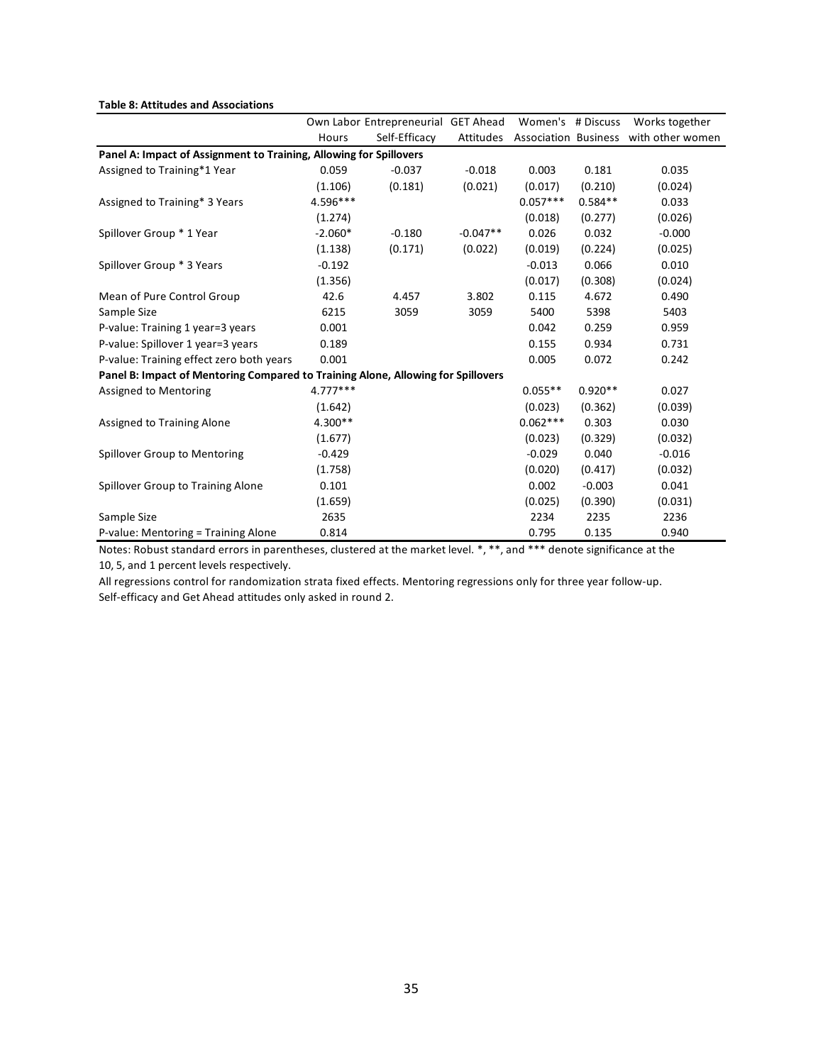**Table 8: Attitudes and Associations**

| | Own Labor Hours | Entrepreneurial Self-Efficacy | GET Ahead Attitudes | Women's Association | # Discuss Business | Works together with other women |
|---|---|---|---|---|---|---|
| **Panel A: Impact of Assignment to Training, Allowing for Spillovers** | | | | | | |
| Assigned to Training*1 Year | 0.059 | -0.037 | -0.018 | 0.003 | 0.181 | 0.035 |
| | (1.106) | (0.181) | (0.021) | (0.017) | (0.210) | (0.024) |
| Assigned to Training* 3 Years | 4.596*** | | | 0.057*** | 0.584** | 0.033 |
| | (1.274) | | | (0.018) | (0.277) | (0.026) |
| Spillover Group * 1 Year | -2.060* | -0.180 | -0.047** | 0.026 | 0.032 | -0.000 |
| | (1.138) | (0.171) | (0.022) | (0.019) | (0.224) | (0.025) |
| Spillover Group * 3 Years | -0.192 | | | -0.013 | 0.066 | 0.010 |
| | (1.356) | | | (0.017) | (0.308) | (0.024) |
| Mean of Pure Control Group | 42.6 | 4.457 | 3.802 | 0.115 | 4.672 | 0.490 |
| Sample Size | 6215 | 3059 | 3059 | 5400 | 5398 | 5403 |
| P-value: Training 1 year=3 years | 0.001 | | | 0.042 | 0.259 | 0.959 |
| P-value: Spillover 1 year=3 years | 0.189 | | | 0.155 | 0.934 | 0.731 |
| P-value: Training effect zero both years | 0.001 | | | 0.005 | 0.072 | 0.242 |
| **Panel B: Impact of Mentoring Compared to Training Alone, Allowing for Spillovers** | | | | | | |
| Assigned to Mentoring | 4.777*** | | | 0.055** | 0.920** | 0.027 |
| | (1.642) | | | (0.023) | (0.362) | (0.039) |
| Assigned to Training Alone | 4.300** | | | 0.062*** | 0.303 | 0.030 |
| | (1.677) | | | (0.023) | (0.329) | (0.032) |
| Spillover Group to Mentoring | -0.429 | | | -0.029 | 0.040 | -0.016 |
| | (1.758) | | | (0.020) | (0.417) | (0.032) |
| Spillover Group to Training Alone | 0.101 | | | 0.002 | -0.003 | 0.041 |
| | (1.659) | | | (0.025) | (0.390) | (0.031) |
| Sample Size | 2635 | | | 2234 | 2235 | 2236 |
| P-value: Mentoring = Training Alone | 0.814 | | | 0.795 | 0.135 | 0.940 |

Notes: Robust standard errors in parentheses, clustered at the market level. *, **, and *** denote significance at the 10, 5, and 1 percent levels respectively.

All regressions control for randomization strata fixed effects. Mentoring regressions only for three year follow-up.

Self-efficacy and Get Ahead attitudes only asked in round 2.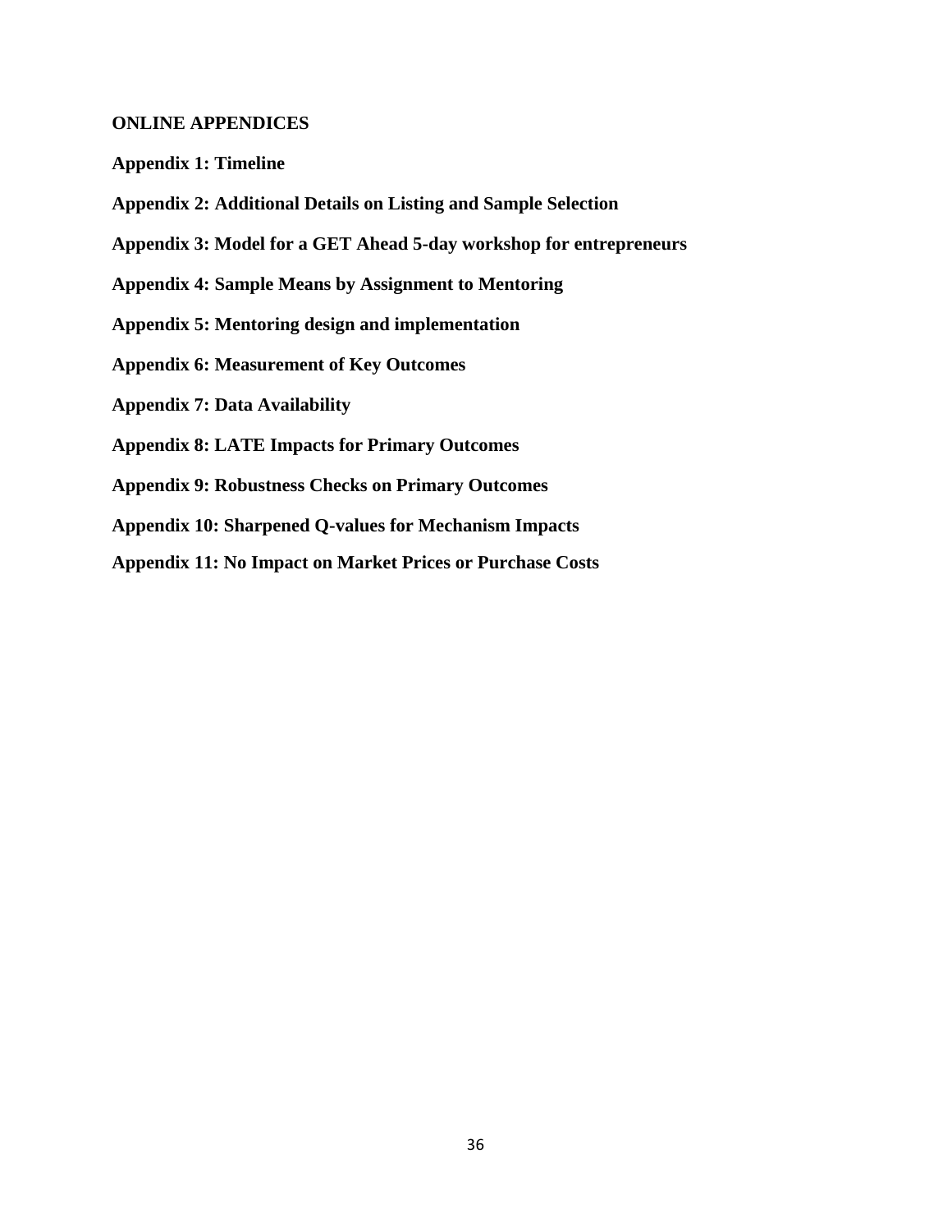**ONLINE APPENDICES**

**Appendix 1: Timeline**

**Appendix 2: Additional Details on Listing and Sample Selection**

**Appendix 3: Model for a GET Ahead 5-day workshop for entrepreneurs**

**Appendix 4: Sample Means by Assignment to Mentoring**

**Appendix 5: Mentoring design and implementation**

**Appendix 6: Measurement of Key Outcomes**

**Appendix 7: Data Availability**

**Appendix 8: LATE Impacts for Primary Outcomes**

**Appendix 9: Robustness Checks on Primary Outcomes**

**Appendix 10: Sharpened Q-values for Mechanism Impacts**

**Appendix 11: No Impact on Market Prices or Purchase Costs**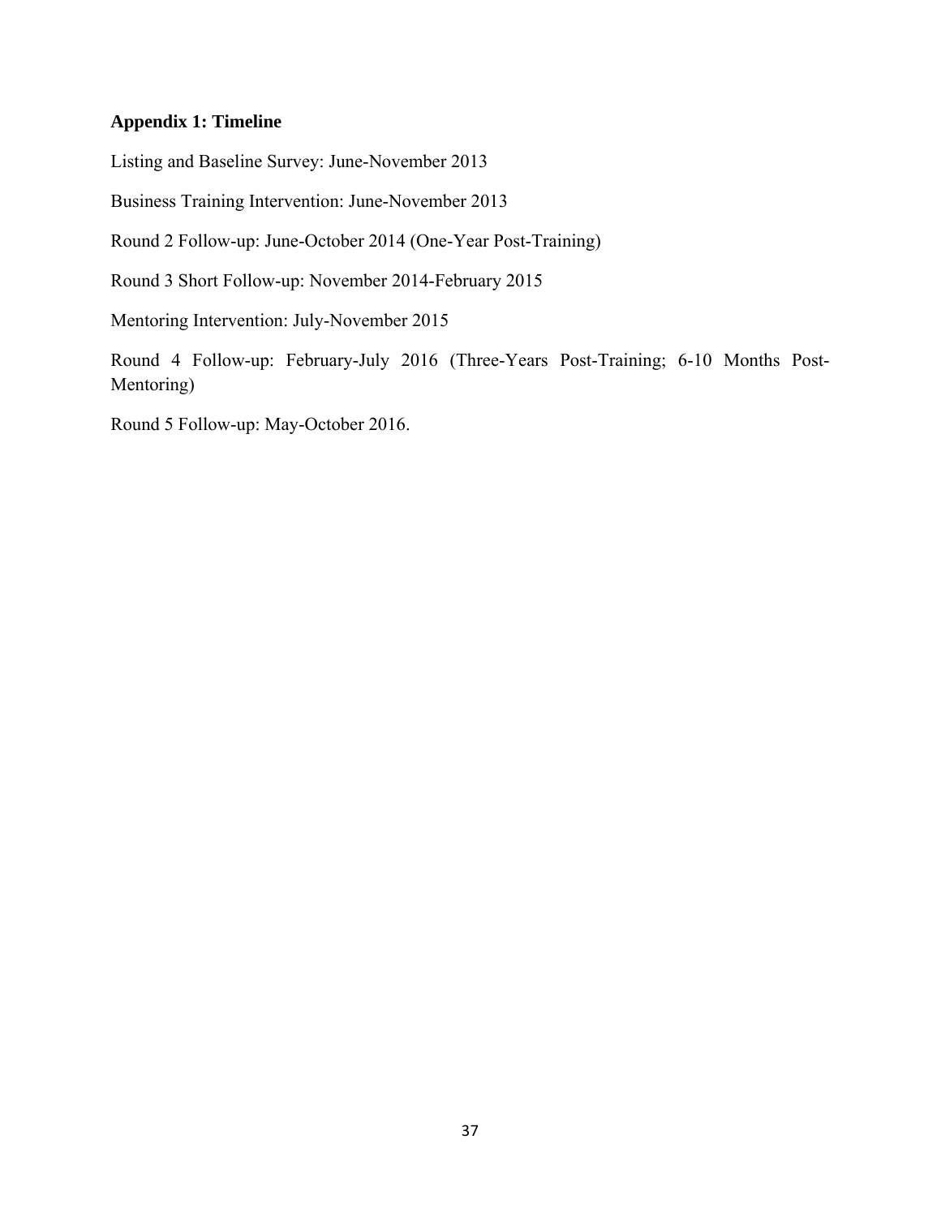### Appendix 1: Timeline

Listing and Baseline Survey: June-November 2013

Business Training Intervention: June-November 2013

Round 2 Follow-up: June-October 2014 (One-Year Post-Training)

Round 3 Short Follow-up: November 2014-February 2015

Mentoring Intervention: July-November 2015

Round 4 Follow-up: February-July 2016 (Three-Years Post-Training; 6-10 Months Post-Mentoring)

Round 5 Follow-up: May-October 2016.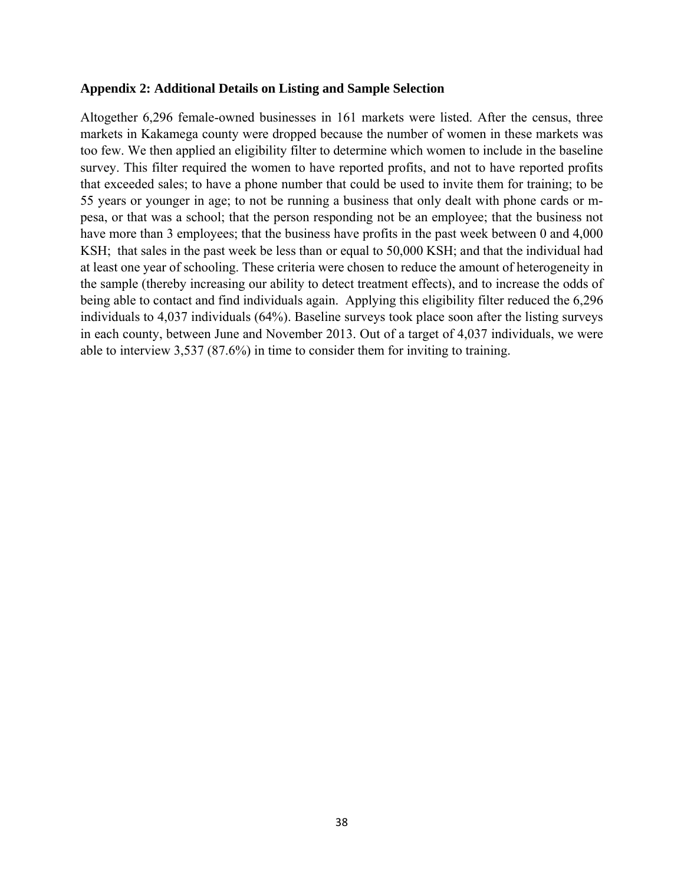### Appendix 2: Additional Details on Listing and Sample Selection

Altogether 6,296 female-owned businesses in 161 markets were listed. After the census, three markets in Kakamega county were dropped because the number of women in these markets was too few. We then applied an eligibility filter to determine which women to include in the baseline survey. This filter required the women to have reported profits, and not to have reported profits that exceeded sales; to have a phone number that could be used to invite them for training; to be 55 years or younger in age; to not be running a business that only dealt with phone cards or m-pesa, or that was a school; that the person responding not be an employee; that the business not have more than 3 employees; that the business have profits in the past week between 0 and 4,000 KSH; that sales in the past week be less than or equal to 50,000 KSH; and that the individual had at least one year of schooling. These criteria were chosen to reduce the amount of heterogeneity in the sample (thereby increasing our ability to detect treatment effects), and to increase the odds of being able to contact and find individuals again. Applying this eligibility filter reduced the 6,296 individuals to 4,037 individuals (64%). Baseline surveys took place soon after the listing surveys in each county, between June and November 2013. Out of a target of 4,037 individuals, we were able to interview 3,537 (87.6%) in time to consider them for inviting to training.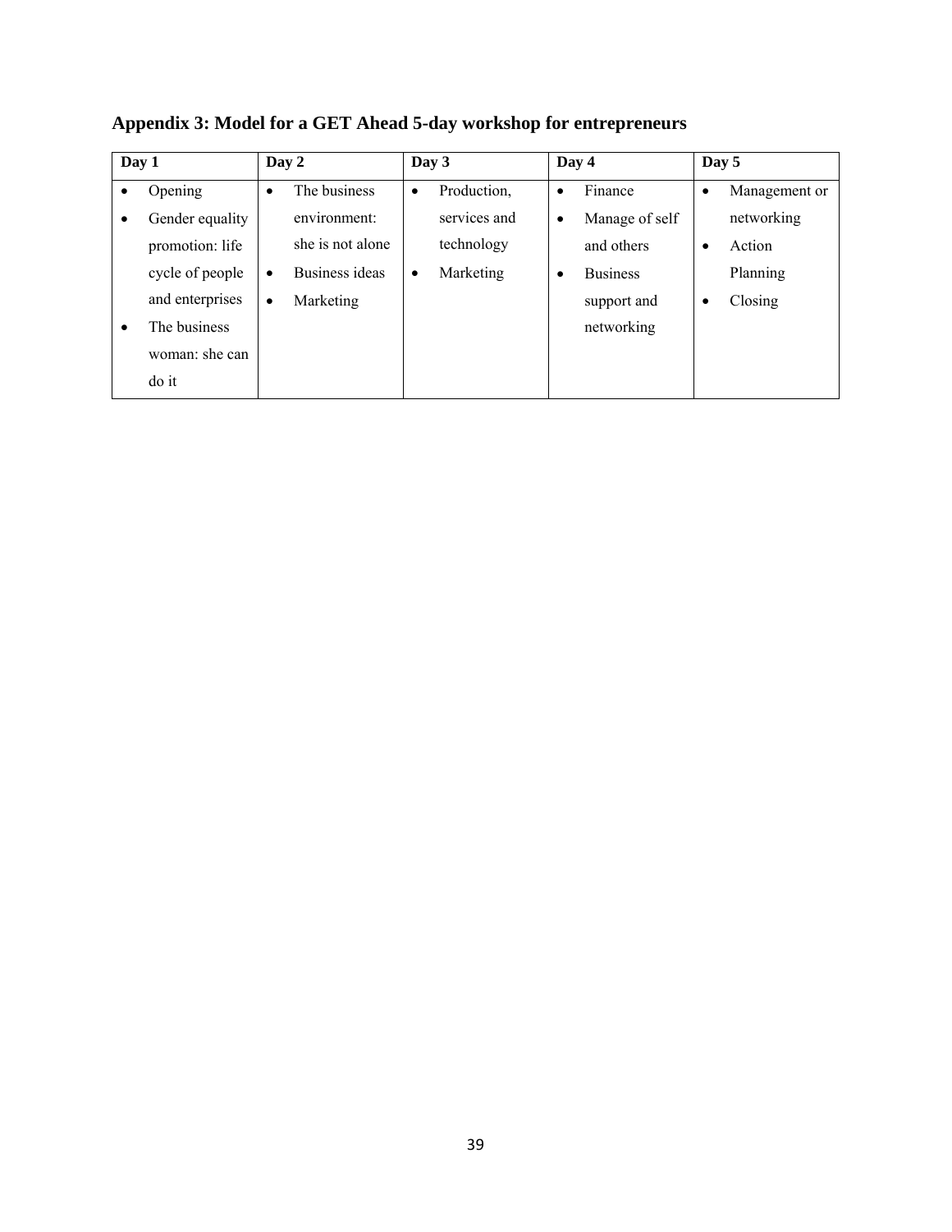## Appendix 3: Model for a GET Ahead 5-day workshop for entrepreneurs

| Day 1 | Day 2 | Day 3 | Day 4 | Day 5 |
|---|---|---|---|---|
| • Opening<br>• Gender equality promotion: life cycle of people and enterprises<br>• The business woman: she can do it | • The business environment: she is not alone<br>• Business ideas<br>• Marketing | • Production, services and technology<br>• Marketing | • Finance<br>• Manage of self and others<br>• Business support and networking | • Management or networking<br>• Action Planning<br>• Closing |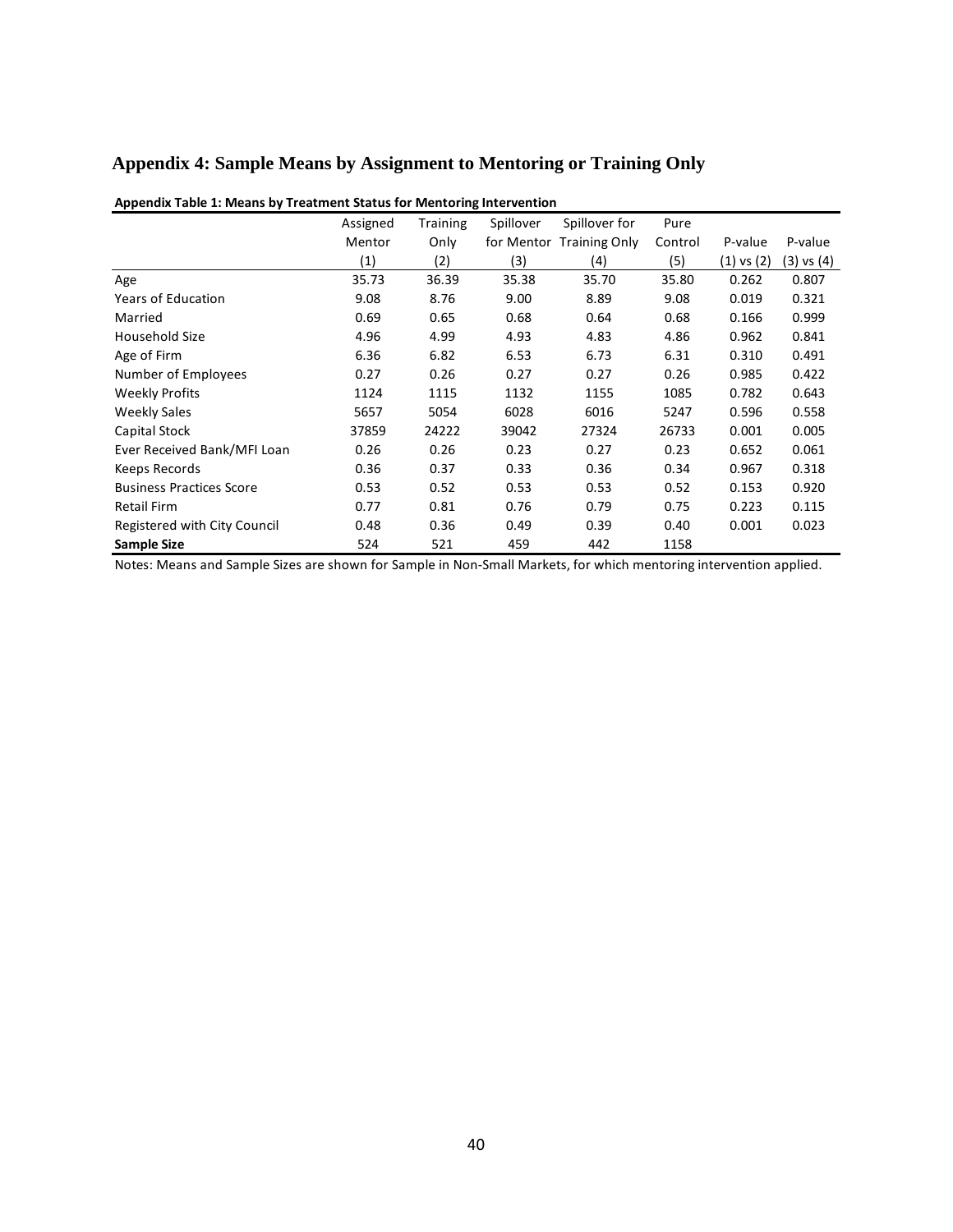# Appendix 4: Sample Means by Assignment to Mentoring or Training Only

**Appendix Table 1: Means by Treatment Status for Mentoring Intervention**

| | Assigned Mentor | Training Only | Spillover for Mentor | Spillover for Training Only | Pure Control | P-value | P-value |
|---|---|---|---|---|---|---|---|
| | (1) | (2) | (3) | (4) | (5) | (1) vs (2) | (3) vs (4) |
| Age | 35.73 | 36.39 | 35.38 | 35.70 | 35.80 | 0.262 | 0.807 |
| Years of Education | 9.08 | 8.76 | 9.00 | 8.89 | 9.08 | 0.019 | 0.321 |
| Married | 0.69 | 0.65 | 0.68 | 0.64 | 0.68 | 0.166 | 0.999 |
| Household Size | 4.96 | 4.99 | 4.93 | 4.83 | 4.86 | 0.962 | 0.841 |
| Age of Firm | 6.36 | 6.82 | 6.53 | 6.73 | 6.31 | 0.310 | 0.491 |
| Number of Employees | 0.27 | 0.26 | 0.27 | 0.27 | 0.26 | 0.985 | 0.422 |
| Weekly Profits | 1124 | 1115 | 1132 | 1155 | 1085 | 0.782 | 0.643 |
| Weekly Sales | 5657 | 5054 | 6028 | 6016 | 5247 | 0.596 | 0.558 |
| Capital Stock | 37859 | 24222 | 39042 | 27324 | 26733 | 0.001 | 0.005 |
| Ever Received Bank/MFI Loan | 0.26 | 0.26 | 0.23 | 0.27 | 0.23 | 0.652 | 0.061 |
| Keeps Records | 0.36 | 0.37 | 0.33 | 0.36 | 0.34 | 0.967 | 0.318 |
| Business Practices Score | 0.53 | 0.52 | 0.53 | 0.53 | 0.52 | 0.153 | 0.920 |
| Retail Firm | 0.77 | 0.81 | 0.76 | 0.79 | 0.75 | 0.223 | 0.115 |
| Registered with City Council | 0.48 | 0.36 | 0.49 | 0.39 | 0.40 | 0.001 | 0.023 |
| **Sample Size** | 524 | 521 | 459 | 442 | 1158 | | |

Notes: Means and Sample Sizes are shown for Sample in Non-Small Markets, for which mentoring intervention applied.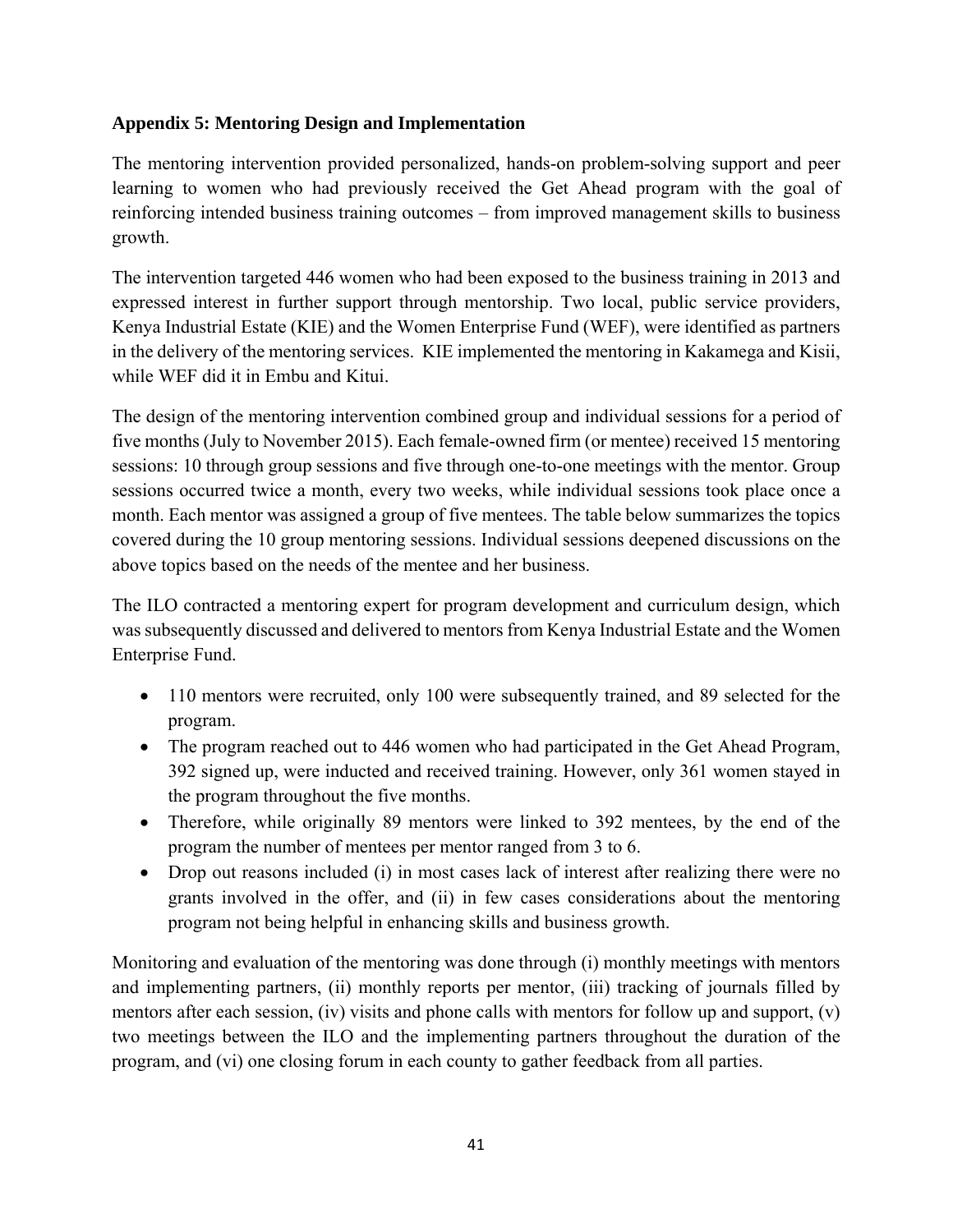**Appendix 5: Mentoring Design and Implementation**

The mentoring intervention provided personalized, hands-on problem-solving support and peer learning to women who had previously received the Get Ahead program with the goal of reinforcing intended business training outcomes – from improved management skills to business growth.

The intervention targeted 446 women who had been exposed to the business training in 2013 and expressed interest in further support through mentorship. Two local, public service providers, Kenya Industrial Estate (KIE) and the Women Enterprise Fund (WEF), were identified as partners in the delivery of the mentoring services. KIE implemented the mentoring in Kakamega and Kisii, while WEF did it in Embu and Kitui.

The design of the mentoring intervention combined group and individual sessions for a period of five months (July to November 2015). Each female-owned firm (or mentee) received 15 mentoring sessions: 10 through group sessions and five through one-to-one meetings with the mentor. Group sessions occurred twice a month, every two weeks, while individual sessions took place once a month. Each mentor was assigned a group of five mentees. The table below summarizes the topics covered during the 10 group mentoring sessions. Individual sessions deepened discussions on the above topics based on the needs of the mentee and her business.

The ILO contracted a mentoring expert for program development and curriculum design, which was subsequently discussed and delivered to mentors from Kenya Industrial Estate and the Women Enterprise Fund.

- 110 mentors were recruited, only 100 were subsequently trained, and 89 selected for the program.
- The program reached out to 446 women who had participated in the Get Ahead Program, 392 signed up, were inducted and received training. However, only 361 women stayed in the program throughout the five months.
- Therefore, while originally 89 mentors were linked to 392 mentees, by the end of the program the number of mentees per mentor ranged from 3 to 6.
- Drop out reasons included (i) in most cases lack of interest after realizing there were no grants involved in the offer, and (ii) in few cases considerations about the mentoring program not being helpful in enhancing skills and business growth.

Monitoring and evaluation of the mentoring was done through (i) monthly meetings with mentors and implementing partners, (ii) monthly reports per mentor, (iii) tracking of journals filled by mentors after each session, (iv) visits and phone calls with mentors for follow up and support, (v) two meetings between the ILO and the implementing partners throughout the duration of the program, and (vi) one closing forum in each county to gather feedback from all parties.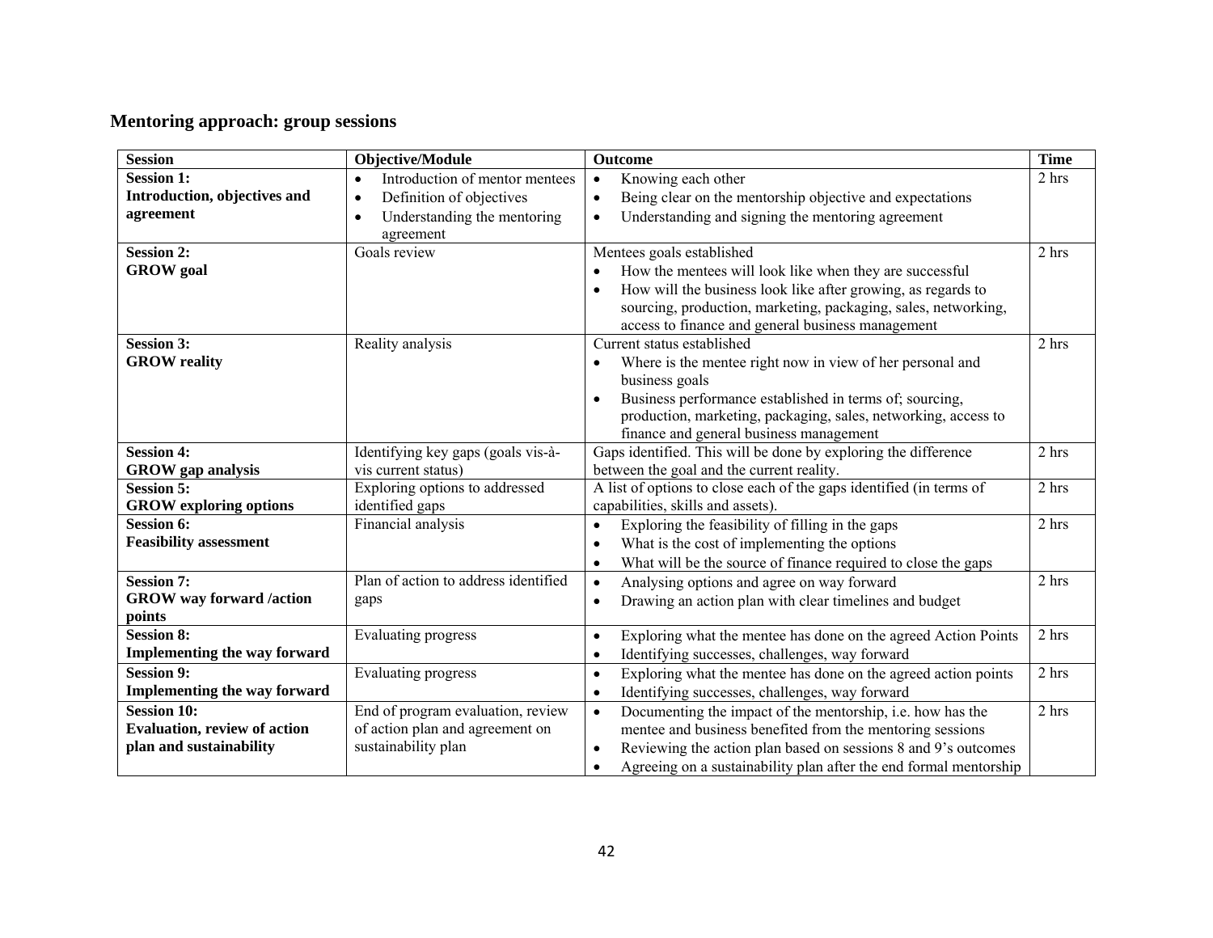## Mentoring approach: group sessions

| Session | Objective/Module | Outcome | Time |
|---|---|---|---|
| **Session 1: Introduction, objectives and agreement** | • Introduction of mentor mentees<br>• Definition of objectives<br>• Understanding the mentoring agreement | • Knowing each other<br>• Being clear on the mentorship objective and expectations<br>• Understanding and signing the mentoring agreement | 2 hrs |
| **Session 2: GROW goal** | Goals review | Mentees goals established<br>• How the mentees will look like when they are successful<br>• How will the business look like after growing, as regards to sourcing, production, marketing, packaging, sales, networking, access to finance and general business management | 2 hrs |
| **Session 3: GROW reality** | Reality analysis | Current status established<br>• Where is the mentee right now in view of her personal and business goals<br>• Business performance established in terms of; sourcing, production, marketing, packaging, sales, networking, access to finance and general business management | 2 hrs |
| **Session 4: GROW gap analysis** | Identifying key gaps (goals vis-à-vis current status) | Gaps identified. This will be done by exploring the difference between the goal and the current reality. | 2 hrs |
| **Session 5: GROW exploring options** | Exploring options to addressed identified gaps | A list of options to close each of the gaps identified (in terms of capabilities, skills and assets). | 2 hrs |
| **Session 6: Feasibility assessment** | Financial analysis | • Exploring the feasibility of filling in the gaps<br>• What is the cost of implementing the options<br>• What will be the source of finance required to close the gaps | 2 hrs |
| **Session 7: GROW way forward /action points** | Plan of action to address identified gaps | • Analysing options and agree on way forward<br>• Drawing an action plan with clear timelines and budget | 2 hrs |
| **Session 8: Implementing the way forward** | Evaluating progress | • Exploring what the mentee has done on the agreed Action Points<br>• Identifying successes, challenges, way forward | 2 hrs |
| **Session 9: Implementing the way forward** | Evaluating progress | • Exploring what the mentee has done on the agreed action points<br>• Identifying successes, challenges, way forward | 2 hrs |
| **Session 10: Evaluation, review of action plan and sustainability** | End of program evaluation, review of action plan and agreement on sustainability plan | • Documenting the impact of the mentorship, i.e. how has the mentee and business benefited from the mentoring sessions<br>• Reviewing the action plan based on sessions 8 and 9's outcomes<br>• Agreeing on a sustainability plan after the end formal mentorship | 2 hrs |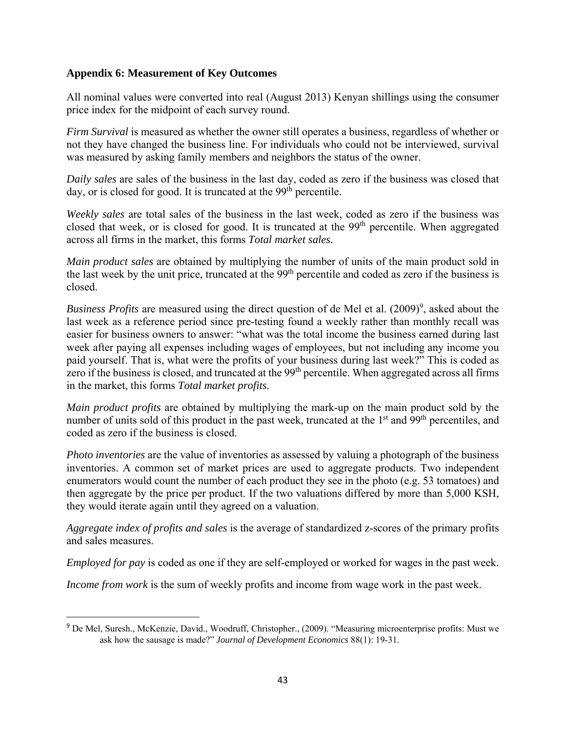**Appendix 6: Measurement of Key Outcomes**

All nominal values were converted into real (August 2013) Kenyan shillings using the consumer price index for the midpoint of each survey round.

*Firm Survival* is measured as whether the owner still operates a business, regardless of whether or not they have changed the business line. For individuals who could not be interviewed, survival was measured by asking family members and neighbors the status of the owner.

*Daily sales* are sales of the business in the last day, coded as zero if the business was closed that day, or is closed for good. It is truncated at the 99th percentile.

*Weekly sales* are total sales of the business in the last week, coded as zero if the business was closed that week, or is closed for good. It is truncated at the 99th percentile. When aggregated across all firms in the market, this forms *Total market sales.*

*Main product sales* are obtained by multiplying the number of units of the main product sold in the last week by the unit price, truncated at the 99th percentile and coded as zero if the business is closed.

*Business Profits* are measured using the direct question of de Mel et al. (2009)[9], asked about the last week as a reference period since pre-testing found a weekly rather than monthly recall was easier for business owners to answer: "what was the total income the business earned during last week after paying all expenses including wages of employees, but not including any income you paid yourself. That is, what were the profits of your business during last week?" This is coded as zero if the business is closed, and truncated at the 99th percentile. When aggregated across all firms in the market, this forms *Total market profits.*

*Main product profits* are obtained by multiplying the mark-up on the main product sold by the number of units sold of this product in the past week, truncated at the 1st and 99th percentiles, and coded as zero if the business is closed.

*Photo inventories* are the value of inventories as assessed by valuing a photograph of the business inventories. A common set of market prices are used to aggregate products. Two independent enumerators would count the number of each product they see in the photo (e.g. 53 tomatoes) and then aggregate by the price per product. If the two valuations differed by more than 5,000 KSH, they would iterate again until they agreed on a valuation.

*Aggregate index of profits and sales* is the average of standardized z-scores of the primary profits and sales measures.

*Employed for pay* is coded as one if they are self-employed or worked for wages in the past week.

*Income from work* is the sum of weekly profits and income from wage work in the past week.

[9] De Mel, Suresh., McKenzie, David., Woodruff, Christopher., (2009). "Measuring microenterprise profits: Must we ask how the sausage is made?" *Journal of Development Economics* 88(1): 19-31.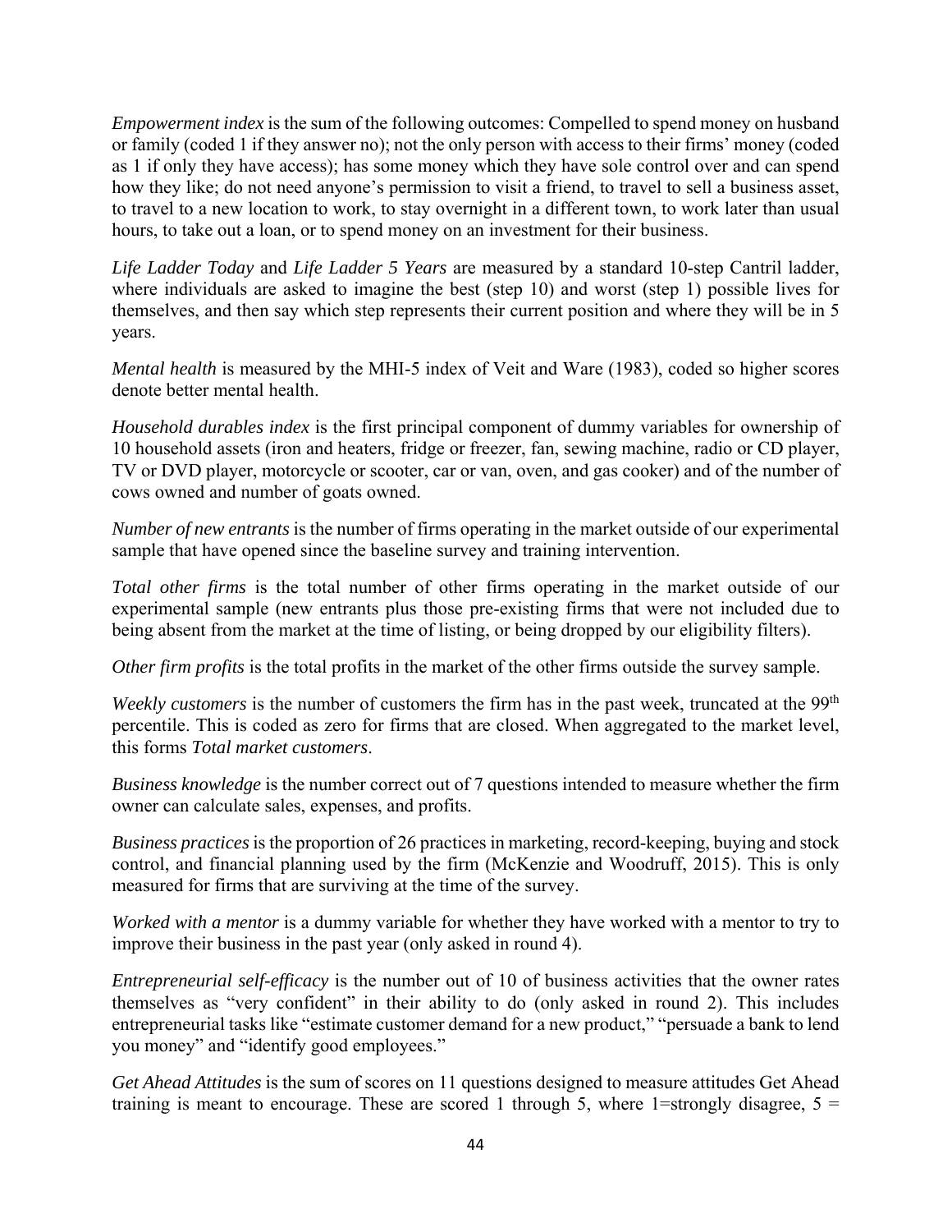*Empowerment index* is the sum of the following outcomes: Compelled to spend money on husband or family (coded 1 if they answer no); not the only person with access to their firms' money (coded as 1 if only they have access); has some money which they have sole control over and can spend how they like; do not need anyone's permission to visit a friend, to travel to sell a business asset, to travel to a new location to work, to stay overnight in a different town, to work later than usual hours, to take out a loan, or to spend money on an investment for their business.

*Life Ladder Today* and *Life Ladder 5 Years* are measured by a standard 10-step Cantril ladder, where individuals are asked to imagine the best (step 10) and worst (step 1) possible lives for themselves, and then say which step represents their current position and where they will be in 5 years.

*Mental health* is measured by the MHI-5 index of Veit and Ware (1983), coded so higher scores denote better mental health.

*Household durables index* is the first principal component of dummy variables for ownership of 10 household assets (iron and heaters, fridge or freezer, fan, sewing machine, radio or CD player, TV or DVD player, motorcycle or scooter, car or van, oven, and gas cooker) and of the number of cows owned and number of goats owned.

*Number of new entrants* is the number of firms operating in the market outside of our experimental sample that have opened since the baseline survey and training intervention.

*Total other firms* is the total number of other firms operating in the market outside of our experimental sample (new entrants plus those pre-existing firms that were not included due to being absent from the market at the time of listing, or being dropped by our eligibility filters).

*Other firm profits* is the total profits in the market of the other firms outside the survey sample.

*Weekly customers* is the number of customers the firm has in the past week, truncated at the 99th percentile. This is coded as zero for firms that are closed. When aggregated to the market level, this forms *Total market customers*.

*Business knowledge* is the number correct out of 7 questions intended to measure whether the firm owner can calculate sales, expenses, and profits.

*Business practices* is the proportion of 26 practices in marketing, record-keeping, buying and stock control, and financial planning used by the firm (McKenzie and Woodruff, 2015). This is only measured for firms that are surviving at the time of the survey.

*Worked with a mentor* is a dummy variable for whether they have worked with a mentor to try to improve their business in the past year (only asked in round 4).

*Entrepreneurial self-efficacy* is the number out of 10 of business activities that the owner rates themselves as "very confident" in their ability to do (only asked in round 2). This includes entrepreneurial tasks like "estimate customer demand for a new product," "persuade a bank to lend you money" and "identify good employees."

*Get Ahead Attitudes* is the sum of scores on 11 questions designed to measure attitudes Get Ahead training is meant to encourage. These are scored 1 through 5, where 1=strongly disagree, 5 =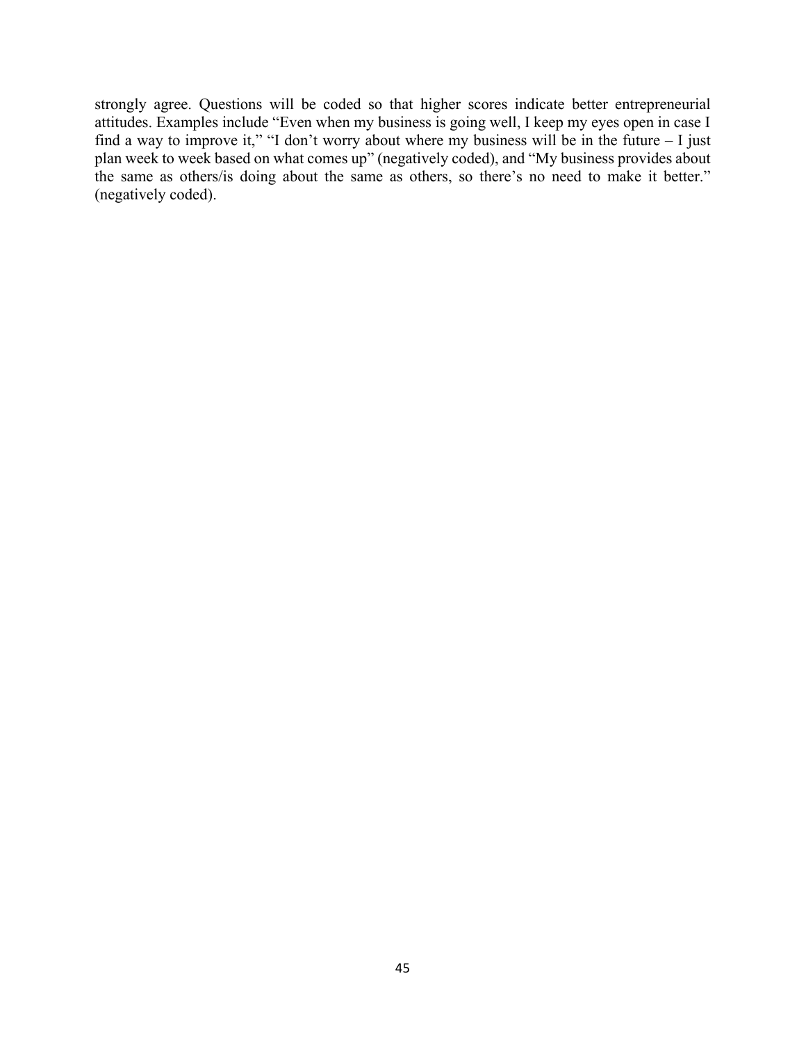strongly agree. Questions will be coded so that higher scores indicate better entrepreneurial attitudes. Examples include "Even when my business is going well, I keep my eyes open in case I find a way to improve it," "I don't worry about where my business will be in the future – I just plan week to week based on what comes up" (negatively coded), and "My business provides about the same as others/is doing about the same as others, so there's no need to make it better." (negatively coded).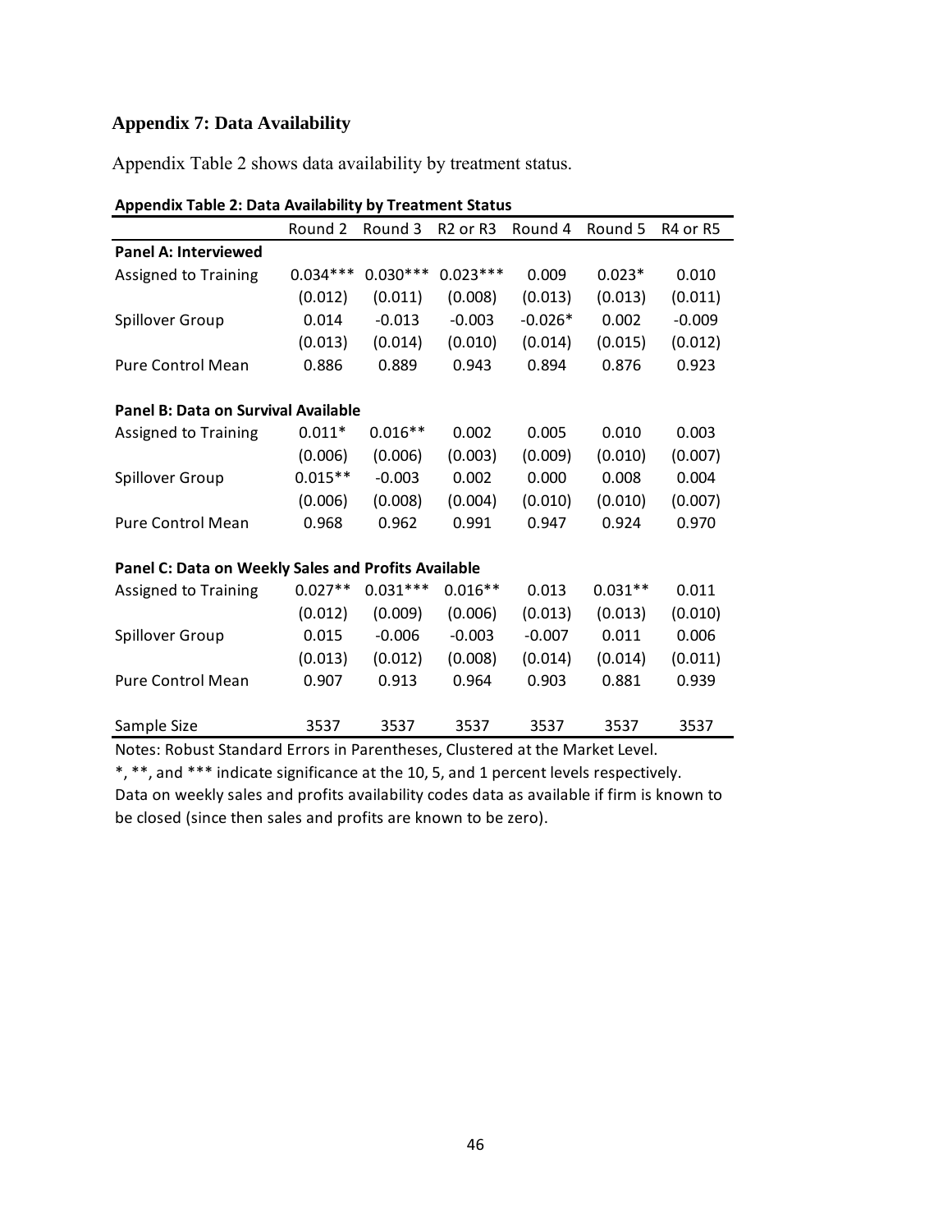## Appendix 7: Data Availability

Appendix Table 2 shows data availability by treatment status.

**Appendix Table 2: Data Availability by Treatment Status**

| | Round 2 | Round 3 | R2 or R3 | Round 4 | Round 5 | R4 or R5 |
|---|---|---|---|---|---|---|
| **Panel A: Interviewed** | | | | | | |
| Assigned to Training | 0.034*** | 0.030*** | 0.023*** | 0.009 | 0.023* | 0.010 |
| | (0.012) | (0.011) | (0.008) | (0.013) | (0.013) | (0.011) |
| Spillover Group | 0.014 | -0.013 | -0.003 | -0.026* | 0.002 | -0.009 |
| | (0.013) | (0.014) | (0.010) | (0.014) | (0.015) | (0.012) |
| Pure Control Mean | 0.886 | 0.889 | 0.943 | 0.894 | 0.876 | 0.923 |
| **Panel B: Data on Survival Available** | | | | | | |
| Assigned to Training | 0.011* | 0.016** | 0.002 | 0.005 | 0.010 | 0.003 |
| | (0.006) | (0.006) | (0.003) | (0.009) | (0.010) | (0.007) |
| Spillover Group | 0.015** | -0.003 | 0.002 | 0.000 | 0.008 | 0.004 |
| | (0.006) | (0.008) | (0.004) | (0.010) | (0.010) | (0.007) |
| Pure Control Mean | 0.968 | 0.962 | 0.991 | 0.947 | 0.924 | 0.970 |
| **Panel C: Data on Weekly Sales and Profits Available** | | | | | | |
| Assigned to Training | 0.027** | 0.031*** | 0.016** | 0.013 | 0.031** | 0.011 |
| | (0.012) | (0.009) | (0.006) | (0.013) | (0.013) | (0.010) |
| Spillover Group | 0.015 | -0.006 | -0.003 | -0.007 | 0.011 | 0.006 |
| | (0.013) | (0.012) | (0.008) | (0.014) | (0.014) | (0.011) |
| Pure Control Mean | 0.907 | 0.913 | 0.964 | 0.903 | 0.881 | 0.939 |
| Sample Size | 3537 | 3537 | 3537 | 3537 | 3537 | 3537 |

Notes: Robust Standard Errors in Parentheses, Clustered at the Market Level.
*, **, and *** indicate significance at the 10, 5, and 1 percent levels respectively.
Data on weekly sales and profits availability codes data as available if firm is known to be closed (since then sales and profits are known to be zero).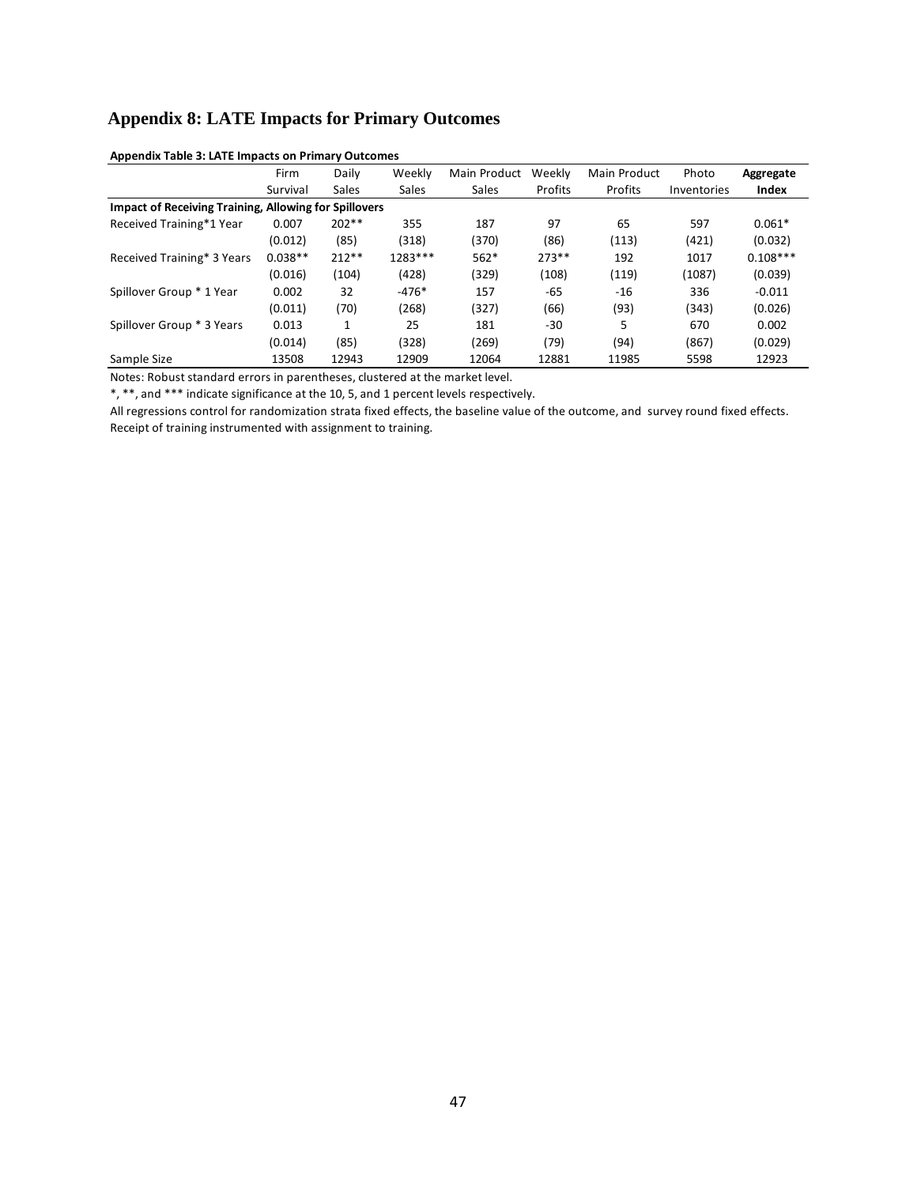## Appendix 8: LATE Impacts for Primary Outcomes

**Appendix Table 3: LATE Impacts on Primary Outcomes**

| | Firm Survival | Daily Sales | Weekly Sales | Main Product Sales | Weekly Profits | Main Product Profits | Photo Inventories | **Aggregate Index** |
|---|---|---|---|---|---|---|---|---|
| **Impact of Receiving Training, Allowing for Spillovers** | | | | | | | | |
| Received Training*1 Year | 0.007 | 202** | 355 | 187 | 97 | 65 | 597 | 0.061* |
| | (0.012) | (85) | (318) | (370) | (86) | (113) | (421) | (0.032) |
| Received Training* 3 Years | 0.038** | 212** | 1283*** | 562* | 273** | 192 | 1017 | 0.108*** |
| | (0.016) | (104) | (428) | (329) | (108) | (119) | (1087) | (0.039) |
| Spillover Group * 1 Year | 0.002 | 32 | -476* | 157 | -65 | -16 | 336 | -0.011 |
| | (0.011) | (70) | (268) | (327) | (66) | (93) | (343) | (0.026) |
| Spillover Group * 3 Years | 0.013 | 1 | 25 | 181 | -30 | 5 | 670 | 0.002 |
| | (0.014) | (85) | (328) | (269) | (79) | (94) | (867) | (0.029) |
| Sample Size | 13508 | 12943 | 12909 | 12064 | 12881 | 11985 | 5598 | 12923 |

Notes: Robust standard errors in parentheses, clustered at the market level.

*, **, and *** indicate significance at the 10, 5, and 1 percent levels respectively.

All regressions control for randomization strata fixed effects, the baseline value of the outcome, and survey round fixed effects.

Receipt of training instrumented with assignment to training.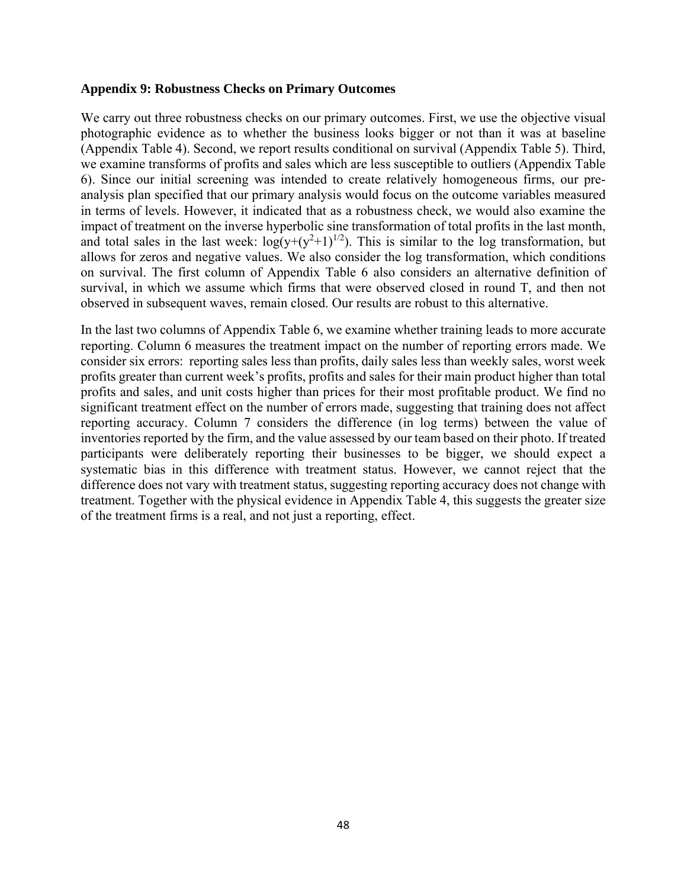**Appendix 9: Robustness Checks on Primary Outcomes**

We carry out three robustness checks on our primary outcomes. First, we use the objective visual photographic evidence as to whether the business looks bigger or not than it was at baseline (Appendix Table 4). Second, we report results conditional on survival (Appendix Table 5). Third, we examine transforms of profits and sales which are less susceptible to outliers (Appendix Table 6). Since our initial screening was intended to create relatively homogeneous firms, our pre-analysis plan specified that our primary analysis would focus on the outcome variables measured in terms of levels. However, it indicated that as a robustness check, we would also examine the impact of treatment on the inverse hyperbolic sine transformation of total profits in the last month, and total sales in the last week: $\log(y+(y^2+1)^{1/2})$. This is similar to the log transformation, but allows for zeros and negative values. We also consider the log transformation, which conditions on survival. The first column of Appendix Table 6 also considers an alternative definition of survival, in which we assume which firms that were observed closed in round T, and then not observed in subsequent waves, remain closed. Our results are robust to this alternative.

In the last two columns of Appendix Table 6, we examine whether training leads to more accurate reporting. Column 6 measures the treatment impact on the number of reporting errors made. We consider six errors: reporting sales less than profits, daily sales less than weekly sales, worst week profits greater than current week's profits, profits and sales for their main product higher than total profits and sales, and unit costs higher than prices for their most profitable product. We find no significant treatment effect on the number of errors made, suggesting that training does not affect reporting accuracy. Column 7 considers the difference (in log terms) between the value of inventories reported by the firm, and the value assessed by our team based on their photo. If treated participants were deliberately reporting their businesses to be bigger, we should expect a systematic bias in this difference with treatment status. However, we cannot reject that the difference does not vary with treatment status, suggesting reporting accuracy does not change with treatment. Together with the physical evidence in Appendix Table 4, this suggests the greater size of the treatment firms is a real, and not just a reporting, effect.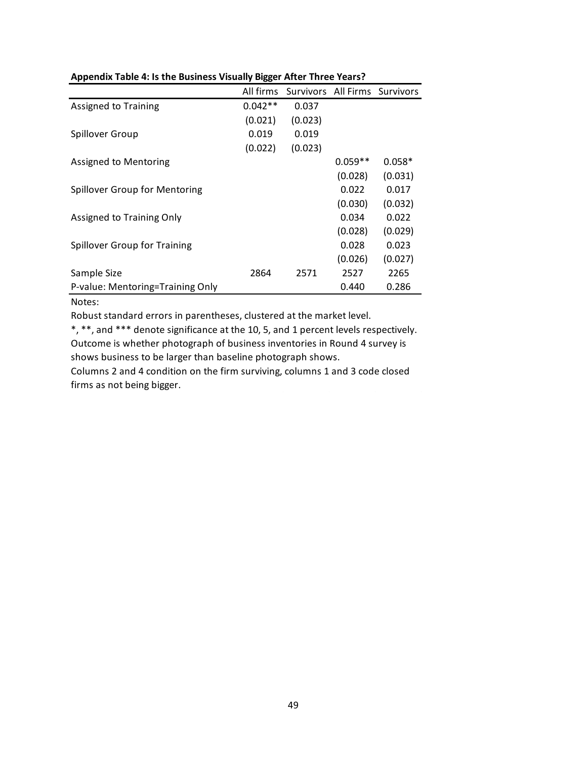**Appendix Table 4: Is the Business Visually Bigger After Three Years?**

| | All firms | Survivors | All Firms | Survivors |
|---|---|---|---|---|
| Assigned to Training | 0.042** | 0.037 | | |
| | (0.021) | (0.023) | | |
| Spillover Group | 0.019 | 0.019 | | |
| | (0.022) | (0.023) | | |
| Assigned to Mentoring | | | 0.059** | 0.058* |
| | | | (0.028) | (0.031) |
| Spillover Group for Mentoring | | | 0.022 | 0.017 |
| | | | (0.030) | (0.032) |
| Assigned to Training Only | | | 0.034 | 0.022 |
| | | | (0.028) | (0.029) |
| Spillover Group for Training | | | 0.028 | 0.023 |
| | | | (0.026) | (0.027) |
| Sample Size | 2864 | 2571 | 2527 | 2265 |
| P-value: Mentoring=Training Only | | | 0.440 | 0.286 |

Notes:

Robust standard errors in parentheses, clustered at the market level.

*, **, and *** denote significance at the 10, 5, and 1 percent levels respectively.

Outcome is whether photograph of business inventories in Round 4 survey is shows business to be larger than baseline photograph shows.

Columns 2 and 4 condition on the firm surviving, columns 1 and 3 code closed firms as not being bigger.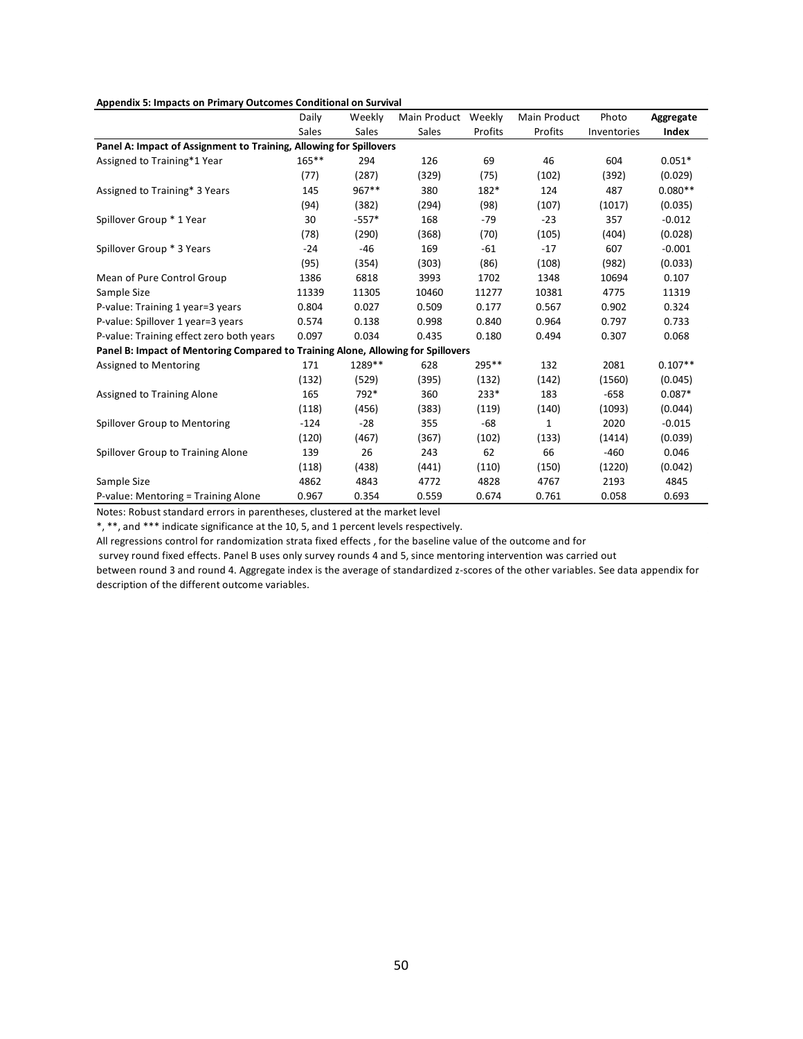**Appendix 5: Impacts on Primary Outcomes Conditional on Survival**

| | Daily Sales | Weekly Sales | Main Product Sales | Weekly Profits | Main Product Profits | Photo Inventories | **Aggregate Index** |
|---|---|---|---|---|---|---|---|
| **Panel A: Impact of Assignment to Training, Allowing for Spillovers** | | | | | | | |
| Assigned to Training*1 Year | 165** | 294 | 126 | 69 | 46 | 604 | 0.051* |
| | (77) | (287) | (329) | (75) | (102) | (392) | (0.029) |
| Assigned to Training* 3 Years | 145 | 967** | 380 | 182* | 124 | 487 | 0.080** |
| | (94) | (382) | (294) | (98) | (107) | (1017) | (0.035) |
| Spillover Group * 1 Year | 30 | -557* | 168 | -79 | -23 | 357 | -0.012 |
| | (78) | (290) | (368) | (70) | (105) | (404) | (0.028) |
| Spillover Group * 3 Years | -24 | -46 | 169 | -61 | -17 | 607 | -0.001 |
| | (95) | (354) | (303) | (86) | (108) | (982) | (0.033) |
| Mean of Pure Control Group | 1386 | 6818 | 3993 | 1702 | 1348 | 10694 | 0.107 |
| Sample Size | 11339 | 11305 | 10460 | 11277 | 10381 | 4775 | 11319 |
| P-value: Training 1 year=3 years | 0.804 | 0.027 | 0.509 | 0.177 | 0.567 | 0.902 | 0.324 |
| P-value: Spillover 1 year=3 years | 0.574 | 0.138 | 0.998 | 0.840 | 0.964 | 0.797 | 0.733 |
| P-value: Training effect zero both years | 0.097 | 0.034 | 0.435 | 0.180 | 0.494 | 0.307 | 0.068 |
| **Panel B: Impact of Mentoring Compared to Training Alone, Allowing for Spillovers** | | | | | | | |
| Assigned to Mentoring | 171 | 1289** | 628 | 295** | 132 | 2081 | 0.107** |
| | (132) | (529) | (395) | (132) | (142) | (1560) | (0.045) |
| Assigned to Training Alone | 165 | 792* | 360 | 233* | 183 | -658 | 0.087* |
| | (118) | (456) | (383) | (119) | (140) | (1093) | (0.044) |
| Spillover Group to Mentoring | -124 | -28 | 355 | -68 | 1 | 2020 | -0.015 |
| | (120) | (467) | (367) | (102) | (133) | (1414) | (0.039) |
| Spillover Group to Training Alone | 139 | 26 | 243 | 62 | 66 | -460 | 0.046 |
| | (118) | (438) | (441) | (110) | (150) | (1220) | (0.042) |
| Sample Size | 4862 | 4843 | 4772 | 4828 | 4767 | 2193 | 4845 |
| P-value: Mentoring = Training Alone | 0.967 | 0.354 | 0.559 | 0.674 | 0.761 | 0.058 | 0.693 |

Notes: Robust standard errors in parentheses, clustered at the market level

*, **, and *** indicate significance at the 10, 5, and 1 percent levels respectively.

All regressions control for randomization strata fixed effects , for the baseline value of the outcome and for survey round fixed effects. Panel B uses only survey rounds 4 and 5, since mentoring intervention was carried out between round 3 and round 4. Aggregate index is the average of standardized z-scores of the other variables. See data appendix for description of the different outcome variables.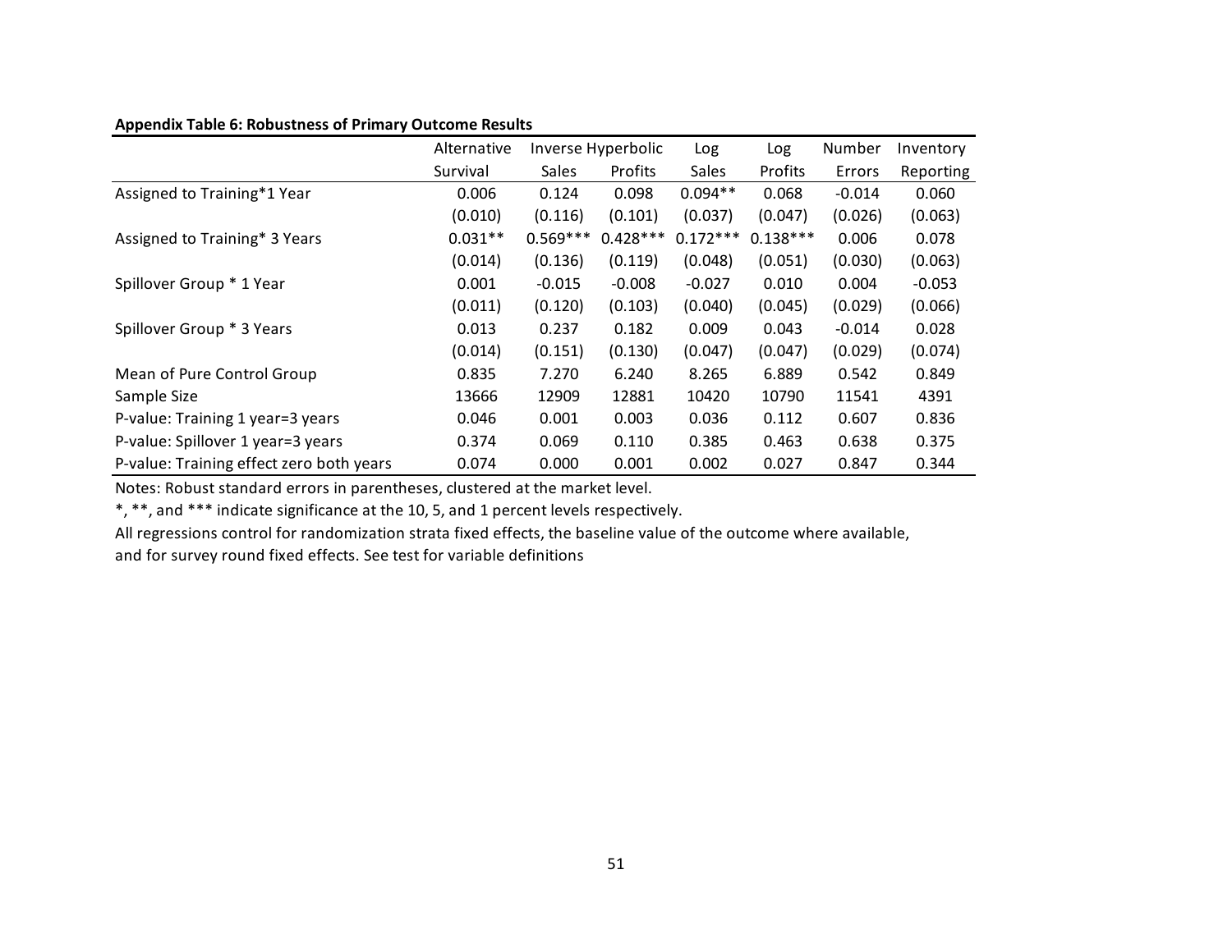**Appendix Table 6: Robustness of Primary Outcome Results**

| | Alternative | Inverse Hyperbolic | | Log | Log | Number | Inventory |
|---|---|---|---|---|---|---|---|
| | Survival | Sales | Profits | Sales | Profits | Errors | Reporting |
| Assigned to Training*1 Year | 0.006 | 0.124 | 0.098 | 0.094** | 0.068 | -0.014 | 0.060 |
| | (0.010) | (0.116) | (0.101) | (0.037) | (0.047) | (0.026) | (0.063) |
| Assigned to Training* 3 Years | 0.031** | 0.569*** | 0.428*** | 0.172*** | 0.138*** | 0.006 | 0.078 |
| | (0.014) | (0.136) | (0.119) | (0.048) | (0.051) | (0.030) | (0.063) |
| Spillover Group * 1 Year | 0.001 | -0.015 | -0.008 | -0.027 | 0.010 | 0.004 | -0.053 |
| | (0.011) | (0.120) | (0.103) | (0.040) | (0.045) | (0.029) | (0.066) |
| Spillover Group * 3 Years | 0.013 | 0.237 | 0.182 | 0.009 | 0.043 | -0.014 | 0.028 |
| | (0.014) | (0.151) | (0.130) | (0.047) | (0.047) | (0.029) | (0.074) |
| Mean of Pure Control Group | 0.835 | 7.270 | 6.240 | 8.265 | 6.889 | 0.542 | 0.849 |
| Sample Size | 13666 | 12909 | 12881 | 10420 | 10790 | 11541 | 4391 |
| P-value: Training 1 year=3 years | 0.046 | 0.001 | 0.003 | 0.036 | 0.112 | 0.607 | 0.836 |
| P-value: Spillover 1 year=3 years | 0.374 | 0.069 | 0.110 | 0.385 | 0.463 | 0.638 | 0.375 |
| P-value: Training effect zero both years | 0.074 | 0.000 | 0.001 | 0.002 | 0.027 | 0.847 | 0.344 |

Notes: Robust standard errors in parentheses, clustered at the market level.

*, **, and *** indicate significance at the 10, 5, and 1 percent levels respectively.

All regressions control for randomization strata fixed effects, the baseline value of the outcome where available, and for survey round fixed effects. See test for variable definitions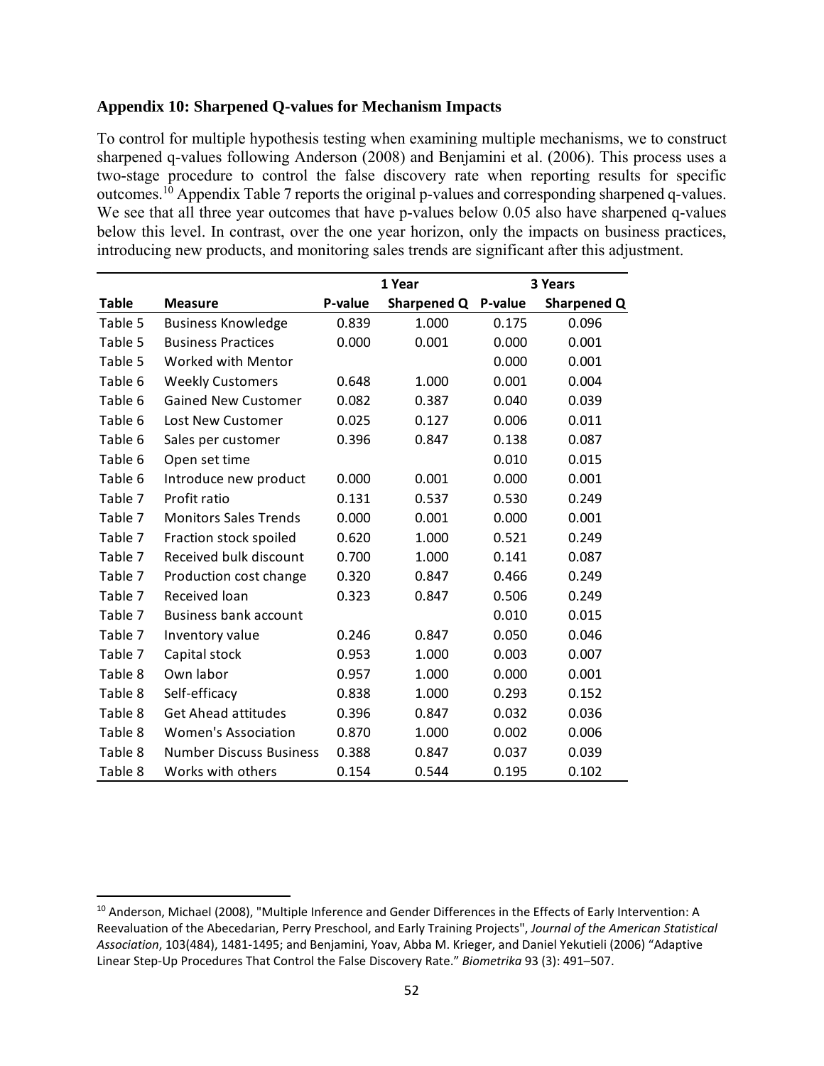### Appendix 10: Sharpened Q-values for Mechanism Impacts

To control for multiple hypothesis testing when examining multiple mechanisms, we to construct sharpened q-values following Anderson (2008) and Benjamini et al. (2006). This process uses a two-stage procedure to control the false discovery rate when reporting results for specific outcomes.[10] Appendix Table 7 reports the original p-values and corresponding sharpened q-values. We see that all three year outcomes that have p-values below 0.05 also have sharpened q-values below this level. In contrast, over the one year horizon, only the impacts on business practices, introducing new products, and monitoring sales trends are significant after this adjustment.

| | | 1 Year | | 3 Years | |
|---|---|---|---|---|---|
| **Table** | **Measure** | **P-value** | **Sharpened Q** | **P-value** | **Sharpened Q** |
| Table 5 | Business Knowledge | 0.839 | 1.000 | 0.175 | 0.096 |
| Table 5 | Business Practices | 0.000 | 0.001 | 0.000 | 0.001 |
| Table 5 | Worked with Mentor | | | 0.000 | 0.001 |
| Table 6 | Weekly Customers | 0.648 | 1.000 | 0.001 | 0.004 |
| Table 6 | Gained New Customer | 0.082 | 0.387 | 0.040 | 0.039 |
| Table 6 | Lost New Customer | 0.025 | 0.127 | 0.006 | 0.011 |
| Table 6 | Sales per customer | 0.396 | 0.847 | 0.138 | 0.087 |
| Table 6 | Open set time | | | 0.010 | 0.015 |
| Table 6 | Introduce new product | 0.000 | 0.001 | 0.000 | 0.001 |
| Table 7 | Profit ratio | 0.131 | 0.537 | 0.530 | 0.249 |
| Table 7 | Monitors Sales Trends | 0.000 | 0.001 | 0.000 | 0.001 |
| Table 7 | Fraction stock spoiled | 0.620 | 1.000 | 0.521 | 0.249 |
| Table 7 | Received bulk discount | 0.700 | 1.000 | 0.141 | 0.087 |
| Table 7 | Production cost change | 0.320 | 0.847 | 0.466 | 0.249 |
| Table 7 | Received loan | 0.323 | 0.847 | 0.506 | 0.249 |
| Table 7 | Business bank account | | | 0.010 | 0.015 |
| Table 7 | Inventory value | 0.246 | 0.847 | 0.050 | 0.046 |
| Table 7 | Capital stock | 0.953 | 1.000 | 0.003 | 0.007 |
| Table 8 | Own labor | 0.957 | 1.000 | 0.000 | 0.001 |
| Table 8 | Self-efficacy | 0.838 | 1.000 | 0.293 | 0.152 |
| Table 8 | Get Ahead attitudes | 0.396 | 0.847 | 0.032 | 0.036 |
| Table 8 | Women's Association | 0.870 | 1.000 | 0.002 | 0.006 |
| Table 8 | Number Discuss Business | 0.388 | 0.847 | 0.037 | 0.039 |
| Table 8 | Works with others | 0.154 | 0.544 | 0.195 | 0.102 |

[10] Anderson, Michael (2008), "Multiple Inference and Gender Differences in the Effects of Early Intervention: A Reevaluation of the Abecedarian, Perry Preschool, and Early Training Projects", *Journal of the American Statistical Association*, 103(484), 1481-1495; and Benjamini, Yoav, Abba M. Krieger, and Daniel Yekutieli (2006) "Adaptive Linear Step-Up Procedures That Control the False Discovery Rate." *Biometrika* 93 (3): 491–507.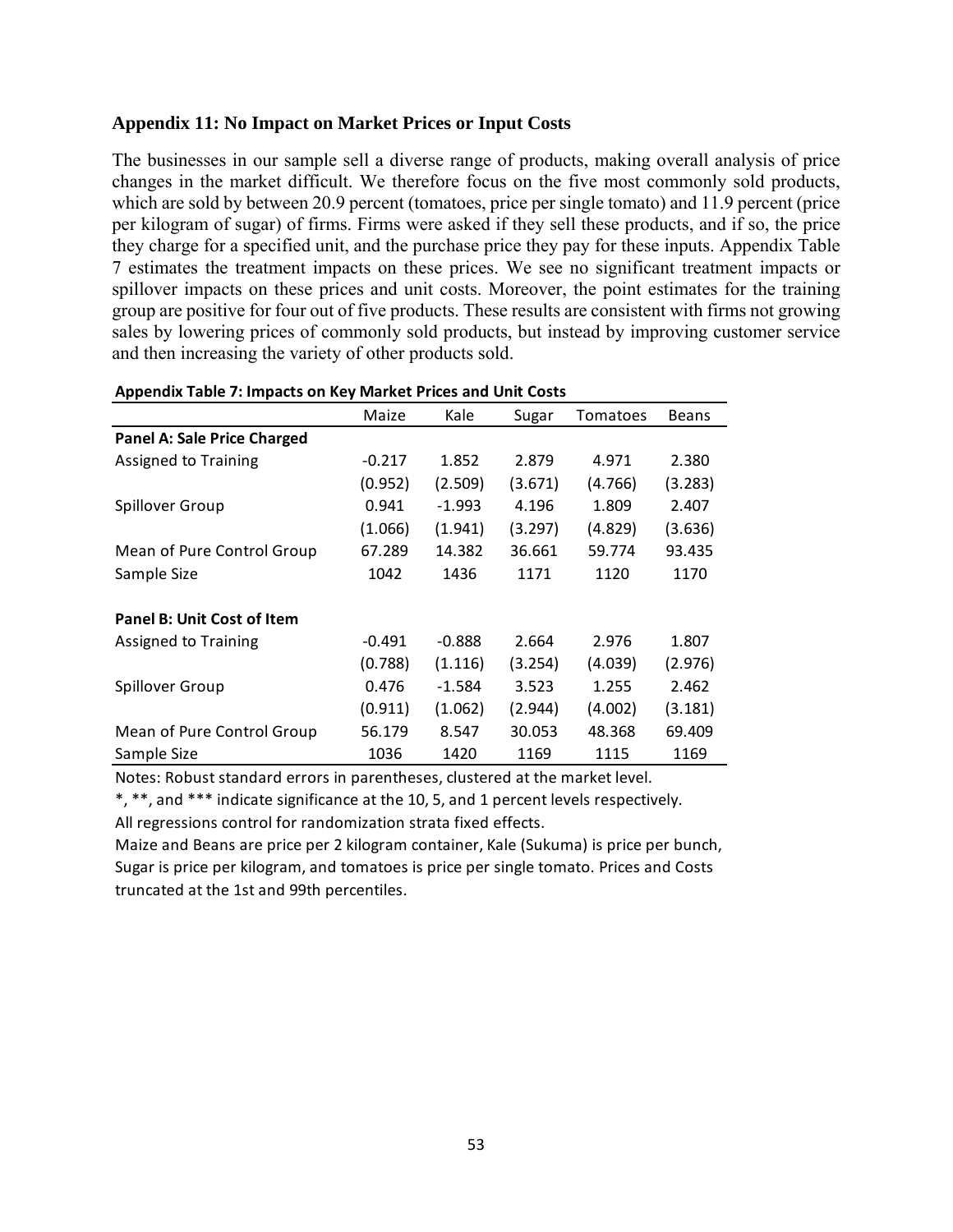### Appendix 11: No Impact on Market Prices or Input Costs

The businesses in our sample sell a diverse range of products, making overall analysis of price changes in the market difficult. We therefore focus on the five most commonly sold products, which are sold by between 20.9 percent (tomatoes, price per single tomato) and 11.9 percent (price per kilogram of sugar) of firms. Firms were asked if they sell these products, and if so, the price they charge for a specified unit, and the purchase price they pay for these inputs. Appendix Table 7 estimates the treatment impacts on these prices. We see no significant treatment impacts or spillover impacts on these prices and unit costs. Moreover, the point estimates for the training group are positive for four out of five products. These results are consistent with firms not growing sales by lowering prices of commonly sold products, but instead by improving customer service and then increasing the variety of other products sold.

**Appendix Table 7: Impacts on Key Market Prices and Unit Costs**

| | Maize | Kale | Sugar | Tomatoes | Beans |
|---|---|---|---|---|---|
| **Panel A: Sale Price Charged** | | | | | |
| Assigned to Training | -0.217 | 1.852 | 2.879 | 4.971 | 2.380 |
| | (0.952) | (2.509) | (3.671) | (4.766) | (3.283) |
| Spillover Group | 0.941 | -1.993 | 4.196 | 1.809 | 2.407 |
| | (1.066) | (1.941) | (3.297) | (4.829) | (3.636) |
| Mean of Pure Control Group | 67.289 | 14.382 | 36.661 | 59.774 | 93.435 |
| Sample Size | 1042 | 1436 | 1171 | 1120 | 1170 |
| | | | | | |
| **Panel B: Unit Cost of Item** | | | | | |
| Assigned to Training | -0.491 | -0.888 | 2.664 | 2.976 | 1.807 |
| | (0.788) | (1.116) | (3.254) | (4.039) | (2.976) |
| Spillover Group | 0.476 | -1.584 | 3.523 | 1.255 | 2.462 |
| | (0.911) | (1.062) | (2.944) | (4.002) | (3.181) |
| Mean of Pure Control Group | 56.179 | 8.547 | 30.053 | 48.368 | 69.409 |
| Sample Size | 1036 | 1420 | 1169 | 1115 | 1169 |

Notes: Robust standard errors in parentheses, clustered at the market level.

*, **, and *** indicate significance at the 10, 5, and 1 percent levels respectively.

All regressions control for randomization strata fixed effects.

Maize and Beans are price per 2 kilogram container, Kale (Sukuma) is price per bunch, Sugar is price per kilogram, and tomatoes is price per single tomato. Prices and Costs truncated at the 1st and 99th percentiles.